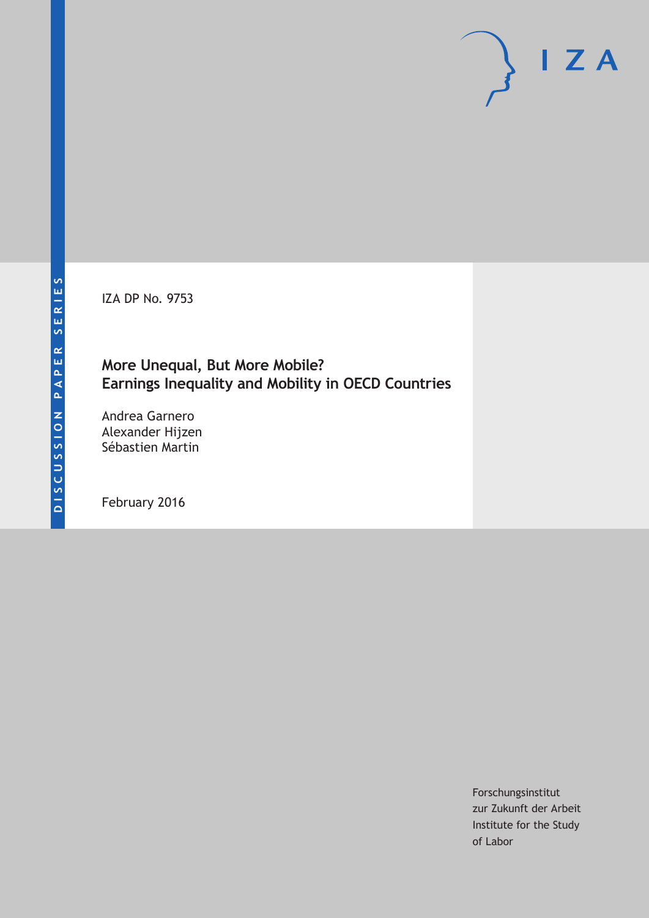DISCUSSION PAPER SERIES

IZA DP No. 9753

# More Unequal, But More Mobile? Earnings Inequality and Mobility in OECD Countries

Andrea Garnero
Alexander Hijzen
Sébastien Martin

February 2016

Forschungsinstitut
zur Zukunft der Arbeit
Institute for the Study
of Labor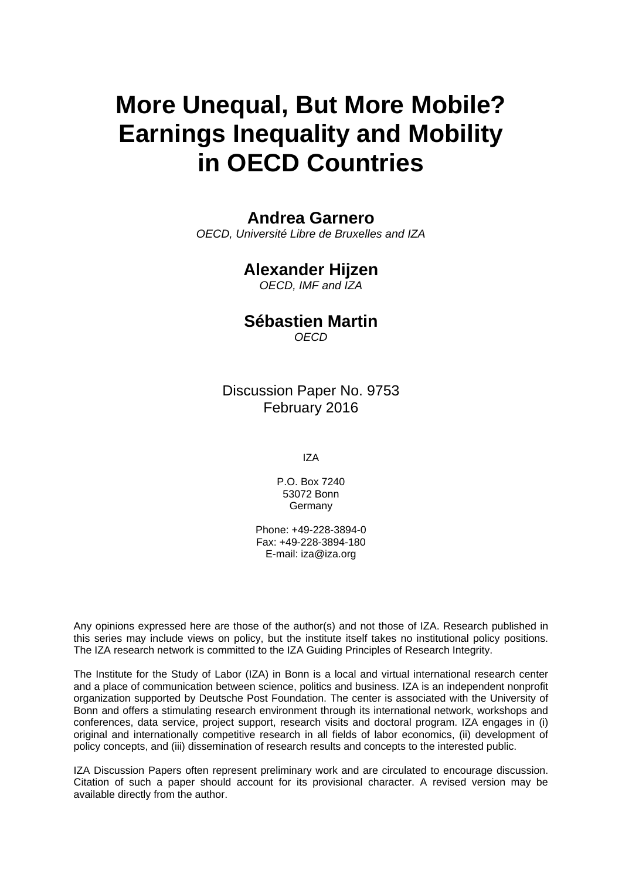# More Unequal, But More Mobile? Earnings Inequality and Mobility in OECD Countries

**Andrea Garnero**
*OECD, Université Libre de Bruxelles and IZA*

**Alexander Hijzen**
*OECD, IMF and IZA*

**Sébastien Martin**
*OECD*

Discussion Paper No. 9753
February 2016

IZA

P.O. Box 7240
53072 Bonn
Germany

Phone: +49-228-3894-0
Fax: +49-228-3894-180
E-mail: iza@iza.org

Any opinions expressed here are those of the author(s) and not those of IZA. Research published in this series may include views on policy, but the institute itself takes no institutional policy positions. The IZA research network is committed to the IZA Guiding Principles of Research Integrity.

The Institute for the Study of Labor (IZA) in Bonn is a local and virtual international research center and a place of communication between science, politics and business. IZA is an independent nonprofit organization supported by Deutsche Post Foundation. The center is associated with the University of Bonn and offers a stimulating research environment through its international network, workshops and conferences, data service, project support, research visits and doctoral program. IZA engages in (i) original and internationally competitive research in all fields of labor economics, (ii) development of policy concepts, and (iii) dissemination of research results and concepts to the interested public.

IZA Discussion Papers often represent preliminary work and are circulated to encourage discussion. Citation of such a paper should account for its provisional character. A revised version may be available directly from the author.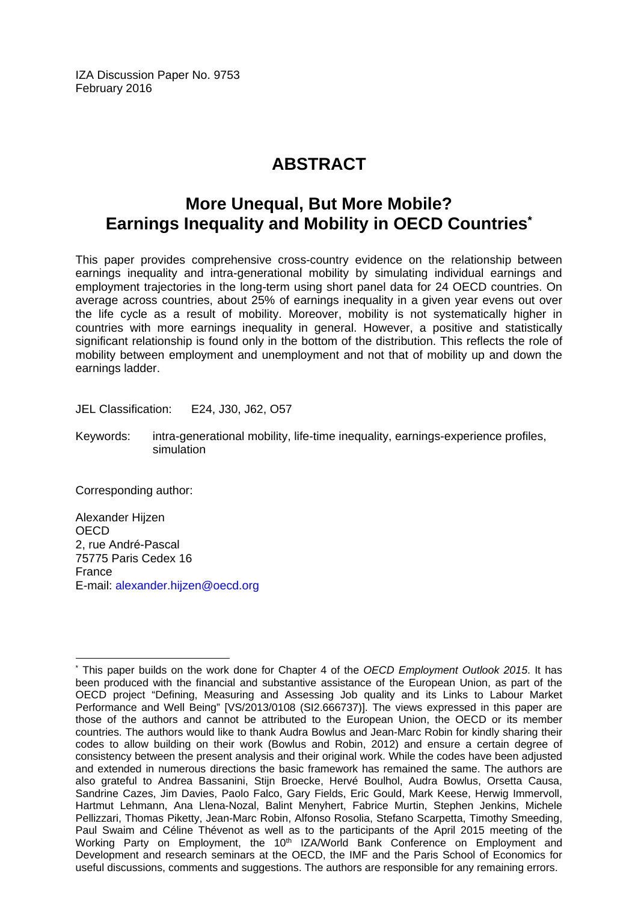IZA Discussion Paper No. 9753
February 2016

# ABSTRACT

## More Unequal, But More Mobile? Earnings Inequality and Mobility in OECD Countries*

This paper provides comprehensive cross-country evidence on the relationship between earnings inequality and intra-generational mobility by simulating individual earnings and employment trajectories in the long-term using short panel data for 24 OECD countries. On average across countries, about 25% of earnings inequality in a given year evens out over the life cycle as a result of mobility. Moreover, mobility is not systematically higher in countries with more earnings inequality in general. However, a positive and statistically significant relationship is found only in the bottom of the distribution. This reflects the role of mobility between employment and unemployment and not that of mobility up and down the earnings ladder.

JEL Classification: E24, J30, J62, O57

Keywords: intra-generational mobility, life-time inequality, earnings-experience profiles, simulation

Corresponding author:

Alexander Hijzen
OECD
2, rue André-Pascal
75775 Paris Cedex 16
France
E-mail: alexander.hijzen@oecd.org

---

* This paper builds on the work done for Chapter 4 of the *OECD Employment Outlook 2015*. It has been produced with the financial and substantive assistance of the European Union, as part of the OECD project "Defining, Measuring and Assessing Job quality and its Links to Labour Market Performance and Well Being" [VS/2013/0108 (SI2.666737)]. The views expressed in this paper are those of the authors and cannot be attributed to the European Union, the OECD or its member countries. The authors would like to thank Audra Bowlus and Jean-Marc Robin for kindly sharing their codes to allow building on their work (Bowlus and Robin, 2012) and ensure a certain degree of consistency between the present analysis and their original work. While the codes have been adjusted and extended in numerous directions the basic framework has remained the same. The authors are also grateful to Andrea Bassanini, Stijn Broecke, Hervé Boulhol, Audra Bowlus, Orsetta Causa, Sandrine Cazes, Jim Davies, Paolo Falco, Gary Fields, Eric Gould, Mark Keese, Herwig Immervoll, Hartmut Lehmann, Ana Llena-Nozal, Balint Menyhert, Fabrice Murtin, Stephen Jenkins, Michele Pellizzari, Thomas Piketty, Jean-Marc Robin, Alfonso Rosolia, Stefano Scarpetta, Timothy Smeeding, Paul Swaim and Céline Thévenot as well as to the participants of the April 2015 meeting of the Working Party on Employment, the 10th IZA/World Bank Conference on Employment and Development and research seminars at the OECD, the IMF and the Paris School of Economics for useful discussions, comments and suggestions. The authors are responsible for any remaining errors.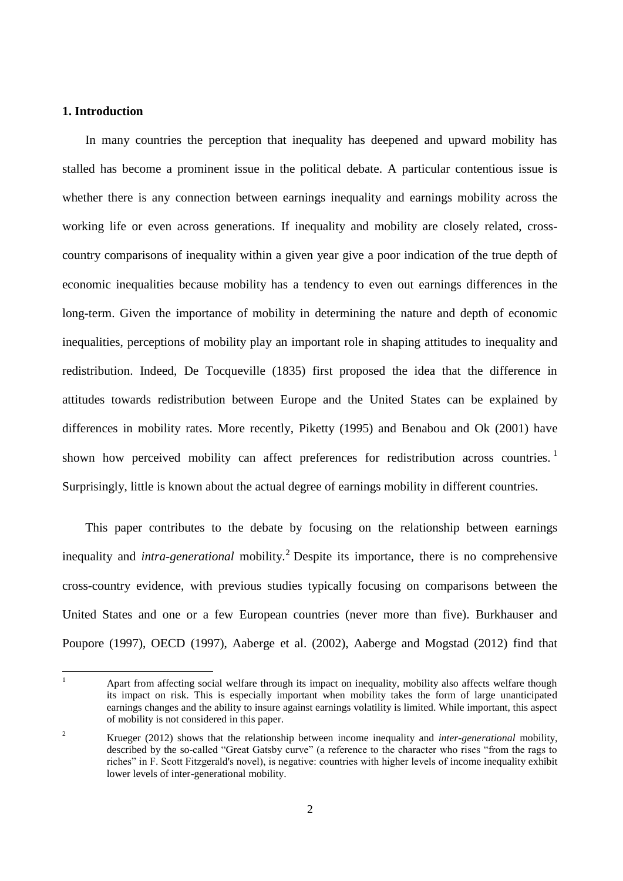## 1. Introduction

In many countries the perception that inequality has deepened and upward mobility has stalled has become a prominent issue in the political debate. A particular contentious issue is whether there is any connection between earnings inequality and earnings mobility across the working life or even across generations. If inequality and mobility are closely related, cross-country comparisons of inequality within a given year give a poor indication of the true depth of economic inequalities because mobility has a tendency to even out earnings differences in the long-term. Given the importance of mobility in determining the nature and depth of economic inequalities, perceptions of mobility play an important role in shaping attitudes to inequality and redistribution. Indeed, De Tocqueville (1835) first proposed the idea that the difference in attitudes towards redistribution between Europe and the United States can be explained by differences in mobility rates. More recently, Piketty (1995) and Benabou and Ok (2001) have shown how perceived mobility can affect preferences for redistribution across countries.[1] Surprisingly, little is known about the actual degree of earnings mobility in different countries.

This paper contributes to the debate by focusing on the relationship between earnings inequality and *intra-generational* mobility.[2] Despite its importance, there is no comprehensive cross-country evidence, with previous studies typically focusing on comparisons between the United States and one or a few European countries (never more than five). Burkhauser and Poupore (1997), OECD (1997), Aaberge et al. (2002), Aaberge and Mogstad (2012) find that

---

[1] Apart from affecting social welfare through its impact on inequality, mobility also affects welfare though its impact on risk. This is especially important when mobility takes the form of large unanticipated earnings changes and the ability to insure against earnings volatility is limited. While important, this aspect of mobility is not considered in this paper.

[2] Krueger (2012) shows that the relationship between income inequality and *inter-generational* mobility, described by the so-called "Great Gatsby curve" (a reference to the character who rises "from the rags to riches" in F. Scott Fitzgerald's novel), is negative: countries with higher levels of income inequality exhibit lower levels of inter-generational mobility.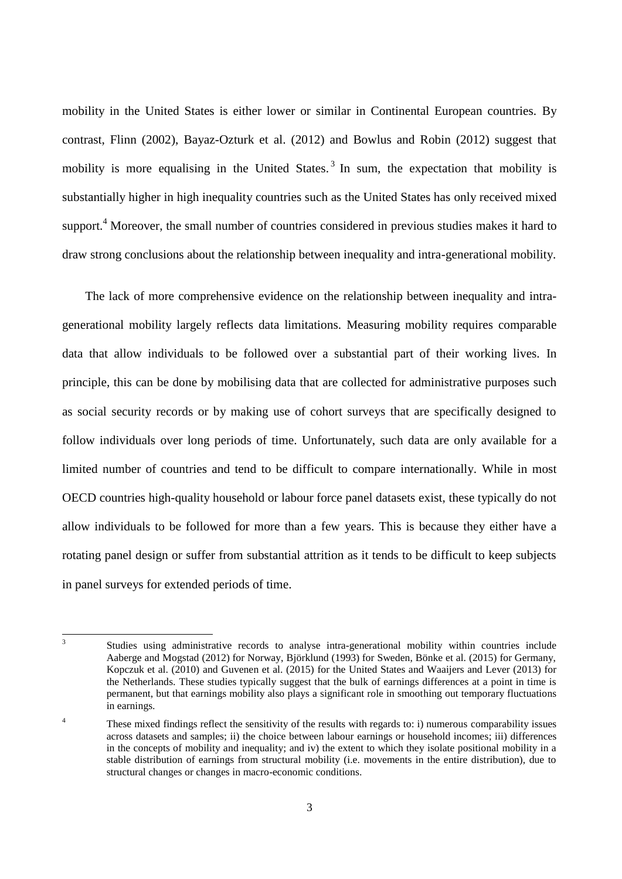mobility in the United States is either lower or similar in Continental European countries. By contrast, Flinn (2002), Bayaz-Ozturk et al. (2012) and Bowlus and Robin (2012) suggest that mobility is more equalising in the United States.[3] In sum, the expectation that mobility is substantially higher in high inequality countries such as the United States has only received mixed support.[4] Moreover, the small number of countries considered in previous studies makes it hard to draw strong conclusions about the relationship between inequality and intra-generational mobility.

The lack of more comprehensive evidence on the relationship between inequality and intra-generational mobility largely reflects data limitations. Measuring mobility requires comparable data that allow individuals to be followed over a substantial part of their working lives. In principle, this can be done by mobilising data that are collected for administrative purposes such as social security records or by making use of cohort surveys that are specifically designed to follow individuals over long periods of time. Unfortunately, such data are only available for a limited number of countries and tend to be difficult to compare internationally. While in most OECD countries high-quality household or labour force panel datasets exist, these typically do not allow individuals to be followed for more than a few years. This is because they either have a rotating panel design or suffer from substantial attrition as it tends to be difficult to keep subjects in panel surveys for extended periods of time.

---

[3] Studies using administrative records to analyse intra-generational mobility within countries include Aaberge and Mogstad (2012) for Norway, Björklund (1993) for Sweden, Bönke et al. (2015) for Germany, Kopczuk et al. (2010) and Guvenen et al. (2015) for the United States and Waaijers and Lever (2013) for the Netherlands. These studies typically suggest that the bulk of earnings differences at a point in time is permanent, but that earnings mobility also plays a significant role in smoothing out temporary fluctuations in earnings.

[4] These mixed findings reflect the sensitivity of the results with regards to: i) numerous comparability issues across datasets and samples; ii) the choice between labour earnings or household incomes; iii) differences in the concepts of mobility and inequality; and iv) the extent to which they isolate positional mobility in a stable distribution of earnings from structural mobility (i.e. movements in the entire distribution), due to structural changes or changes in macro-economic conditions.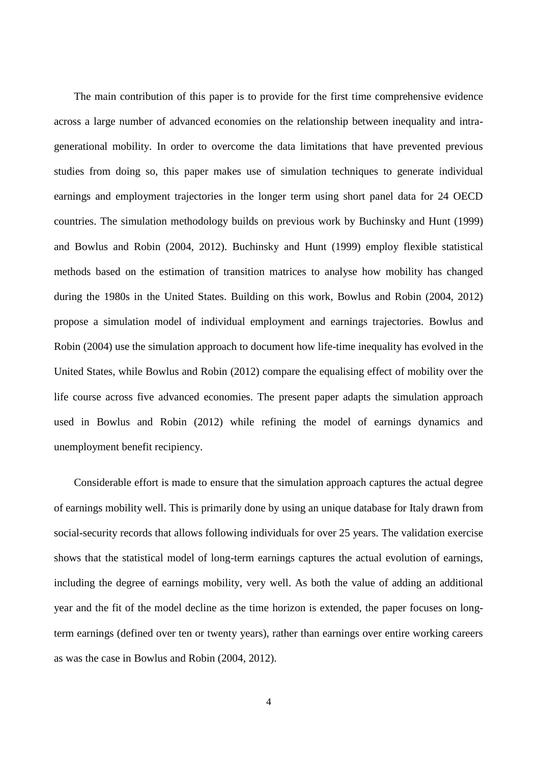The main contribution of this paper is to provide for the first time comprehensive evidence across a large number of advanced economies on the relationship between inequality and intra-generational mobility. In order to overcome the data limitations that have prevented previous studies from doing so, this paper makes use of simulation techniques to generate individual earnings and employment trajectories in the longer term using short panel data for 24 OECD countries. The simulation methodology builds on previous work by Buchinsky and Hunt (1999) and Bowlus and Robin (2004, 2012). Buchinsky and Hunt (1999) employ flexible statistical methods based on the estimation of transition matrices to analyse how mobility has changed during the 1980s in the United States. Building on this work, Bowlus and Robin (2004, 2012) propose a simulation model of individual employment and earnings trajectories. Bowlus and Robin (2004) use the simulation approach to document how life-time inequality has evolved in the United States, while Bowlus and Robin (2012) compare the equalising effect of mobility over the life course across five advanced economies. The present paper adapts the simulation approach used in Bowlus and Robin (2012) while refining the model of earnings dynamics and unemployment benefit recipiency.

Considerable effort is made to ensure that the simulation approach captures the actual degree of earnings mobility well. This is primarily done by using an unique database for Italy drawn from social-security records that allows following individuals for over 25 years. The validation exercise shows that the statistical model of long-term earnings captures the actual evolution of earnings, including the degree of earnings mobility, very well. As both the value of adding an additional year and the fit of the model decline as the time horizon is extended, the paper focuses on long-term earnings (defined over ten or twenty years), rather than earnings over entire working careers as was the case in Bowlus and Robin (2004, 2012).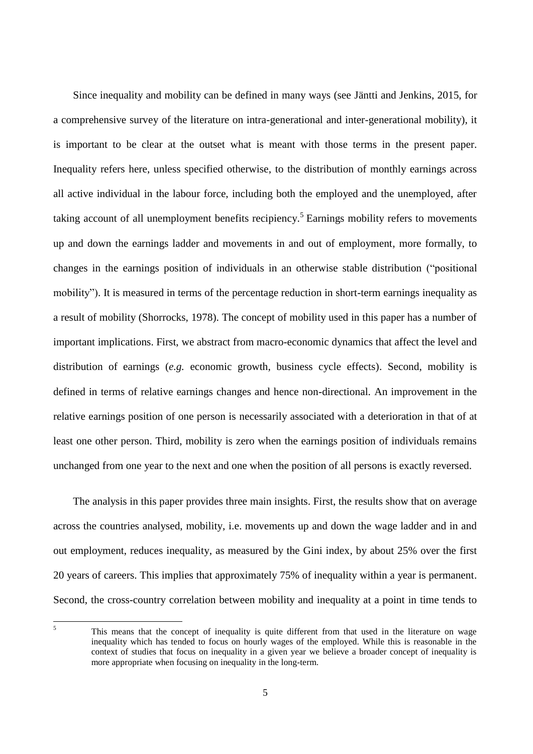Since inequality and mobility can be defined in many ways (see Jäntti and Jenkins, 2015, for a comprehensive survey of the literature on intra-generational and inter-generational mobility), it is important to be clear at the outset what is meant with those terms in the present paper. Inequality refers here, unless specified otherwise, to the distribution of monthly earnings across all active individual in the labour force, including both the employed and the unemployed, after taking account of all unemployment benefits recipiency.[5] Earnings mobility refers to movements up and down the earnings ladder and movements in and out of employment, more formally, to changes in the earnings position of individuals in an otherwise stable distribution ("positional mobility"). It is measured in terms of the percentage reduction in short-term earnings inequality as a result of mobility (Shorrocks, 1978). The concept of mobility used in this paper has a number of important implications. First, we abstract from macro-economic dynamics that affect the level and distribution of earnings (*e.g.* economic growth, business cycle effects). Second, mobility is defined in terms of relative earnings changes and hence non-directional. An improvement in the relative earnings position of one person is necessarily associated with a deterioration in that of at least one other person. Third, mobility is zero when the earnings position of individuals remains unchanged from one year to the next and one when the position of all persons is exactly reversed.

The analysis in this paper provides three main insights. First, the results show that on average across the countries analysed, mobility, i.e. movements up and down the wage ladder and in and out employment, reduces inequality, as measured by the Gini index, by about 25% over the first 20 years of careers. This implies that approximately 75% of inequality within a year is permanent. Second, the cross-country correlation between mobility and inequality at a point in time tends to

[5] This means that the concept of inequality is quite different from that used in the literature on wage inequality which has tended to focus on hourly wages of the employed. While this is reasonable in the context of studies that focus on inequality in a given year we believe a broader concept of inequality is more appropriate when focusing on inequality in the long-term.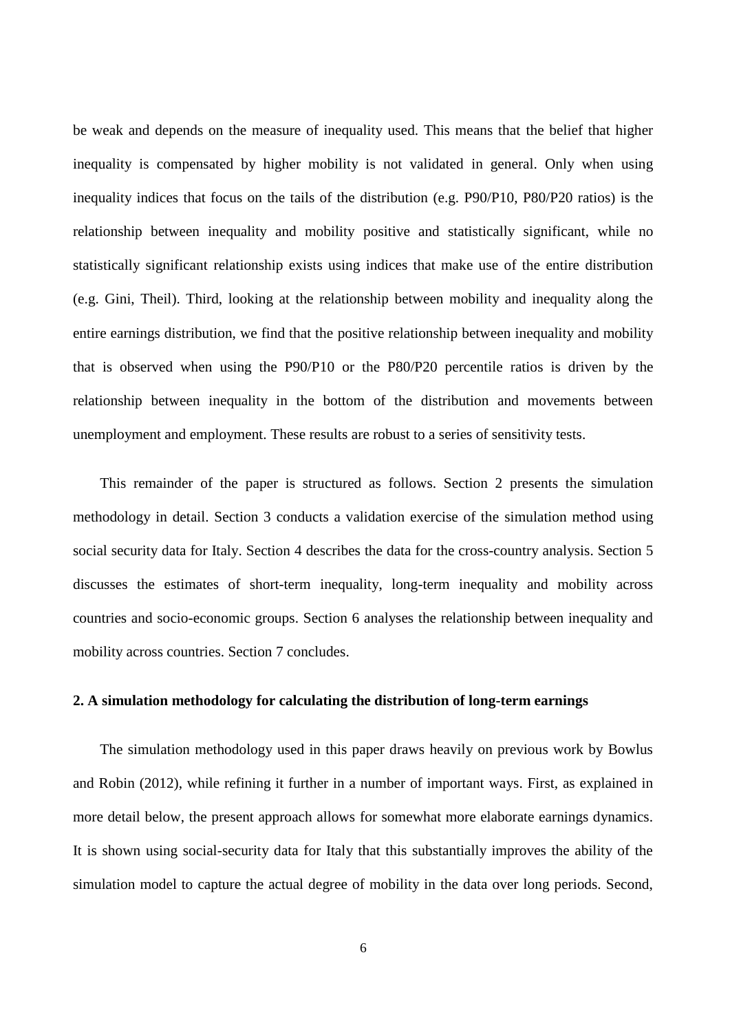be weak and depends on the measure of inequality used. This means that the belief that higher inequality is compensated by higher mobility is not validated in general. Only when using inequality indices that focus on the tails of the distribution (e.g. P90/P10, P80/P20 ratios) is the relationship between inequality and mobility positive and statistically significant, while no statistically significant relationship exists using indices that make use of the entire distribution (e.g. Gini, Theil). Third, looking at the relationship between mobility and inequality along the entire earnings distribution, we find that the positive relationship between inequality and mobility that is observed when using the P90/P10 or the P80/P20 percentile ratios is driven by the relationship between inequality in the bottom of the distribution and movements between unemployment and employment. These results are robust to a series of sensitivity tests.

This remainder of the paper is structured as follows. Section 2 presents the simulation methodology in detail. Section 3 conducts a validation exercise of the simulation method using social security data for Italy. Section 4 describes the data for the cross-country analysis. Section 5 discusses the estimates of short-term inequality, long-term inequality and mobility across countries and socio-economic groups. Section 6 analyses the relationship between inequality and mobility across countries. Section 7 concludes.

## 2. A simulation methodology for calculating the distribution of long-term earnings

The simulation methodology used in this paper draws heavily on previous work by Bowlus and Robin (2012), while refining it further in a number of important ways. First, as explained in more detail below, the present approach allows for somewhat more elaborate earnings dynamics. It is shown using social-security data for Italy that this substantially improves the ability of the simulation model to capture the actual degree of mobility in the data over long periods. Second,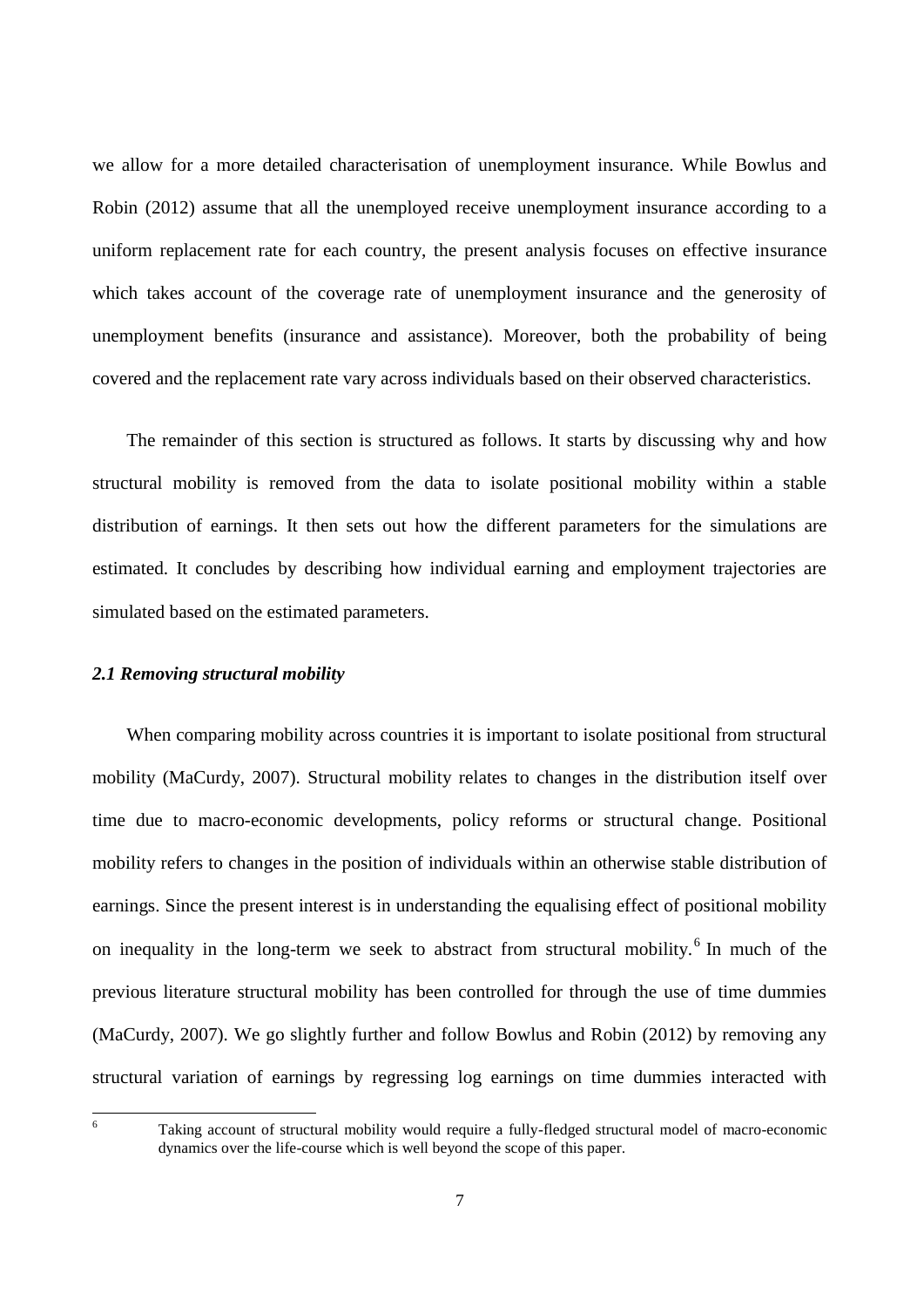we allow for a more detailed characterisation of unemployment insurance. While Bowlus and Robin (2012) assume that all the unemployed receive unemployment insurance according to a uniform replacement rate for each country, the present analysis focuses on effective insurance which takes account of the coverage rate of unemployment insurance and the generosity of unemployment benefits (insurance and assistance). Moreover, both the probability of being covered and the replacement rate vary across individuals based on their observed characteristics.

The remainder of this section is structured as follows. It starts by discussing why and how structural mobility is removed from the data to isolate positional mobility within a stable distribution of earnings. It then sets out how the different parameters for the simulations are estimated. It concludes by describing how individual earning and employment trajectories are simulated based on the estimated parameters.

### *2.1 Removing structural mobility*

When comparing mobility across countries it is important to isolate positional from structural mobility (MaCurdy, 2007). Structural mobility relates to changes in the distribution itself over time due to macro-economic developments, policy reforms or structural change. Positional mobility refers to changes in the position of individuals within an otherwise stable distribution of earnings. Since the present interest is in understanding the equalising effect of positional mobility on inequality in the long-term we seek to abstract from structural mobility.[6] In much of the previous literature structural mobility has been controlled for through the use of time dummies (MaCurdy, 2007). We go slightly further and follow Bowlus and Robin (2012) by removing any structural variation of earnings by regressing log earnings on time dummies interacted with

[6] Taking account of structural mobility would require a fully-fledged structural model of macro-economic dynamics over the life-course which is well beyond the scope of this paper.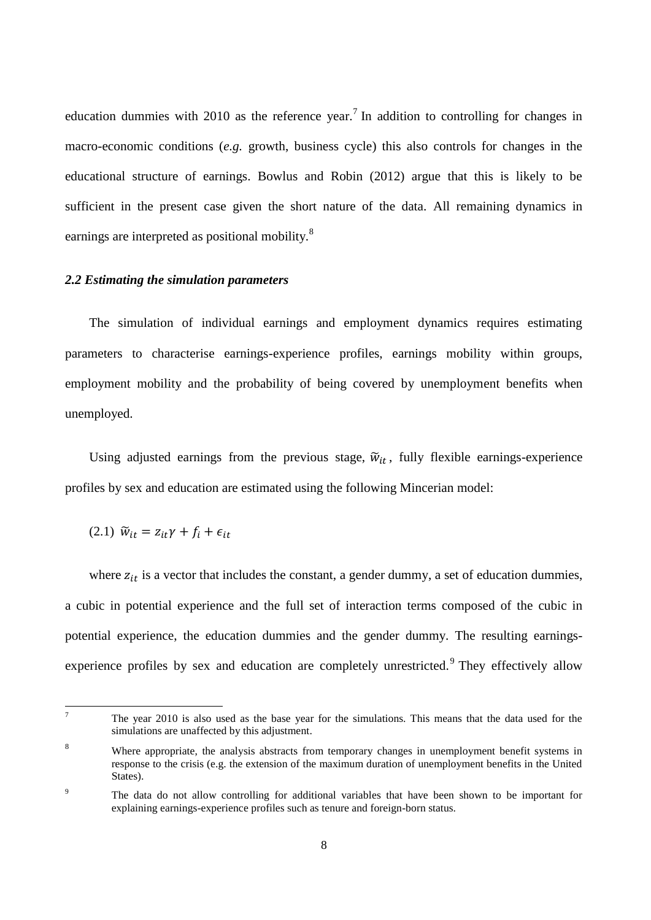education dummies with 2010 as the reference year.[7] In addition to controlling for changes in macro-economic conditions (*e.g.* growth, business cycle) this also controls for changes in the educational structure of earnings. Bowlus and Robin (2012) argue that this is likely to be sufficient in the present case given the short nature of the data. All remaining dynamics in earnings are interpreted as positional mobility.[8]

### *2.2 Estimating the simulation parameters*

The simulation of individual earnings and employment dynamics requires estimating parameters to characterise earnings-experience profiles, earnings mobility within groups, employment mobility and the probability of being covered by unemployment benefits when unemployed.

Using adjusted earnings from the previous stage, $\tilde{w}_{it}$, fully flexible earnings-experience profiles by sex and education are estimated using the following Mincerian model:

$$(2.1)\ \ \tilde{w}_{it} = z_{it}\gamma + f_i + \epsilon_{it}$$

where $z_{it}$ is a vector that includes the constant, a gender dummy, a set of education dummies, a cubic in potential experience and the full set of interaction terms composed of the cubic in potential experience, the education dummies and the gender dummy. The resulting earnings-experience profiles by sex and education are completely unrestricted.[9] They effectively allow

---

[7] The year 2010 is also used as the base year for the simulations. This means that the data used for the simulations are unaffected by this adjustment.

[8] Where appropriate, the analysis abstracts from temporary changes in unemployment benefit systems in response to the crisis (e.g. the extension of the maximum duration of unemployment benefits in the United States).

[9] The data do not allow controlling for additional variables that have been shown to be important for explaining earnings-experience profiles such as tenure and foreign-born status.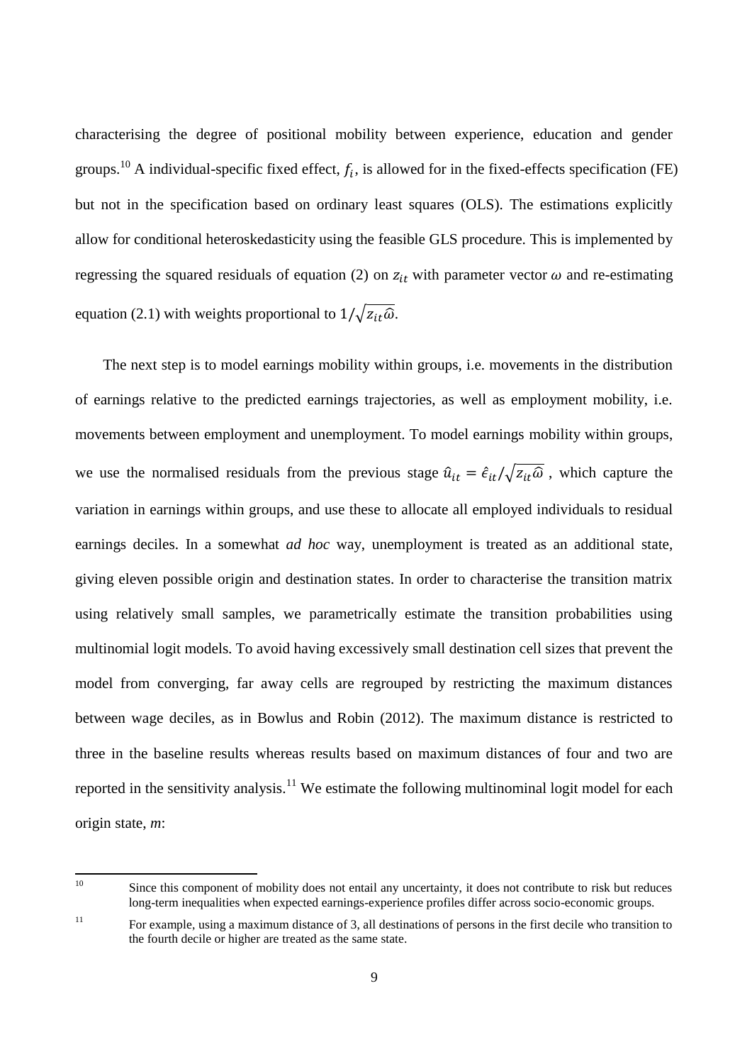characterising the degree of positional mobility between experience, education and gender groups.[10] A individual-specific fixed effect, $f_i$, is allowed for in the fixed-effects specification (FE) but not in the specification based on ordinary least squares (OLS). The estimations explicitly allow for conditional heteroskedasticity using the feasible GLS procedure. This is implemented by regressing the squared residuals of equation (2) on $z_{it}$ with parameter vector $\omega$ and re-estimating equation (2.1) with weights proportional to $1/\sqrt{z_{it}\widehat{\omega}}$.

The next step is to model earnings mobility within groups, i.e. movements in the distribution of earnings relative to the predicted earnings trajectories, as well as employment mobility, i.e. movements between employment and unemployment. To model earnings mobility within groups, we use the normalised residuals from the previous stage $\hat{u}_{it} = \hat{\epsilon}_{it}/\sqrt{z_{it}\widehat{\omega}}$ , which capture the variation in earnings within groups, and use these to allocate all employed individuals to residual earnings deciles. In a somewhat *ad hoc* way, unemployment is treated as an additional state, giving eleven possible origin and destination states. In order to characterise the transition matrix using relatively small samples, we parametrically estimate the transition probabilities using multinomial logit models. To avoid having excessively small destination cell sizes that prevent the model from converging, far away cells are regrouped by restricting the maximum distances between wage deciles, as in Bowlus and Robin (2012). The maximum distance is restricted to three in the baseline results whereas results based on maximum distances of four and two are reported in the sensitivity analysis.[11] We estimate the following multinominal logit model for each origin state, *m*:

[10] Since this component of mobility does not entail any uncertainty, it does not contribute to risk but reduces long-term inequalities when expected earnings-experience profiles differ across socio-economic groups.

[11] For example, using a maximum distance of 3, all destinations of persons in the first decile who transition to the fourth decile or higher are treated as the same state.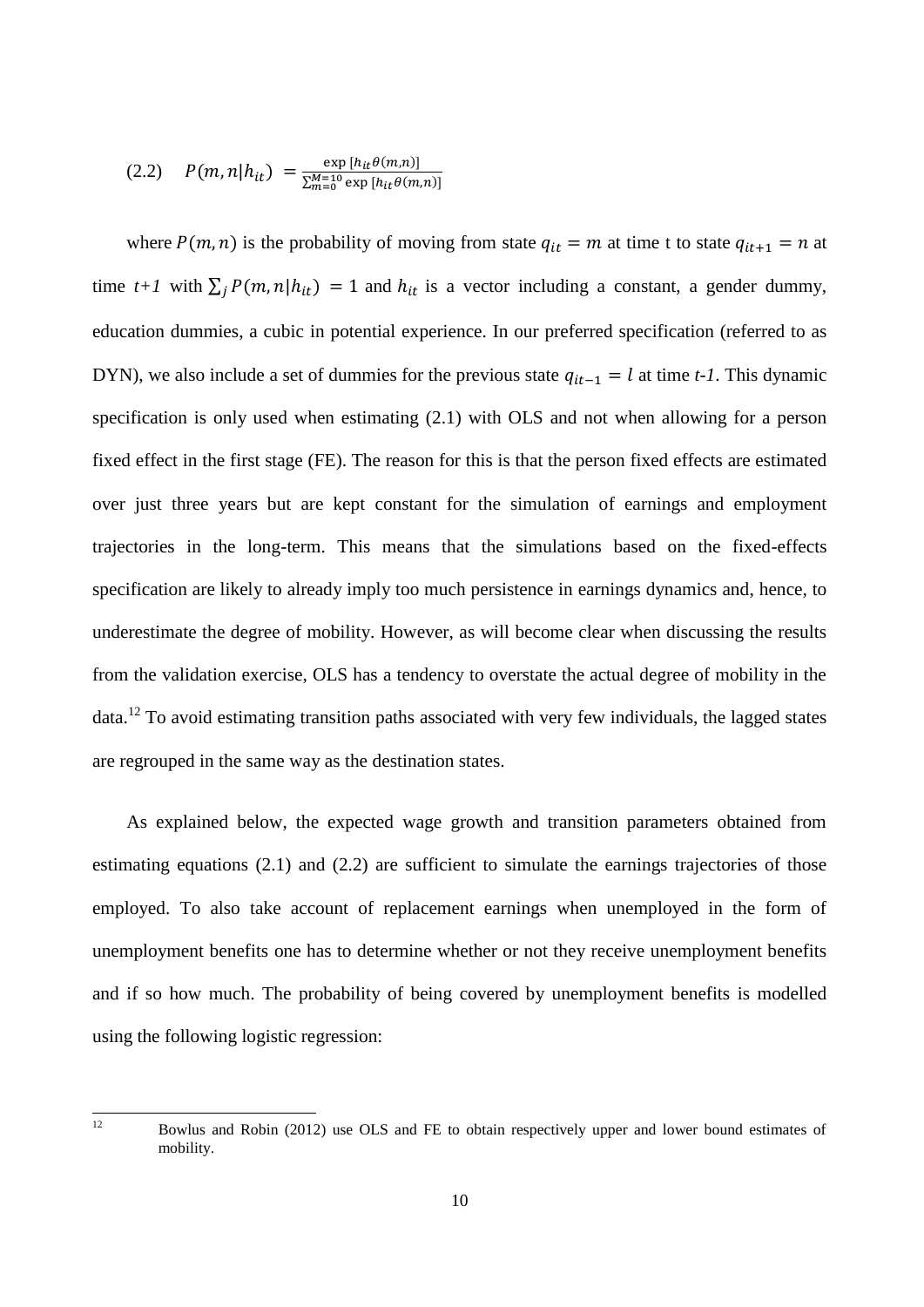$$(2.2) \quad P(m,n|h_{it}) = \frac{\exp[h_{it}\theta(m,n)]}{\sum_{m=0}^{M=10}\exp[h_{it}\theta(m,n)]}$$

where $P(m,n)$ is the probability of moving from state $q_{it} = m$ at time t to state $q_{it+1} = n$ at time *t+1* with $\sum_j P(m,n|h_{it}) = 1$ and $h_{it}$ is a vector including a constant, a gender dummy, education dummies, a cubic in potential experience. In our preferred specification (referred to as DYN), we also include a set of dummies for the previous state $q_{it-1} = l$ at time *t-1*. This dynamic specification is only used when estimating (2.1) with OLS and not when allowing for a person fixed effect in the first stage (FE). The reason for this is that the person fixed effects are estimated over just three years but are kept constant for the simulation of earnings and employment trajectories in the long-term. This means that the simulations based on the fixed-effects specification are likely to already imply too much persistence in earnings dynamics and, hence, to underestimate the degree of mobility. However, as will become clear when discussing the results from the validation exercise, OLS has a tendency to overstate the actual degree of mobility in the data.[12] To avoid estimating transition paths associated with very few individuals, the lagged states are regrouped in the same way as the destination states.

As explained below, the expected wage growth and transition parameters obtained from estimating equations (2.1) and (2.2) are sufficient to simulate the earnings trajectories of those employed. To also take account of replacement earnings when unemployed in the form of unemployment benefits one has to determine whether or not they receive unemployment benefits and if so how much. The probability of being covered by unemployment benefits is modelled using the following logistic regression:

---

[12] Bowlus and Robin (2012) use OLS and FE to obtain respectively upper and lower bound estimates of mobility.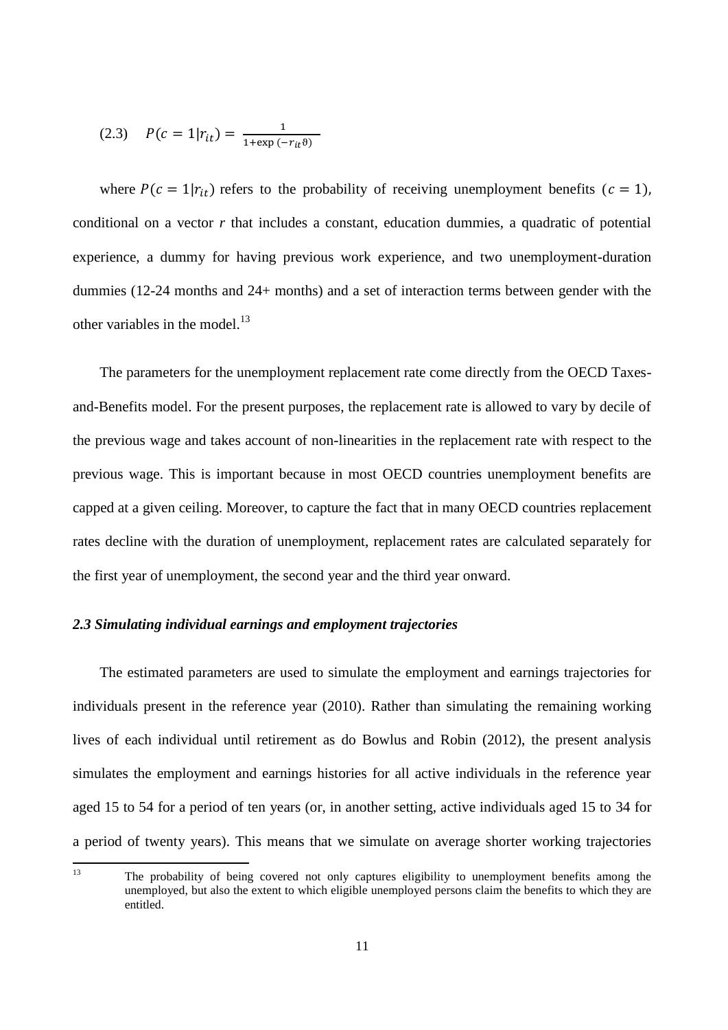$$(2.3) \quad P(c = 1|r_{it}) = \frac{1}{1+\exp(-r_{it}\vartheta)}$$

where $P(c = 1|r_{it})$ refers to the probability of receiving unemployment benefits ($c = 1$), conditional on a vector $r$ that includes a constant, education dummies, a quadratic of potential experience, a dummy for having previous work experience, and two unemployment-duration dummies (12-24 months and 24+ months) and a set of interaction terms between gender with the other variables in the model.[13]

The parameters for the unemployment replacement rate come directly from the OECD Taxes-and-Benefits model. For the present purposes, the replacement rate is allowed to vary by decile of the previous wage and takes account of non-linearities in the replacement rate with respect to the previous wage. This is important because in most OECD countries unemployment benefits are capped at a given ceiling. Moreover, to capture the fact that in many OECD countries replacement rates decline with the duration of unemployment, replacement rates are calculated separately for the first year of unemployment, the second year and the third year onward.

### *2.3 Simulating individual earnings and employment trajectories*

The estimated parameters are used to simulate the employment and earnings trajectories for individuals present in the reference year (2010). Rather than simulating the remaining working lives of each individual until retirement as do Bowlus and Robin (2012), the present analysis simulates the employment and earnings histories for all active individuals in the reference year aged 15 to 54 for a period of ten years (or, in another setting, active individuals aged 15 to 34 for a period of twenty years). This means that we simulate on average shorter working trajectories

[13] The probability of being covered not only captures eligibility to unemployment benefits among the unemployed, but also the extent to which eligible unemployed persons claim the benefits to which they are entitled.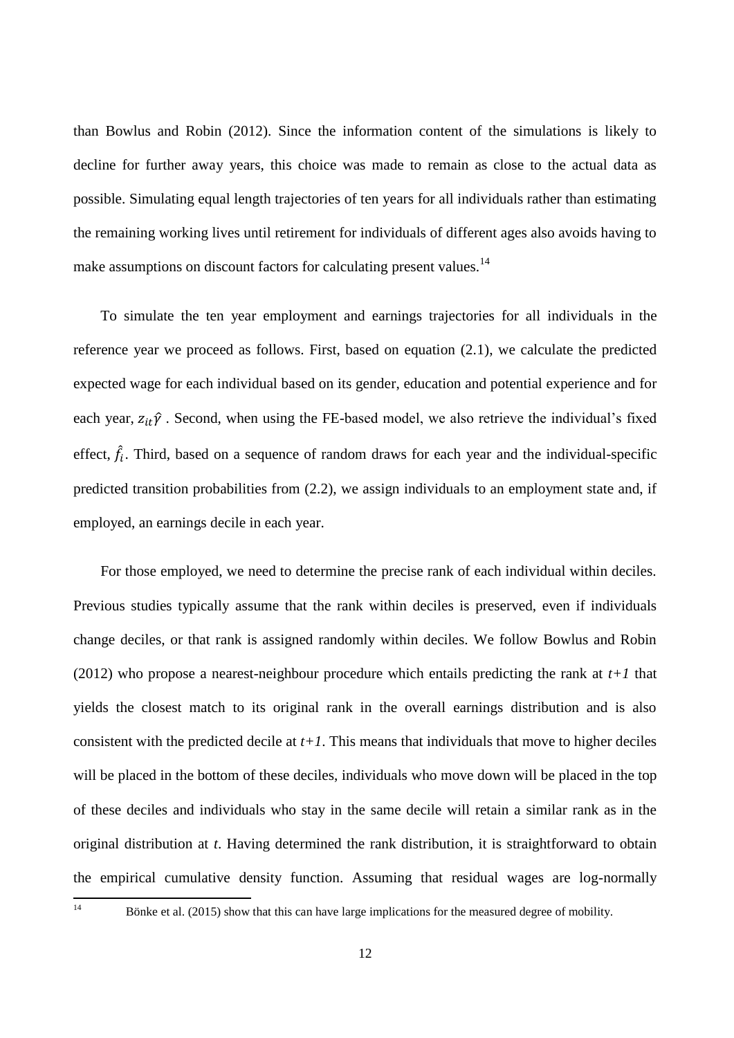than Bowlus and Robin (2012). Since the information content of the simulations is likely to decline for further away years, this choice was made to remain as close to the actual data as possible. Simulating equal length trajectories of ten years for all individuals rather than estimating the remaining working lives until retirement for individuals of different ages also avoids having to make assumptions on discount factors for calculating present values.[14]

To simulate the ten year employment and earnings trajectories for all individuals in the reference year we proceed as follows. First, based on equation (2.1), we calculate the predicted expected wage for each individual based on its gender, education and potential experience and for each year, $z_{it}\hat{\gamma}$ . Second, when using the FE-based model, we also retrieve the individual's fixed effect, $\hat{f}_i$. Third, based on a sequence of random draws for each year and the individual-specific predicted transition probabilities from (2.2), we assign individuals to an employment state and, if employed, an earnings decile in each year.

For those employed, we need to determine the precise rank of each individual within deciles. Previous studies typically assume that the rank within deciles is preserved, even if individuals change deciles, or that rank is assigned randomly within deciles. We follow Bowlus and Robin (2012) who propose a nearest-neighbour procedure which entails predicting the rank at *t+1* that yields the closest match to its original rank in the overall earnings distribution and is also consistent with the predicted decile at *t+1*. This means that individuals that move to higher deciles will be placed in the bottom of these deciles, individuals who move down will be placed in the top of these deciles and individuals who stay in the same decile will retain a similar rank as in the original distribution at *t*. Having determined the rank distribution, it is straightforward to obtain the empirical cumulative density function. Assuming that residual wages are log-normally

[14] Bönke et al. (2015) show that this can have large implications for the measured degree of mobility.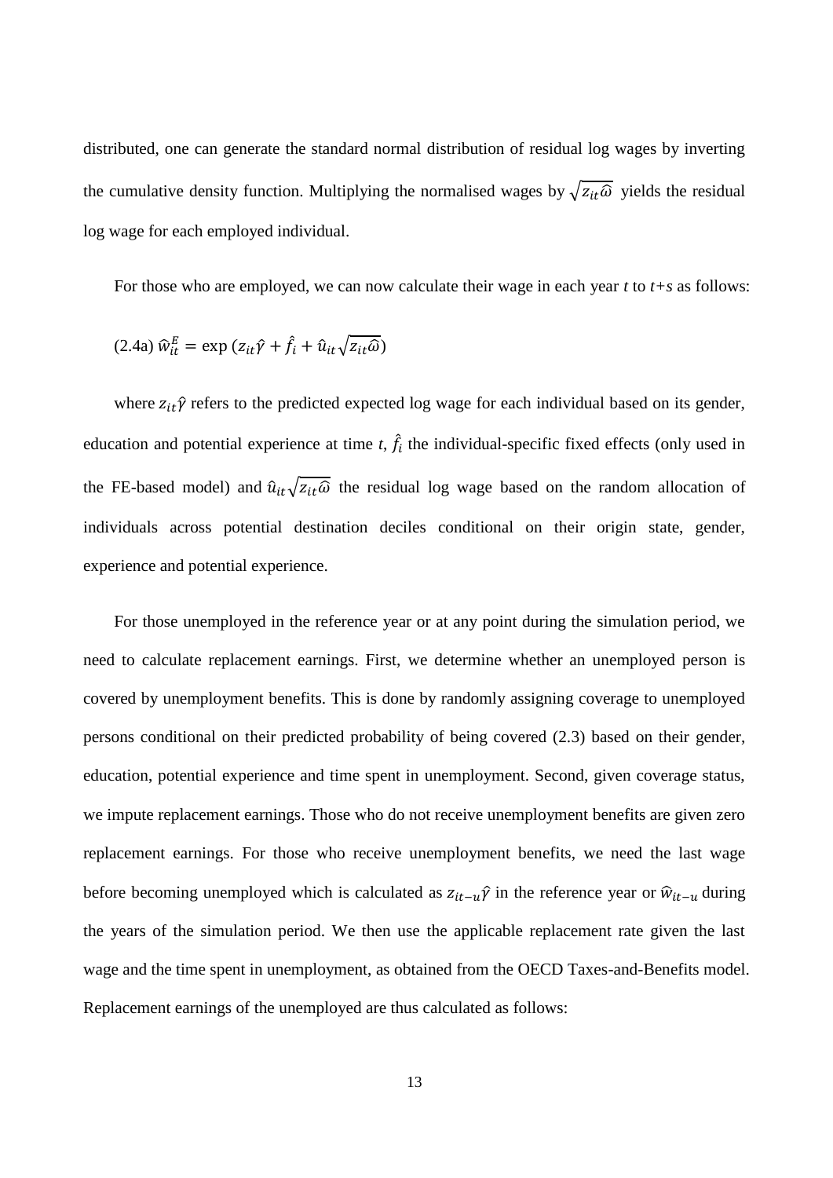distributed, one can generate the standard normal distribution of residual log wages by inverting the cumulative density function. Multiplying the normalised wages by $\sqrt{z_{it}\widehat{\omega}}$ yields the residual log wage for each employed individual.

For those who are employed, we can now calculate their wage in each year *t* to *t+s* as follows:

$$\text{(2.4a)}\ \widehat{w}_{it}^{E} = \exp\left(z_{it}\hat{\gamma} + \hat{f}_i + \hat{u}_{it}\sqrt{z_{it}\widehat{\omega}}\right)$$

where $z_{it}\hat{\gamma}$ refers to the predicted expected log wage for each individual based on its gender, education and potential experience at time *t*, $\hat{f}_i$ the individual-specific fixed effects (only used in the FE-based model) and $\hat{u}_{it}\sqrt{z_{it}\widehat{\omega}}$ the residual log wage based on the random allocation of individuals across potential destination deciles conditional on their origin state, gender, experience and potential experience.

For those unemployed in the reference year or at any point during the simulation period, we need to calculate replacement earnings. First, we determine whether an unemployed person is covered by unemployment benefits. This is done by randomly assigning coverage to unemployed persons conditional on their predicted probability of being covered (2.3) based on their gender, education, potential experience and time spent in unemployment. Second, given coverage status, we impute replacement earnings. Those who do not receive unemployment benefits are given zero replacement earnings. For those who receive unemployment benefits, we need the last wage before becoming unemployed which is calculated as $z_{it-u}\hat{\gamma}$ in the reference year or $\widehat{w}_{it-u}$ during the years of the simulation period. We then use the applicable replacement rate given the last wage and the time spent in unemployment, as obtained from the OECD Taxes-and-Benefits model. Replacement earnings of the unemployed are thus calculated as follows: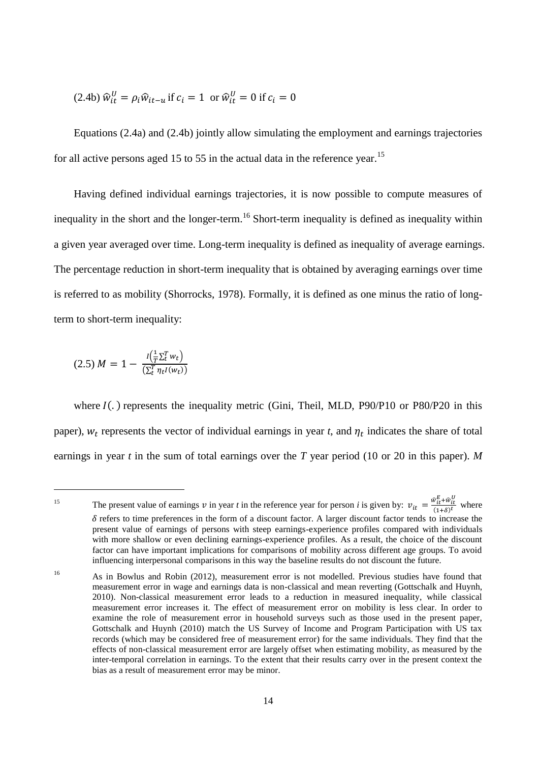(2.4b) $\widehat{w}_{it}^{U} = \rho_i \widehat{w}_{it-u}$ if $c_i = 1$ or $\widehat{w}_{it}^{U} = 0$ if $c_i = 0$

Equations (2.4a) and (2.4b) jointly allow simulating the employment and earnings trajectories for all active persons aged 15 to 55 in the actual data in the reference year.[15]

Having defined individual earnings trajectories, it is now possible to compute measures of inequality in the short and the longer-term.[16] Short-term inequality is defined as inequality within a given year averaged over time. Long-term inequality is defined as inequality of average earnings. The percentage reduction in short-term inequality that is obtained by averaging earnings over time is referred to as mobility (Shorrocks, 1978). Formally, it is defined as one minus the ratio of long-term to short-term inequality:

$$(2.5)\ M = 1 - \frac{I\left(\frac{1}{T}\sum_t^T w_t\right)}{\left(\sum_t^T \eta_t I(w_t)\right)}$$

where $I(.)$ represents the inequality metric (Gini, Theil, MLD, P90/P10 or P80/P20 in this paper), $w_t$ represents the vector of individual earnings in year *t*, and $\eta_t$ indicates the share of total earnings in year *t* in the sum of total earnings over the *T* year period (10 or 20 in this paper). *M*

---

[15] The present value of earnings $v$ in year *t* in the reference year for person *i* is given by: $v_{it} = \frac{\widehat{w}_{it}^{E} + \widehat{w}_{it}^{U}}{(1+\delta)^t}$ where $\delta$ refers to time preferences in the form of a discount factor. A larger discount factor tends to increase the present value of earnings of persons with steep earnings-experience profiles compared with individuals with more shallow or even declining earnings-experience profiles. As a result, the choice of the discount factor can have important implications for comparisons of mobility across different age groups. To avoid influencing interpersonal comparisons in this way the baseline results do not discount the future.

[16] As in Bowlus and Robin (2012), measurement error is not modelled. Previous studies have found that measurement error in wage and earnings data is non-classical and mean reverting (Gottschalk and Huynh, 2010). Non-classical measurement error leads to a reduction in measured inequality, while classical measurement error increases it. The effect of measurement error on mobility is less clear. In order to examine the role of measurement error in household surveys such as those used in the present paper, Gottschalk and Huynh (2010) match the US Survey of Income and Program Participation with US tax records (which may be considered free of measurement error) for the same individuals. They find that the effects of non-classical measurement error are largely offset when estimating mobility, as measured by the inter-temporal correlation in earnings. To the extent that their results carry over in the present context the bias as a result of measurement error may be minor.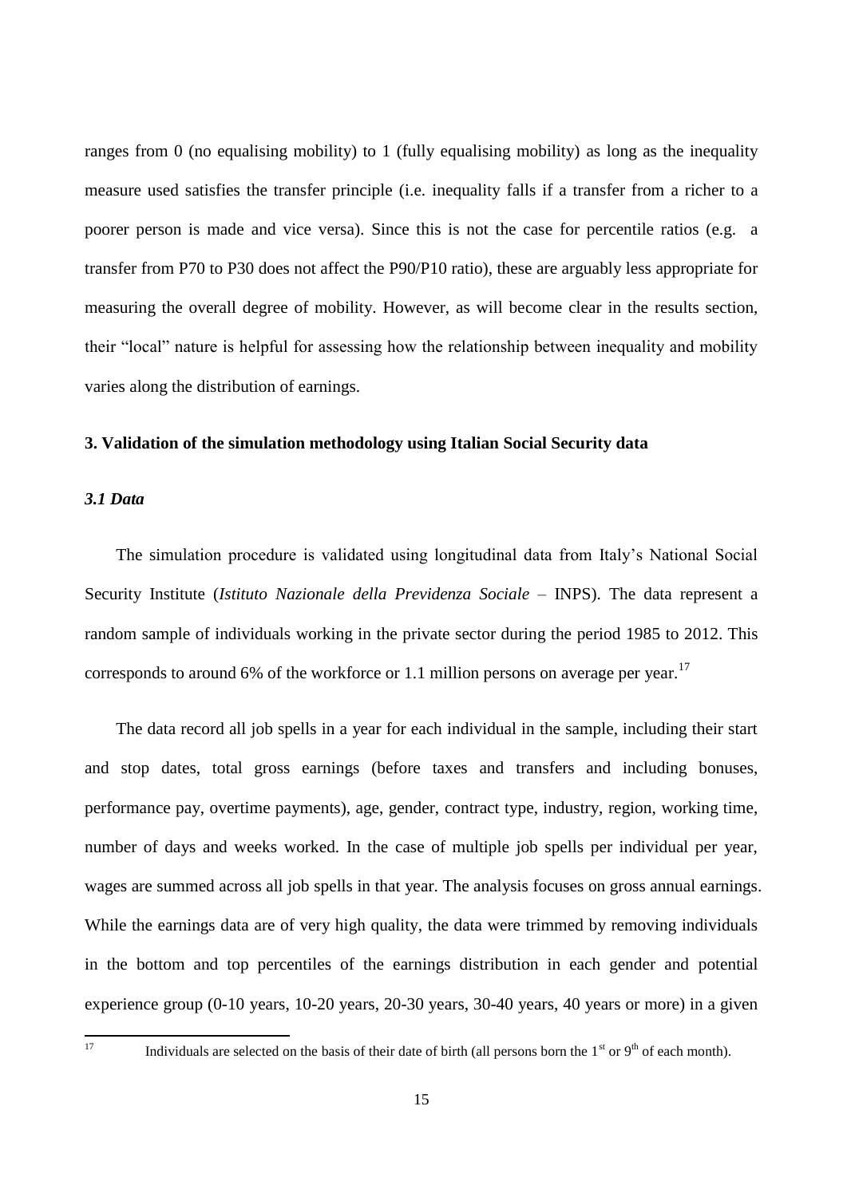ranges from 0 (no equalising mobility) to 1 (fully equalising mobility) as long as the inequality measure used satisfies the transfer principle (i.e. inequality falls if a transfer from a richer to a poorer person is made and vice versa). Since this is not the case for percentile ratios (e.g. a transfer from P70 to P30 does not affect the P90/P10 ratio), these are arguably less appropriate for measuring the overall degree of mobility. However, as will become clear in the results section, their "local" nature is helpful for assessing how the relationship between inequality and mobility varies along the distribution of earnings.

## 3. Validation of the simulation methodology using Italian Social Security data

### *3.1 Data*

The simulation procedure is validated using longitudinal data from Italy's National Social Security Institute (*Istituto Nazionale della Previdenza Sociale* – INPS). The data represent a random sample of individuals working in the private sector during the period 1985 to 2012. This corresponds to around 6% of the workforce or 1.1 million persons on average per year.[17]

The data record all job spells in a year for each individual in the sample, including their start and stop dates, total gross earnings (before taxes and transfers and including bonuses, performance pay, overtime payments), age, gender, contract type, industry, region, working time, number of days and weeks worked. In the case of multiple job spells per individual per year, wages are summed across all job spells in that year. The analysis focuses on gross annual earnings. While the earnings data are of very high quality, the data were trimmed by removing individuals in the bottom and top percentiles of the earnings distribution in each gender and potential experience group (0-10 years, 10-20 years, 20-30 years, 30-40 years, 40 years or more) in a given

[17] Individuals are selected on the basis of their date of birth (all persons born the 1st or 9th of each month).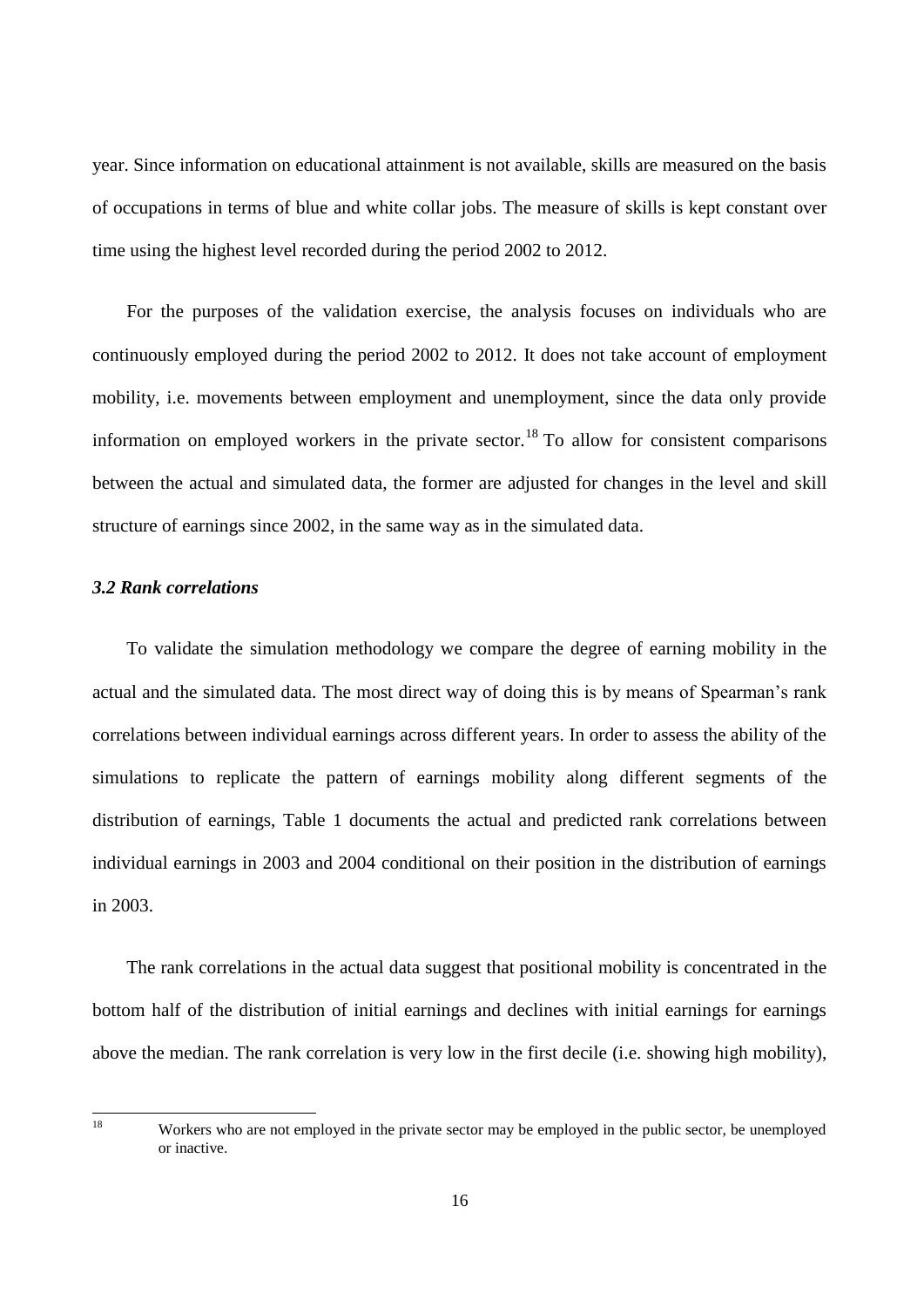year. Since information on educational attainment is not available, skills are measured on the basis of occupations in terms of blue and white collar jobs. The measure of skills is kept constant over time using the highest level recorded during the period 2002 to 2012.

For the purposes of the validation exercise, the analysis focuses on individuals who are continuously employed during the period 2002 to 2012. It does not take account of employment mobility, i.e. movements between employment and unemployment, since the data only provide information on employed workers in the private sector.[18] To allow for consistent comparisons between the actual and simulated data, the former are adjusted for changes in the level and skill structure of earnings since 2002, in the same way as in the simulated data.

### *3.2 Rank correlations*

To validate the simulation methodology we compare the degree of earning mobility in the actual and the simulated data. The most direct way of doing this is by means of Spearman's rank correlations between individual earnings across different years. In order to assess the ability of the simulations to replicate the pattern of earnings mobility along different segments of the distribution of earnings, Table 1 documents the actual and predicted rank correlations between individual earnings in 2003 and 2004 conditional on their position in the distribution of earnings in 2003.

The rank correlations in the actual data suggest that positional mobility is concentrated in the bottom half of the distribution of initial earnings and declines with initial earnings for earnings above the median. The rank correlation is very low in the first decile (i.e. showing high mobility),

[18] Workers who are not employed in the private sector may be employed in the public sector, be unemployed or inactive.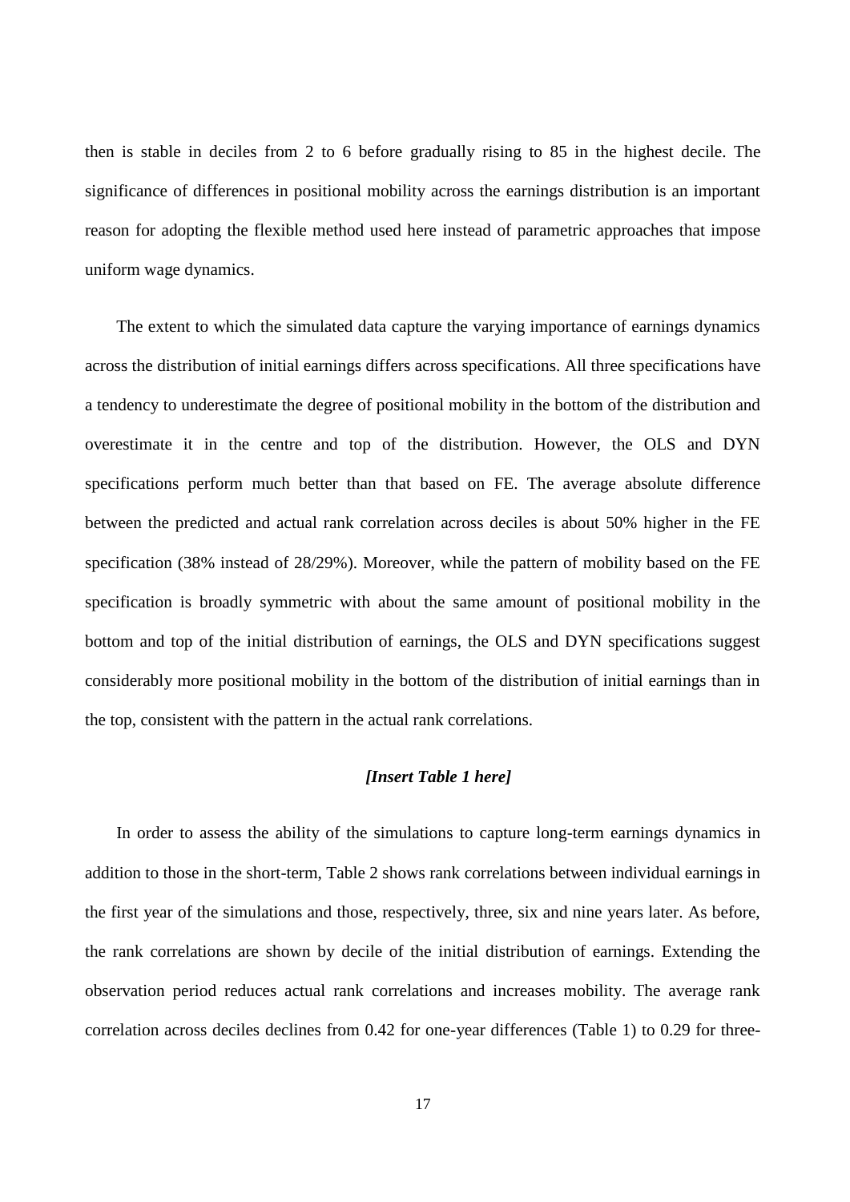then is stable in deciles from 2 to 6 before gradually rising to 85 in the highest decile. The significance of differences in positional mobility across the earnings distribution is an important reason for adopting the flexible method used here instead of parametric approaches that impose uniform wage dynamics.

The extent to which the simulated data capture the varying importance of earnings dynamics across the distribution of initial earnings differs across specifications. All three specifications have a tendency to underestimate the degree of positional mobility in the bottom of the distribution and overestimate it in the centre and top of the distribution. However, the OLS and DYN specifications perform much better than that based on FE. The average absolute difference between the predicted and actual rank correlation across deciles is about 50% higher in the FE specification (38% instead of 28/29%). Moreover, while the pattern of mobility based on the FE specification is broadly symmetric with about the same amount of positional mobility in the bottom and top of the initial distribution of earnings, the OLS and DYN specifications suggest considerably more positional mobility in the bottom of the distribution of initial earnings than in the top, consistent with the pattern in the actual rank correlations.

***[Insert Table 1 here]***

In order to assess the ability of the simulations to capture long-term earnings dynamics in addition to those in the short-term, Table 2 shows rank correlations between individual earnings in the first year of the simulations and those, respectively, three, six and nine years later. As before, the rank correlations are shown by decile of the initial distribution of earnings. Extending the observation period reduces actual rank correlations and increases mobility. The average rank correlation across deciles declines from 0.42 for one-year differences (Table 1) to 0.29 for three-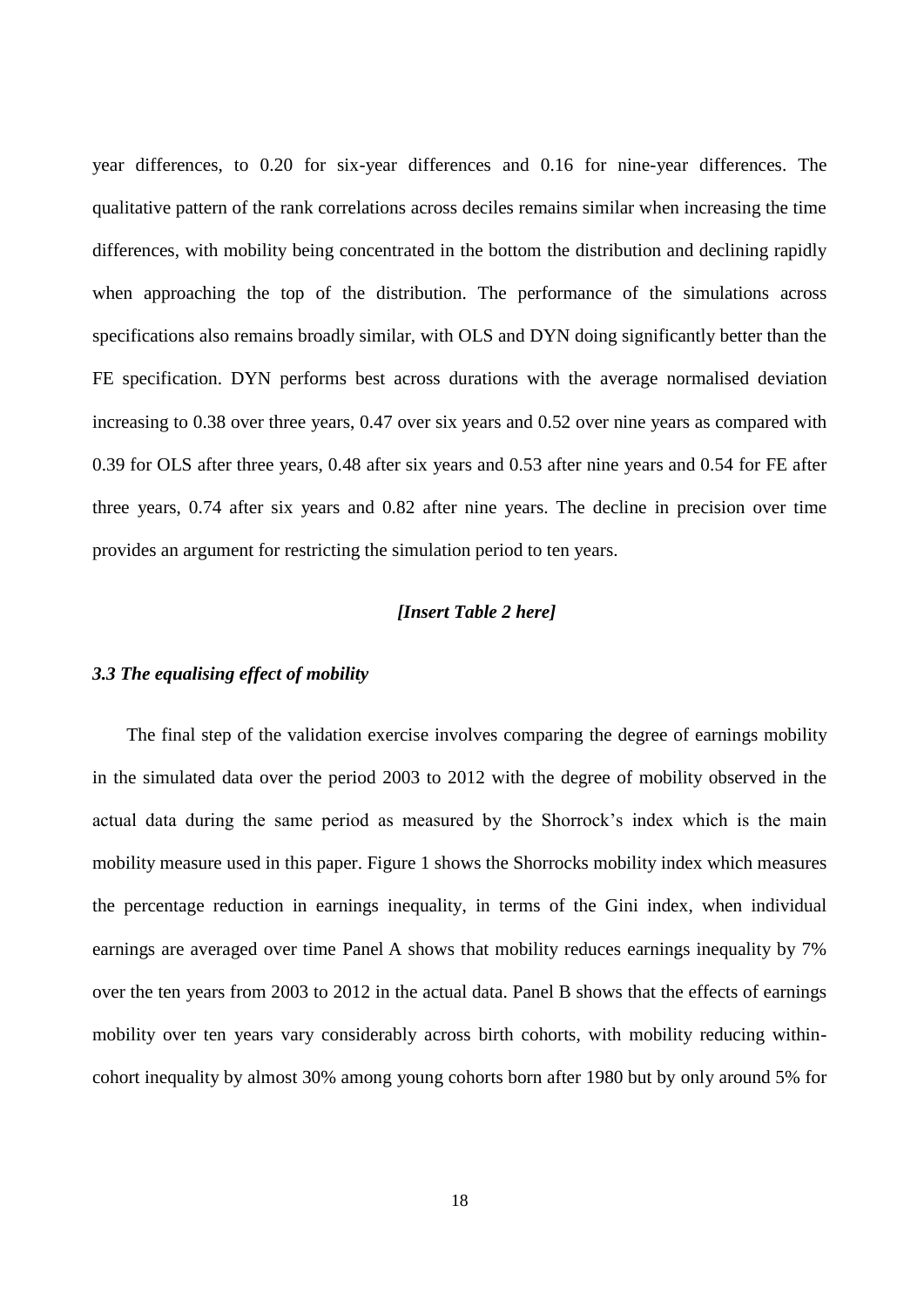year differences, to 0.20 for six-year differences and 0.16 for nine-year differences. The qualitative pattern of the rank correlations across deciles remains similar when increasing the time differences, with mobility being concentrated in the bottom the distribution and declining rapidly when approaching the top of the distribution. The performance of the simulations across specifications also remains broadly similar, with OLS and DYN doing significantly better than the FE specification. DYN performs best across durations with the average normalised deviation increasing to 0.38 over three years, 0.47 over six years and 0.52 over nine years as compared with 0.39 for OLS after three years, 0.48 after six years and 0.53 after nine years and 0.54 for FE after three years, 0.74 after six years and 0.82 after nine years. The decline in precision over time provides an argument for restricting the simulation period to ten years.

*[Insert Table 2 here]*

### *3.3 The equalising effect of mobility*

The final step of the validation exercise involves comparing the degree of earnings mobility in the simulated data over the period 2003 to 2012 with the degree of mobility observed in the actual data during the same period as measured by the Shorrock's index which is the main mobility measure used in this paper. Figure 1 shows the Shorrocks mobility index which measures the percentage reduction in earnings inequality, in terms of the Gini index, when individual earnings are averaged over time Panel A shows that mobility reduces earnings inequality by 7% over the ten years from 2003 to 2012 in the actual data. Panel B shows that the effects of earnings mobility over ten years vary considerably across birth cohorts, with mobility reducing within-cohort inequality by almost 30% among young cohorts born after 1980 but by only around 5% for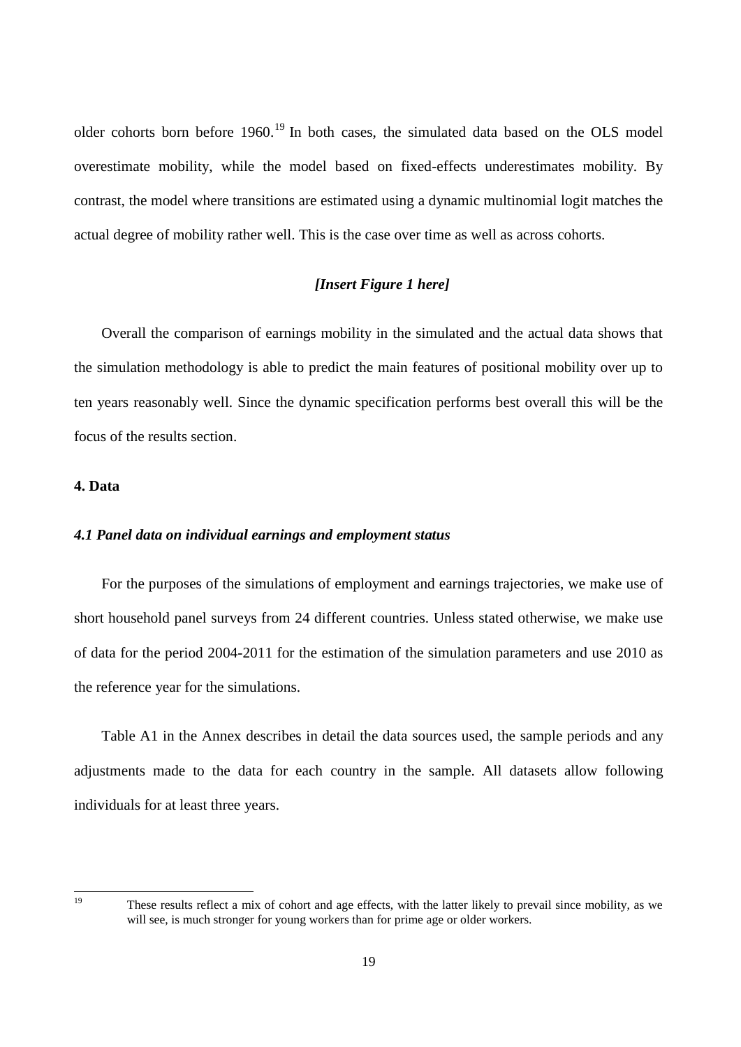older cohorts born before 1960.[19] In both cases, the simulated data based on the OLS model overestimate mobility, while the model based on fixed-effects underestimates mobility. By contrast, the model where transitions are estimated using a dynamic multinomial logit matches the actual degree of mobility rather well. This is the case over time as well as across cohorts.

***[Insert Figure 1 here]***

Overall the comparison of earnings mobility in the simulated and the actual data shows that the simulation methodology is able to predict the main features of positional mobility over up to ten years reasonably well. Since the dynamic specification performs best overall this will be the focus of the results section.

## 4. Data

### *4.1 Panel data on individual earnings and employment status*

For the purposes of the simulations of employment and earnings trajectories, we make use of short household panel surveys from 24 different countries. Unless stated otherwise, we make use of data for the period 2004-2011 for the estimation of the simulation parameters and use 2010 as the reference year for the simulations.

Table A1 in the Annex describes in detail the data sources used, the sample periods and any adjustments made to the data for each country in the sample. All datasets allow following individuals for at least three years.

---

[19] These results reflect a mix of cohort and age effects, with the latter likely to prevail since mobility, as we will see, is much stronger for young workers than for prime age or older workers.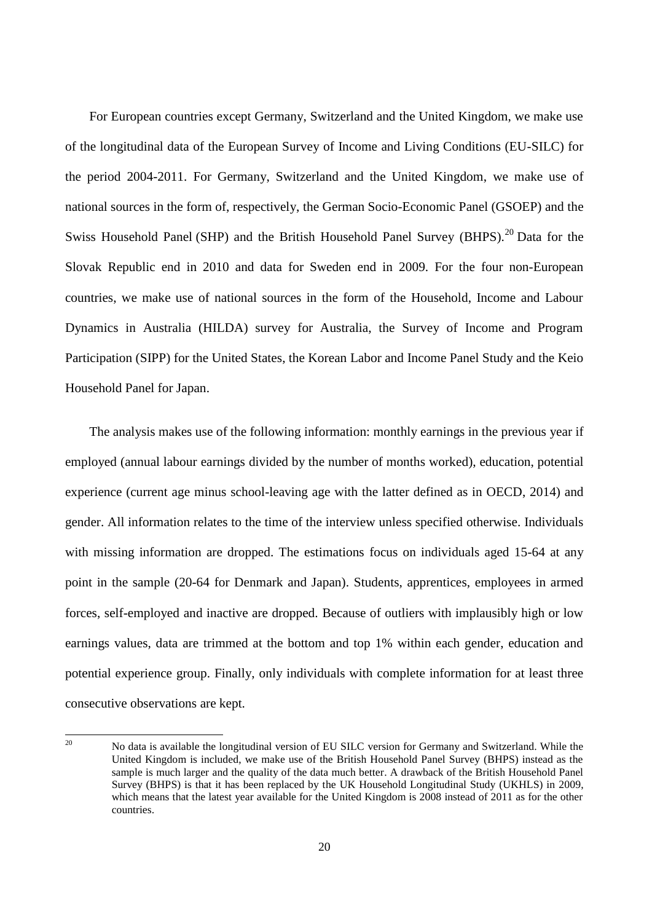For European countries except Germany, Switzerland and the United Kingdom, we make use of the longitudinal data of the European Survey of Income and Living Conditions (EU-SILC) for the period 2004-2011. For Germany, Switzerland and the United Kingdom, we make use of national sources in the form of, respectively, the German Socio-Economic Panel (GSOEP) and the Swiss Household Panel (SHP) and the British Household Panel Survey (BHPS).[20] Data for the Slovak Republic end in 2010 and data for Sweden end in 2009. For the four non-European countries, we make use of national sources in the form of the Household, Income and Labour Dynamics in Australia (HILDA) survey for Australia, the Survey of Income and Program Participation (SIPP) for the United States, the Korean Labor and Income Panel Study and the Keio Household Panel for Japan.

The analysis makes use of the following information: monthly earnings in the previous year if employed (annual labour earnings divided by the number of months worked), education, potential experience (current age minus school-leaving age with the latter defined as in OECD, 2014) and gender. All information relates to the time of the interview unless specified otherwise. Individuals with missing information are dropped. The estimations focus on individuals aged 15-64 at any point in the sample (20-64 for Denmark and Japan). Students, apprentices, employees in armed forces, self-employed and inactive are dropped. Because of outliers with implausibly high or low earnings values, data are trimmed at the bottom and top 1% within each gender, education and potential experience group. Finally, only individuals with complete information for at least three consecutive observations are kept.

[20] No data is available the longitudinal version of EU SILC version for Germany and Switzerland. While the United Kingdom is included, we make use of the British Household Panel Survey (BHPS) instead as the sample is much larger and the quality of the data much better. A drawback of the British Household Panel Survey (BHPS) is that it has been replaced by the UK Household Longitudinal Study (UKHLS) in 2009, which means that the latest year available for the United Kingdom is 2008 instead of 2011 as for the other countries.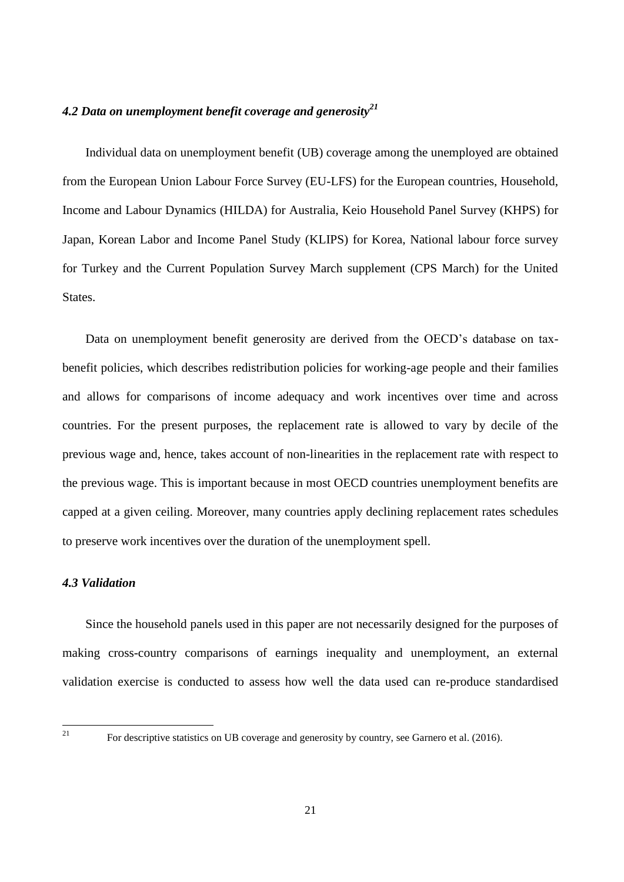### *4.2 Data on unemployment benefit coverage and generosity*[21]

Individual data on unemployment benefit (UB) coverage among the unemployed are obtained from the European Union Labour Force Survey (EU-LFS) for the European countries, Household, Income and Labour Dynamics (HILDA) for Australia, Keio Household Panel Survey (KHPS) for Japan, Korean Labor and Income Panel Study (KLIPS) for Korea, National labour force survey for Turkey and the Current Population Survey March supplement (CPS March) for the United States.

Data on unemployment benefit generosity are derived from the OECD's database on tax-benefit policies, which describes redistribution policies for working-age people and their families and allows for comparisons of income adequacy and work incentives over time and across countries. For the present purposes, the replacement rate is allowed to vary by decile of the previous wage and, hence, takes account of non-linearities in the replacement rate with respect to the previous wage. This is important because in most OECD countries unemployment benefits are capped at a given ceiling. Moreover, many countries apply declining replacement rates schedules to preserve work incentives over the duration of the unemployment spell.

### *4.3 Validation*

Since the household panels used in this paper are not necessarily designed for the purposes of making cross-country comparisons of earnings inequality and unemployment, an external validation exercise is conducted to assess how well the data used can re-produce standardised

[21] For descriptive statistics on UB coverage and generosity by country, see Garnero et al. (2016).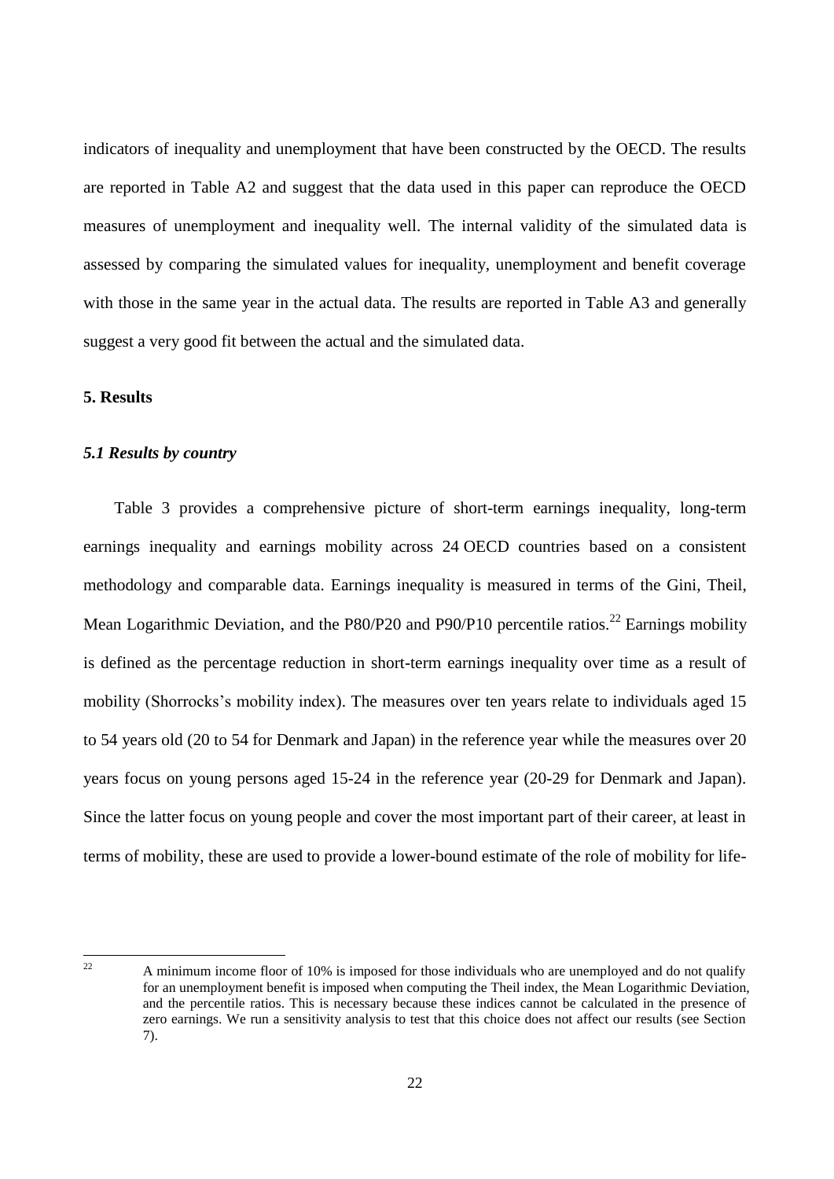indicators of inequality and unemployment that have been constructed by the OECD. The results are reported in Table A2 and suggest that the data used in this paper can reproduce the OECD measures of unemployment and inequality well. The internal validity of the simulated data is assessed by comparing the simulated values for inequality, unemployment and benefit coverage with those in the same year in the actual data. The results are reported in Table A3 and generally suggest a very good fit between the actual and the simulated data.

## 5. Results

### *5.1 Results by country*

Table 3 provides a comprehensive picture of short-term earnings inequality, long-term earnings inequality and earnings mobility across 24 OECD countries based on a consistent methodology and comparable data. Earnings inequality is measured in terms of the Gini, Theil, Mean Logarithmic Deviation, and the P80/P20 and P90/P10 percentile ratios.[22] Earnings mobility is defined as the percentage reduction in short-term earnings inequality over time as a result of mobility (Shorrocks's mobility index). The measures over ten years relate to individuals aged 15 to 54 years old (20 to 54 for Denmark and Japan) in the reference year while the measures over 20 years focus on young persons aged 15-24 in the reference year (20-29 for Denmark and Japan). Since the latter focus on young people and cover the most important part of their career, at least in terms of mobility, these are used to provide a lower-bound estimate of the role of mobility for life-

---

[22] A minimum income floor of 10% is imposed for those individuals who are unemployed and do not qualify for an unemployment benefit is imposed when computing the Theil index, the Mean Logarithmic Deviation, and the percentile ratios. This is necessary because these indices cannot be calculated in the presence of zero earnings. We run a sensitivity analysis to test that this choice does not affect our results (see Section 7).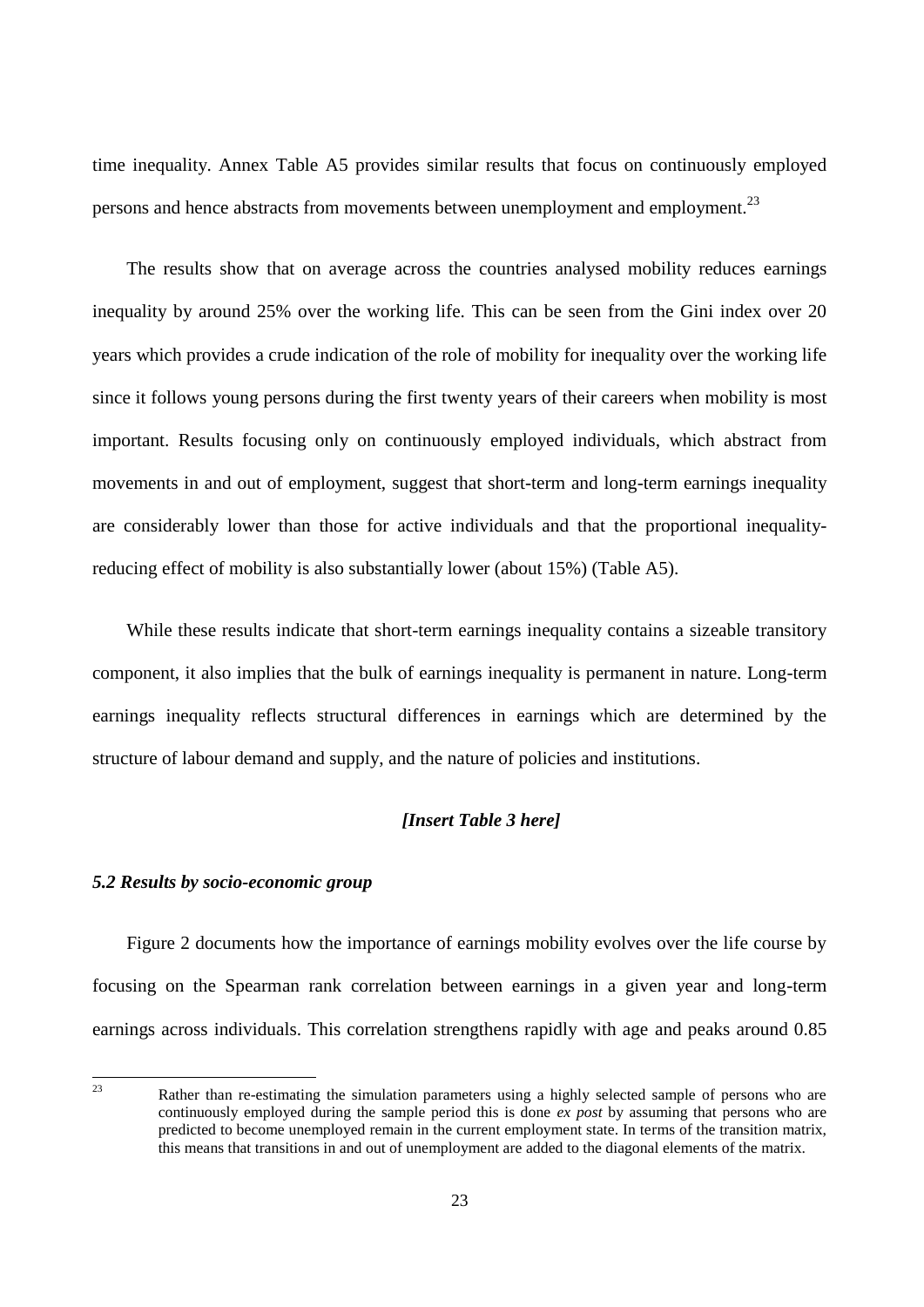time inequality. Annex Table A5 provides similar results that focus on continuously employed persons and hence abstracts from movements between unemployment and employment.[23]

The results show that on average across the countries analysed mobility reduces earnings inequality by around 25% over the working life. This can be seen from the Gini index over 20 years which provides a crude indication of the role of mobility for inequality over the working life since it follows young persons during the first twenty years of their careers when mobility is most important. Results focusing only on continuously employed individuals, which abstract from movements in and out of employment, suggest that short-term and long-term earnings inequality are considerably lower than those for active individuals and that the proportional inequality-reducing effect of mobility is also substantially lower (about 15%) (Table A5).

While these results indicate that short-term earnings inequality contains a sizeable transitory component, it also implies that the bulk of earnings inequality is permanent in nature. Long-term earnings inequality reflects structural differences in earnings which are determined by the structure of labour demand and supply, and the nature of policies and institutions.

***[Insert Table 3 here]***

### *5.2 Results by socio-economic group*

Figure 2 documents how the importance of earnings mobility evolves over the life course by focusing on the Spearman rank correlation between earnings in a given year and long-term earnings across individuals. This correlation strengthens rapidly with age and peaks around 0.85

---

[23] Rather than re-estimating the simulation parameters using a highly selected sample of persons who are continuously employed during the sample period this is done *ex post* by assuming that persons who are predicted to become unemployed remain in the current employment state. In terms of the transition matrix, this means that transitions in and out of unemployment are added to the diagonal elements of the matrix.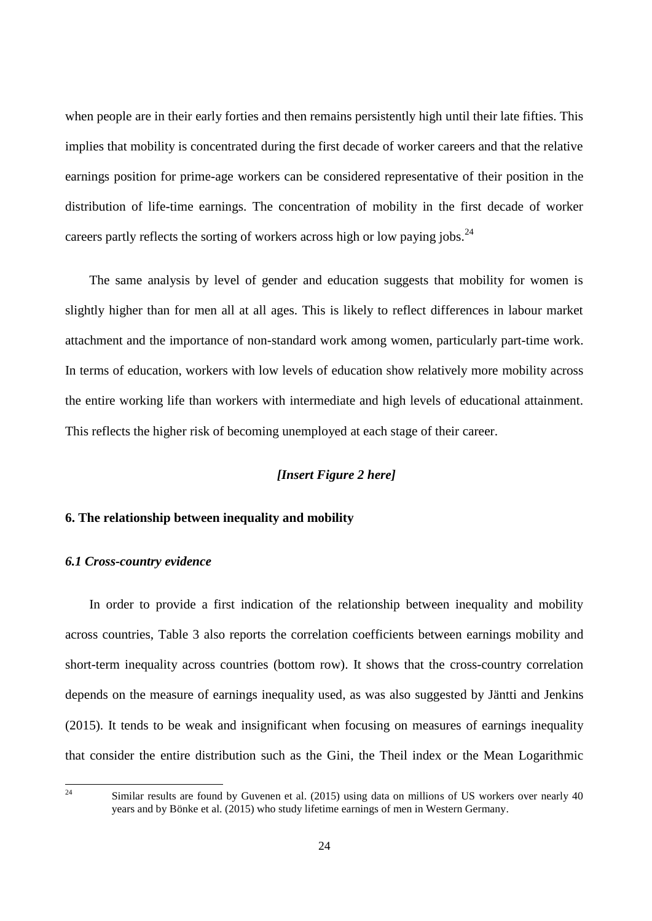when people are in their early forties and then remains persistently high until their late fifties. This implies that mobility is concentrated during the first decade of worker careers and that the relative earnings position for prime-age workers can be considered representative of their position in the distribution of life-time earnings. The concentration of mobility in the first decade of worker careers partly reflects the sorting of workers across high or low paying jobs.[24]

The same analysis by level of gender and education suggests that mobility for women is slightly higher than for men all at all ages. This is likely to reflect differences in labour market attachment and the importance of non-standard work among women, particularly part-time work. In terms of education, workers with low levels of education show relatively more mobility across the entire working life than workers with intermediate and high levels of educational attainment. This reflects the higher risk of becoming unemployed at each stage of their career.

*[Insert Figure 2 here]*

## 6. The relationship between inequality and mobility

### *6.1 Cross-country evidence*

In order to provide a first indication of the relationship between inequality and mobility across countries, Table 3 also reports the correlation coefficients between earnings mobility and short-term inequality across countries (bottom row). It shows that the cross-country correlation depends on the measure of earnings inequality used, as was also suggested by Jäntti and Jenkins (2015). It tends to be weak and insignificant when focusing on measures of earnings inequality that consider the entire distribution such as the Gini, the Theil index or the Mean Logarithmic

[24] Similar results are found by Guvenen et al. (2015) using data on millions of US workers over nearly 40 years and by Bönke et al. (2015) who study lifetime earnings of men in Western Germany.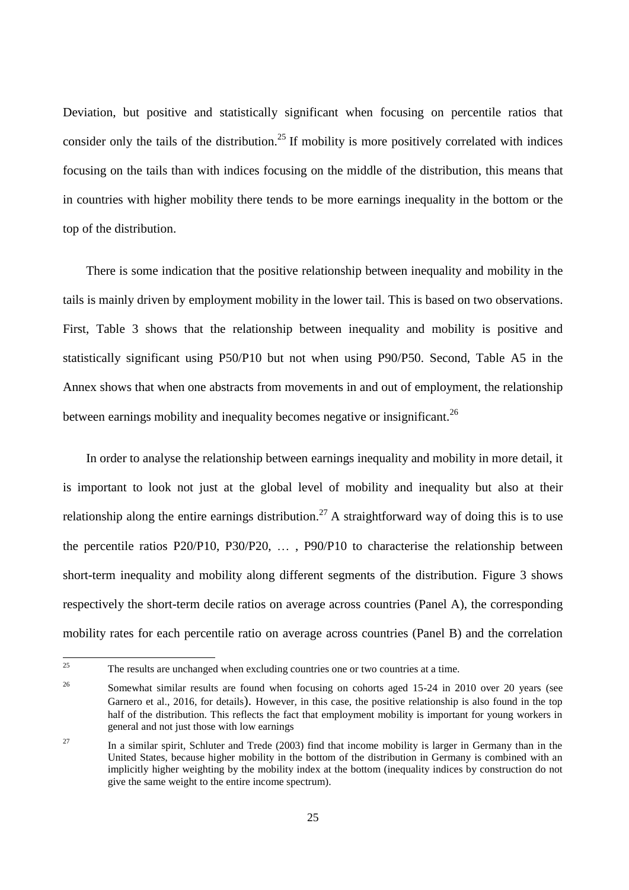Deviation, but positive and statistically significant when focusing on percentile ratios that consider only the tails of the distribution.[25] If mobility is more positively correlated with indices focusing on the tails than with indices focusing on the middle of the distribution, this means that in countries with higher mobility there tends to be more earnings inequality in the bottom or the top of the distribution.

There is some indication that the positive relationship between inequality and mobility in the tails is mainly driven by employment mobility in the lower tail. This is based on two observations. First, Table 3 shows that the relationship between inequality and mobility is positive and statistically significant using P50/P10 but not when using P90/P50. Second, Table A5 in the Annex shows that when one abstracts from movements in and out of employment, the relationship between earnings mobility and inequality becomes negative or insignificant.[26]

In order to analyse the relationship between earnings inequality and mobility in more detail, it is important to look not just at the global level of mobility and inequality but also at their relationship along the entire earnings distribution.[27] A straightforward way of doing this is to use the percentile ratios P20/P10, P30/P20, … , P90/P10 to characterise the relationship between short-term inequality and mobility along different segments of the distribution. Figure 3 shows respectively the short-term decile ratios on average across countries (Panel A), the corresponding mobility rates for each percentile ratio on average across countries (Panel B) and the correlation

[25] The results are unchanged when excluding countries one or two countries at a time.

[26] Somewhat similar results are found when focusing on cohorts aged 15-24 in 2010 over 20 years (see Garnero et al., 2016, for details). However, in this case, the positive relationship is also found in the top half of the distribution. This reflects the fact that employment mobility is important for young workers in general and not just those with low earnings

[27] In a similar spirit, Schluter and Trede (2003) find that income mobility is larger in Germany than in the United States, because higher mobility in the bottom of the distribution in Germany is combined with an implicitly higher weighting by the mobility index at the bottom (inequality indices by construction do not give the same weight to the entire income spectrum).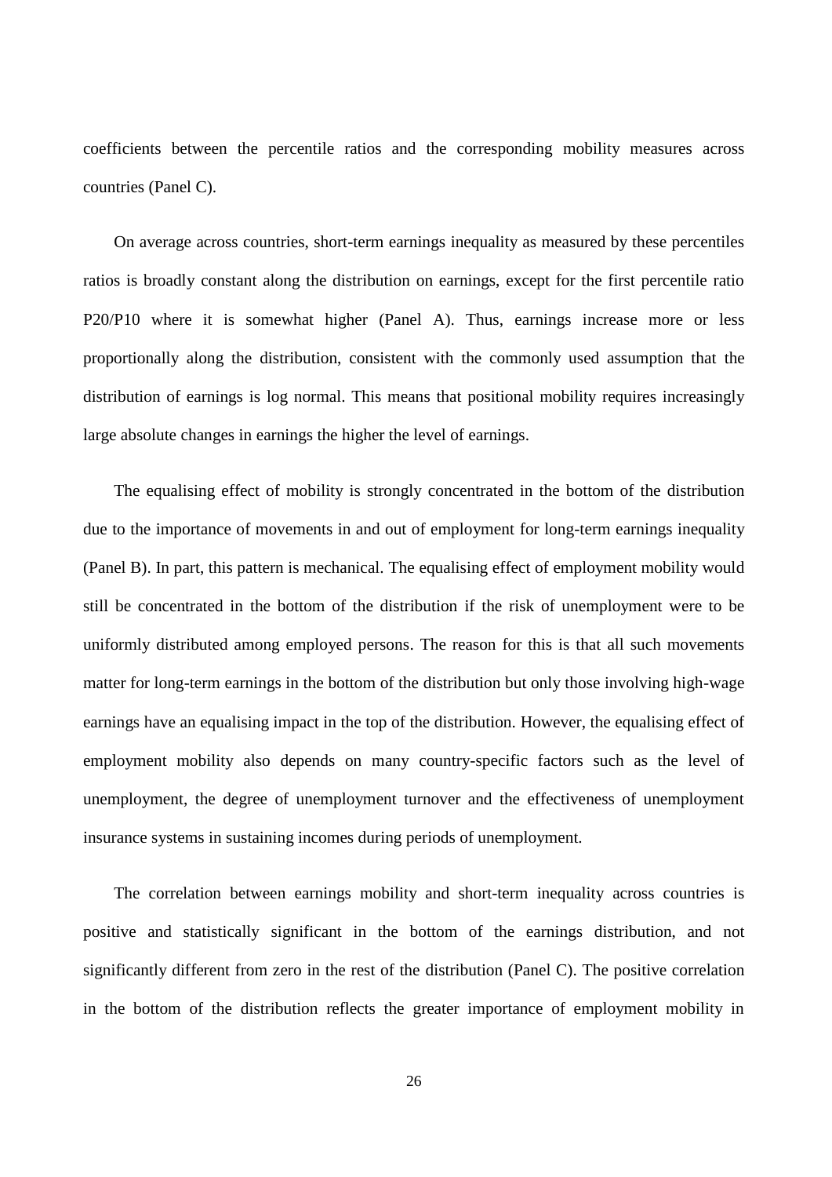coefficients between the percentile ratios and the corresponding mobility measures across countries (Panel C).

On average across countries, short-term earnings inequality as measured by these percentiles ratios is broadly constant along the distribution on earnings, except for the first percentile ratio P20/P10 where it is somewhat higher (Panel A). Thus, earnings increase more or less proportionally along the distribution, consistent with the commonly used assumption that the distribution of earnings is log normal. This means that positional mobility requires increasingly large absolute changes in earnings the higher the level of earnings.

The equalising effect of mobility is strongly concentrated in the bottom of the distribution due to the importance of movements in and out of employment for long-term earnings inequality (Panel B). In part, this pattern is mechanical. The equalising effect of employment mobility would still be concentrated in the bottom of the distribution if the risk of unemployment were to be uniformly distributed among employed persons. The reason for this is that all such movements matter for long-term earnings in the bottom of the distribution but only those involving high-wage earnings have an equalising impact in the top of the distribution. However, the equalising effect of employment mobility also depends on many country-specific factors such as the level of unemployment, the degree of unemployment turnover and the effectiveness of unemployment insurance systems in sustaining incomes during periods of unemployment.

The correlation between earnings mobility and short-term inequality across countries is positive and statistically significant in the bottom of the earnings distribution, and not significantly different from zero in the rest of the distribution (Panel C). The positive correlation in the bottom of the distribution reflects the greater importance of employment mobility in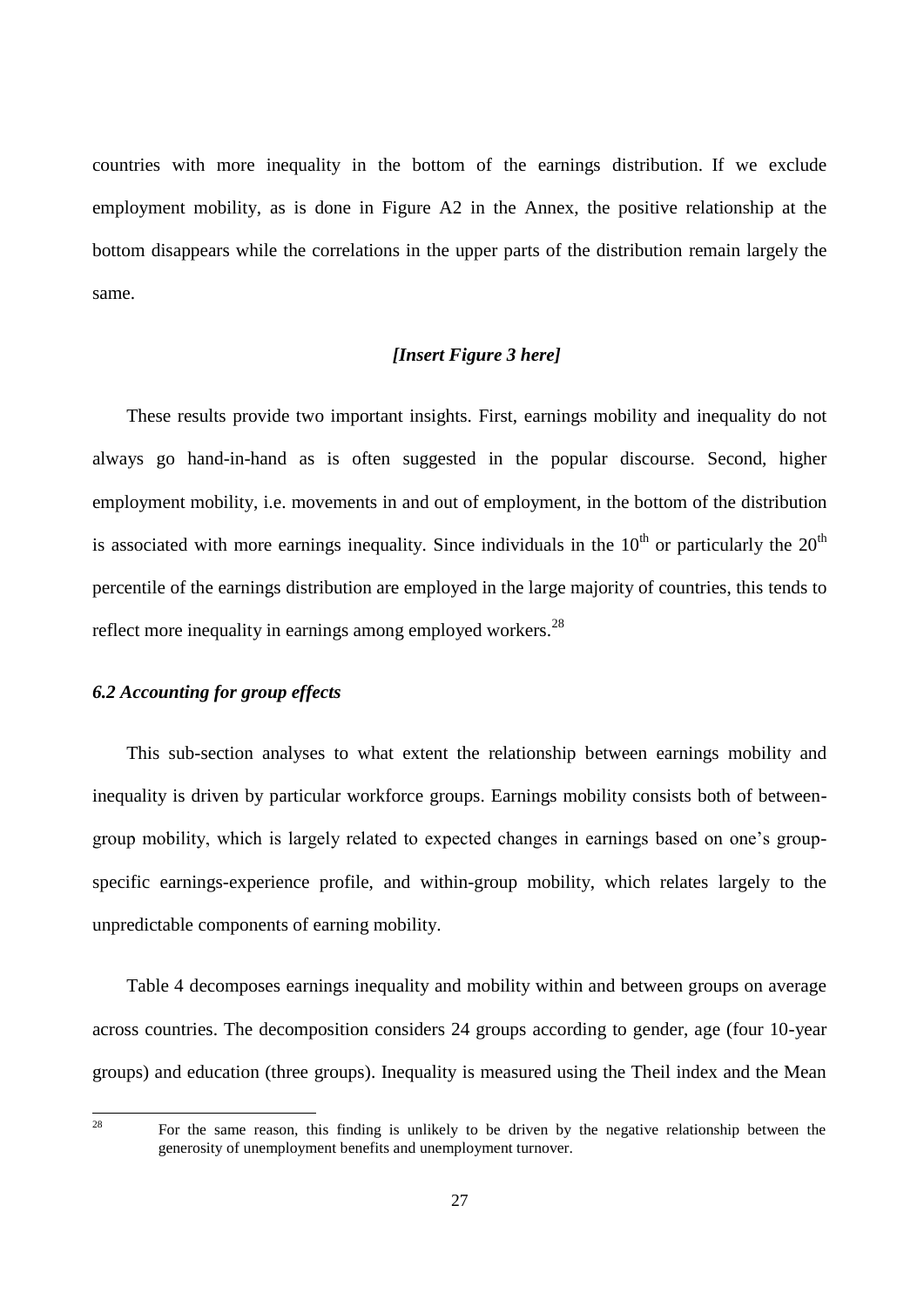countries with more inequality in the bottom of the earnings distribution. If we exclude employment mobility, as is done in Figure A2 in the Annex, the positive relationship at the bottom disappears while the correlations in the upper parts of the distribution remain largely the same.

***[Insert Figure 3 here]***

These results provide two important insights. First, earnings mobility and inequality do not always go hand-in-hand as is often suggested in the popular discourse. Second, higher employment mobility, i.e. movements in and out of employment, in the bottom of the distribution is associated with more earnings inequality. Since individuals in the $10^{th}$ or particularly the $20^{th}$ percentile of the earnings distribution are employed in the large majority of countries, this tends to reflect more inequality in earnings among employed workers.[28]

### *6.2 Accounting for group effects*

This sub-section analyses to what extent the relationship between earnings mobility and inequality is driven by particular workforce groups. Earnings mobility consists both of between-group mobility, which is largely related to expected changes in earnings based on one's group-specific earnings-experience profile, and within-group mobility, which relates largely to the unpredictable components of earning mobility.

Table 4 decomposes earnings inequality and mobility within and between groups on average across countries. The decomposition considers 24 groups according to gender, age (four 10-year groups) and education (three groups). Inequality is measured using the Theil index and the Mean

---

[28] For the same reason, this finding is unlikely to be driven by the negative relationship between the generosity of unemployment benefits and unemployment turnover.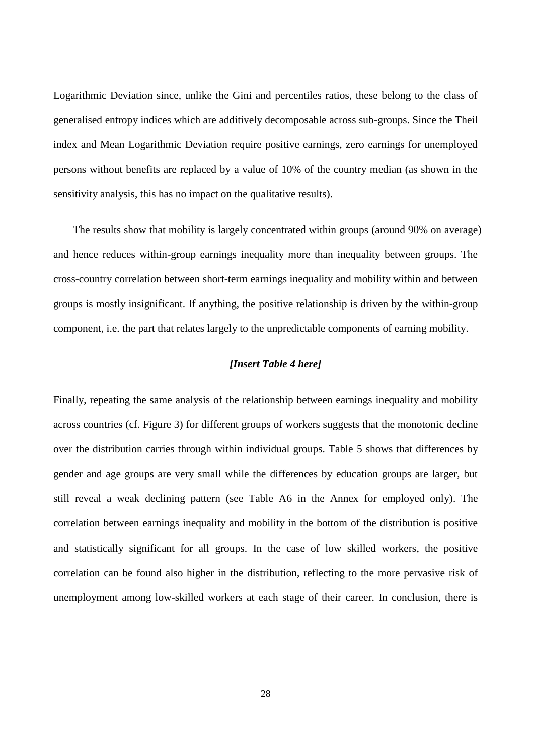Logarithmic Deviation since, unlike the Gini and percentiles ratios, these belong to the class of generalised entropy indices which are additively decomposable across sub-groups. Since the Theil index and Mean Logarithmic Deviation require positive earnings, zero earnings for unemployed persons without benefits are replaced by a value of 10% of the country median (as shown in the sensitivity analysis, this has no impact on the qualitative results).

The results show that mobility is largely concentrated within groups (around 90% on average) and hence reduces within-group earnings inequality more than inequality between groups. The cross-country correlation between short-term earnings inequality and mobility within and between groups is mostly insignificant. If anything, the positive relationship is driven by the within-group component, i.e. the part that relates largely to the unpredictable components of earning mobility.

***[Insert Table 4 here]***

Finally, repeating the same analysis of the relationship between earnings inequality and mobility across countries (cf. Figure 3) for different groups of workers suggests that the monotonic decline over the distribution carries through within individual groups. Table 5 shows that differences by gender and age groups are very small while the differences by education groups are larger, but still reveal a weak declining pattern (see Table A6 in the Annex for employed only). The correlation between earnings inequality and mobility in the bottom of the distribution is positive and statistically significant for all groups. In the case of low skilled workers, the positive correlation can be found also higher in the distribution, reflecting to the more pervasive risk of unemployment among low-skilled workers at each stage of their career. In conclusion, there is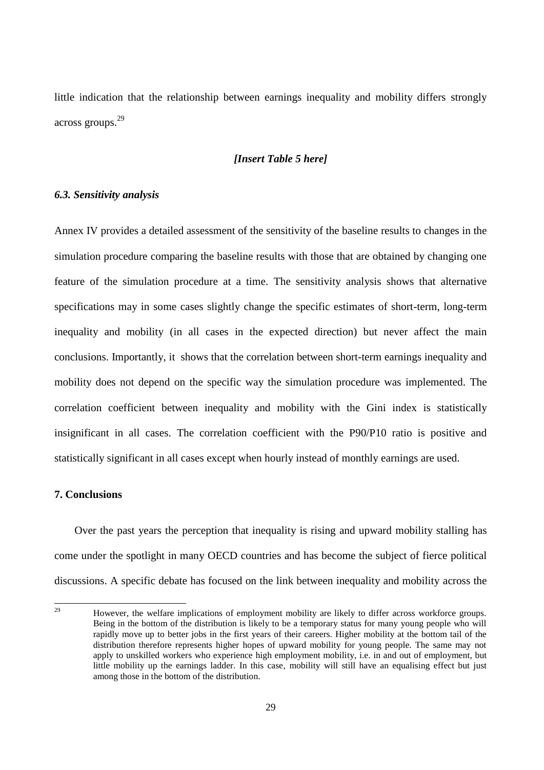little indication that the relationship between earnings inequality and mobility differs strongly across groups.[29]

*[Insert Table 5 here]*

### *6.3. Sensitivity analysis*

Annex IV provides a detailed assessment of the sensitivity of the baseline results to changes in the simulation procedure comparing the baseline results with those that are obtained by changing one feature of the simulation procedure at a time. The sensitivity analysis shows that alternative specifications may in some cases slightly change the specific estimates of short-term, long-term inequality and mobility (in all cases in the expected direction) but never affect the main conclusions. Importantly, it shows that the correlation between short-term earnings inequality and mobility does not depend on the specific way the simulation procedure was implemented. The correlation coefficient between inequality and mobility with the Gini index is statistically insignificant in all cases. The correlation coefficient with the P90/P10 ratio is positive and statistically significant in all cases except when hourly instead of monthly earnings are used.

## 7. Conclusions

Over the past years the perception that inequality is rising and upward mobility stalling has come under the spotlight in many OECD countries and has become the subject of fierce political discussions. A specific debate has focused on the link between inequality and mobility across the

[29] However, the welfare implications of employment mobility are likely to differ across workforce groups. Being in the bottom of the distribution is likely to be a temporary status for many young people who will rapidly move up to better jobs in the first years of their careers. Higher mobility at the bottom tail of the distribution therefore represents higher hopes of upward mobility for young people. The same may not apply to unskilled workers who experience high employment mobility, i.e. in and out of employment, but little mobility up the earnings ladder. In this case, mobility will still have an equalising effect but just among those in the bottom of the distribution.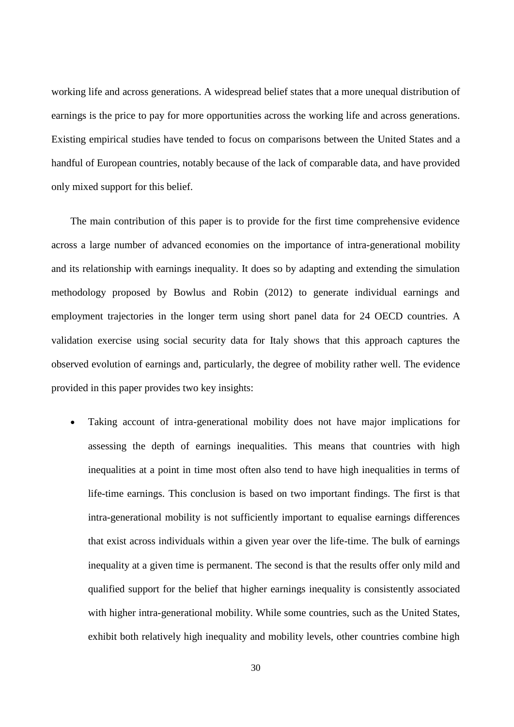working life and across generations. A widespread belief states that a more unequal distribution of earnings is the price to pay for more opportunities across the working life and across generations. Existing empirical studies have tended to focus on comparisons between the United States and a handful of European countries, notably because of the lack of comparable data, and have provided only mixed support for this belief.

The main contribution of this paper is to provide for the first time comprehensive evidence across a large number of advanced economies on the importance of intra-generational mobility and its relationship with earnings inequality. It does so by adapting and extending the simulation methodology proposed by Bowlus and Robin (2012) to generate individual earnings and employment trajectories in the longer term using short panel data for 24 OECD countries. A validation exercise using social security data for Italy shows that this approach captures the observed evolution of earnings and, particularly, the degree of mobility rather well. The evidence provided in this paper provides two key insights:

- Taking account of intra-generational mobility does not have major implications for assessing the depth of earnings inequalities. This means that countries with high inequalities at a point in time most often also tend to have high inequalities in terms of life-time earnings. This conclusion is based on two important findings. The first is that intra-generational mobility is not sufficiently important to equalise earnings differences that exist across individuals within a given year over the life-time. The bulk of earnings inequality at a given time is permanent. The second is that the results offer only mild and qualified support for the belief that higher earnings inequality is consistently associated with higher intra-generational mobility. While some countries, such as the United States, exhibit both relatively high inequality and mobility levels, other countries combine high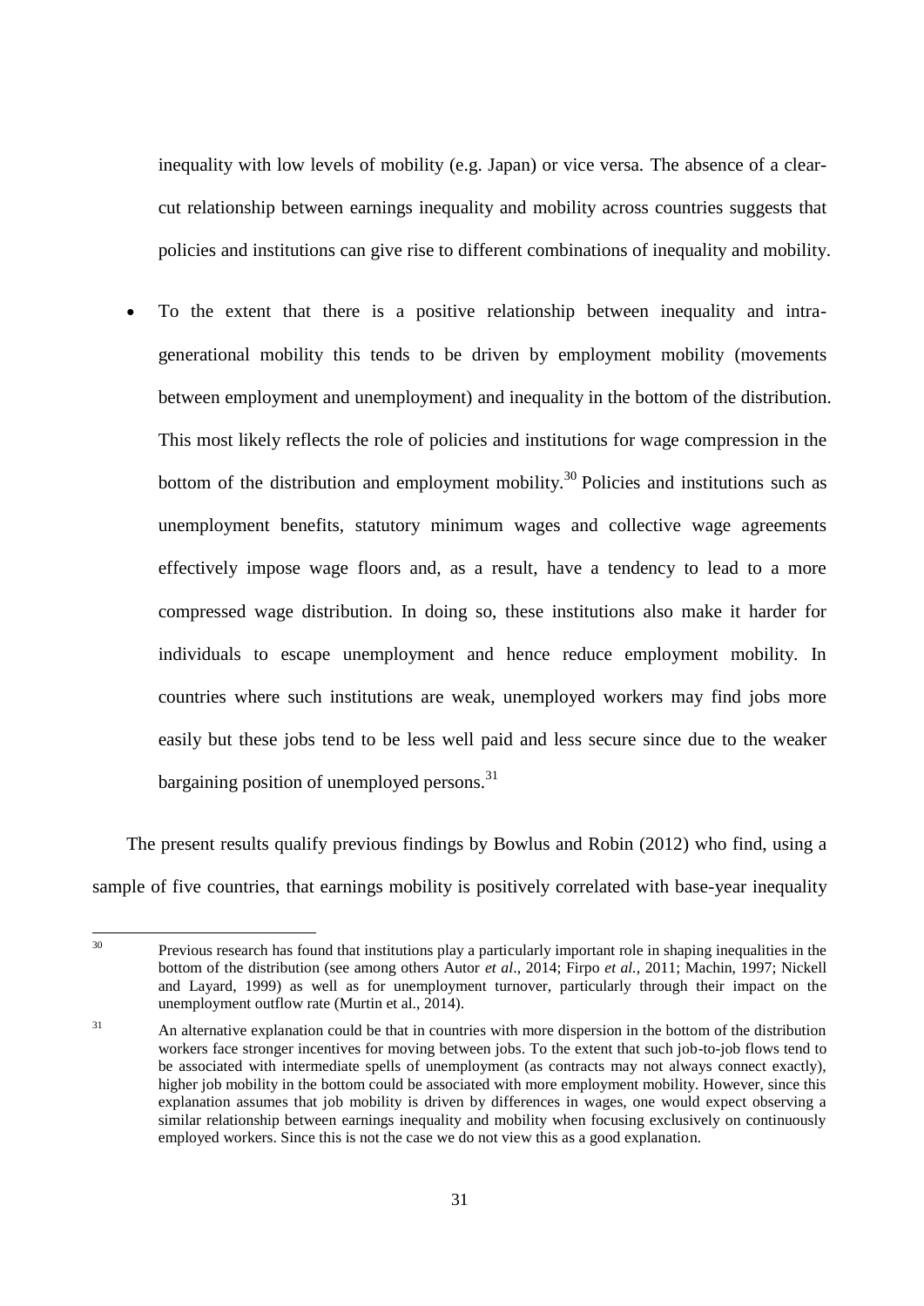inequality with low levels of mobility (e.g. Japan) or vice versa. The absence of a clear-cut relationship between earnings inequality and mobility across countries suggests that policies and institutions can give rise to different combinations of inequality and mobility.

- To the extent that there is a positive relationship between inequality and intra-generational mobility this tends to be driven by employment mobility (movements between employment and unemployment) and inequality in the bottom of the distribution. This most likely reflects the role of policies and institutions for wage compression in the bottom of the distribution and employment mobility.[30] Policies and institutions such as unemployment benefits, statutory minimum wages and collective wage agreements effectively impose wage floors and, as a result, have a tendency to lead to a more compressed wage distribution. In doing so, these institutions also make it harder for individuals to escape unemployment and hence reduce employment mobility. In countries where such institutions are weak, unemployed workers may find jobs more easily but these jobs tend to be less well paid and less secure since due to the weaker bargaining position of unemployed persons.[31]

The present results qualify previous findings by Bowlus and Robin (2012) who find, using a sample of five countries, that earnings mobility is positively correlated with base-year inequality

[30] Previous research has found that institutions play a particularly important role in shaping inequalities in the bottom of the distribution (see among others Autor *et al*., 2014; Firpo *et al.*, 2011; Machin, 1997; Nickell and Layard, 1999) as well as for unemployment turnover, particularly through their impact on the unemployment outflow rate (Murtin et al., 2014).

[31] An alternative explanation could be that in countries with more dispersion in the bottom of the distribution workers face stronger incentives for moving between jobs. To the extent that such job-to-job flows tend to be associated with intermediate spells of unemployment (as contracts may not always connect exactly), higher job mobility in the bottom could be associated with more employment mobility. However, since this explanation assumes that job mobility is driven by differences in wages, one would expect observing a similar relationship between earnings inequality and mobility when focusing exclusively on continuously employed workers. Since this is not the case we do not view this as a good explanation.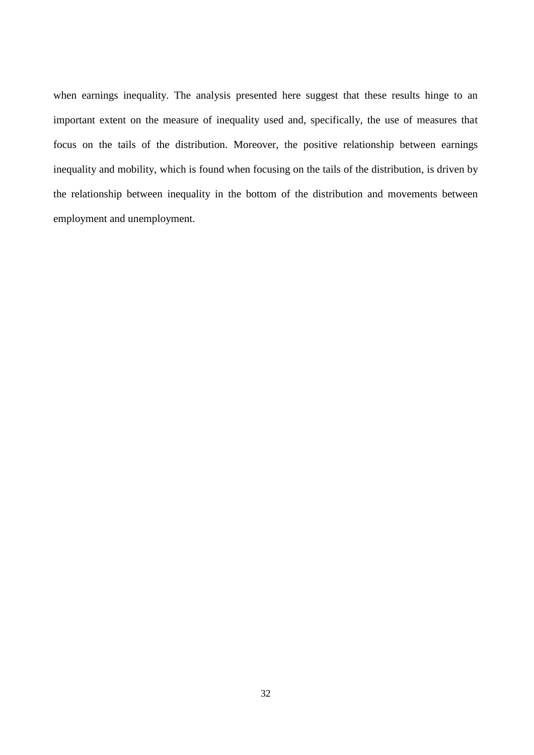when earnings inequality. The analysis presented here suggest that these results hinge to an important extent on the measure of inequality used and, specifically, the use of measures that focus on the tails of the distribution. Moreover, the positive relationship between earnings inequality and mobility, which is found when focusing on the tails of the distribution, is driven by the relationship between inequality in the bottom of the distribution and movements between employment and unemployment.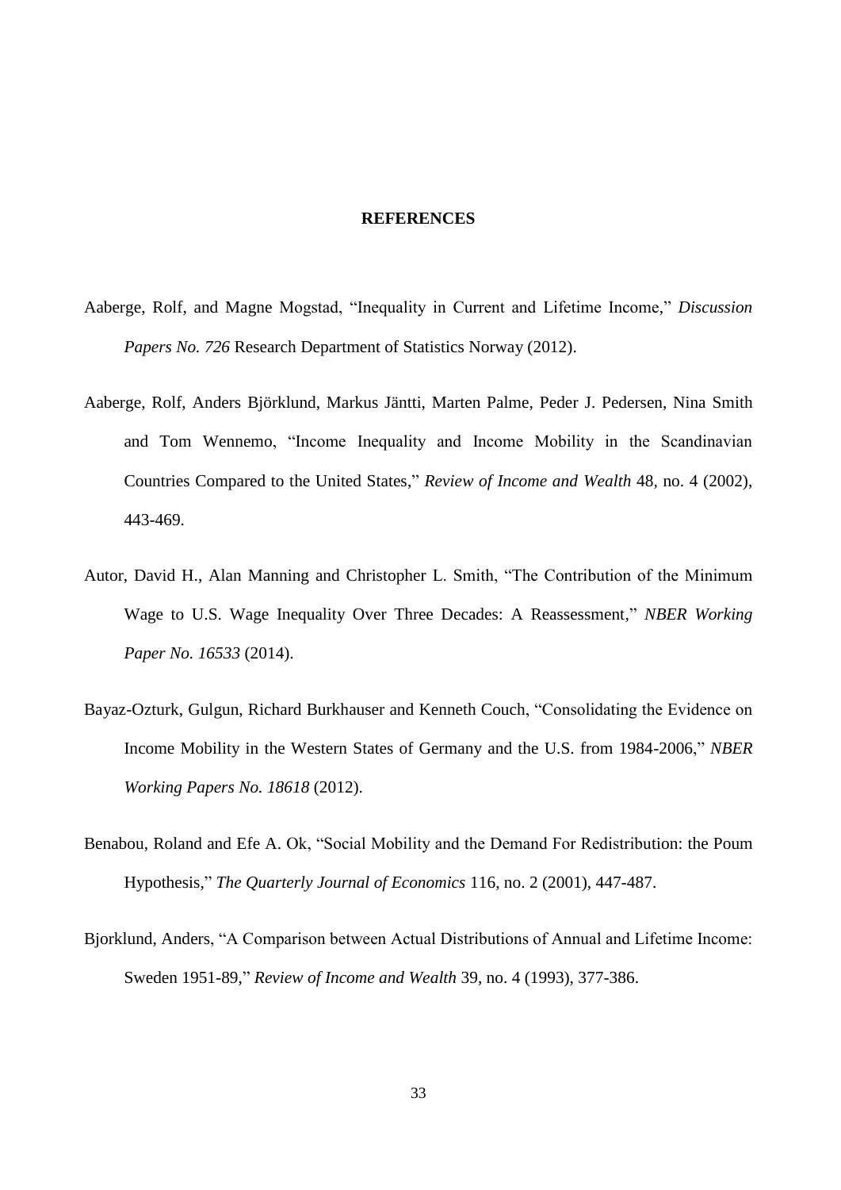## REFERENCES

Aaberge, Rolf, and Magne Mogstad, "Inequality in Current and Lifetime Income," *Discussion Papers No. 726* Research Department of Statistics Norway (2012).

Aaberge, Rolf, Anders Björklund, Markus Jäntti, Marten Palme, Peder J. Pedersen, Nina Smith and Tom Wennemo, "Income Inequality and Income Mobility in the Scandinavian Countries Compared to the United States," *Review of Income and Wealth* 48, no. 4 (2002), 443-469.

Autor, David H., Alan Manning and Christopher L. Smith, "The Contribution of the Minimum Wage to U.S. Wage Inequality Over Three Decades: A Reassessment," *NBER Working Paper No. 16533* (2014).

Bayaz-Ozturk, Gulgun, Richard Burkhauser and Kenneth Couch, "Consolidating the Evidence on Income Mobility in the Western States of Germany and the U.S. from 1984-2006," *NBER Working Papers No. 18618* (2012).

Benabou, Roland and Efe A. Ok, "Social Mobility and the Demand For Redistribution: the Poum Hypothesis," *The Quarterly Journal of Economics* 116, no. 2 (2001), 447-487.

Bjorklund, Anders, "A Comparison between Actual Distributions of Annual and Lifetime Income: Sweden 1951-89," *Review of Income and Wealth* 39, no. 4 (1993), 377-386.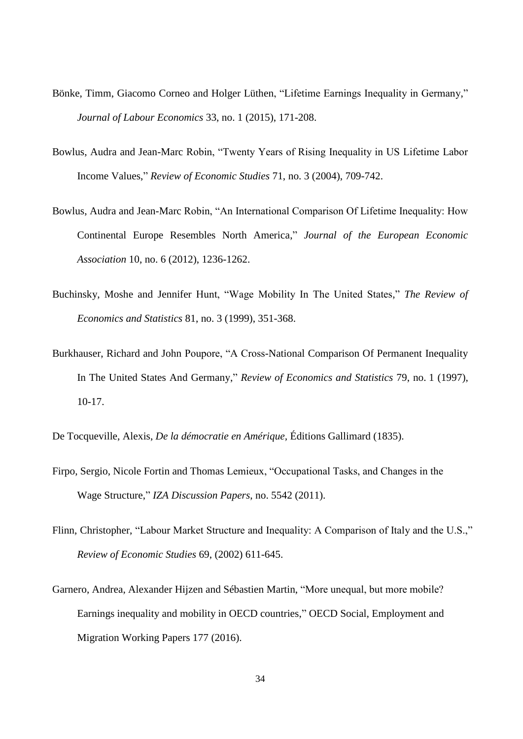Bönke, Timm, Giacomo Corneo and Holger Lüthen, "Lifetime Earnings Inequality in Germany," *Journal of Labour Economics* 33, no. 1 (2015), 171-208.

Bowlus, Audra and Jean-Marc Robin, "Twenty Years of Rising Inequality in US Lifetime Labor Income Values," *Review of Economic Studies* 71, no. 3 (2004), 709-742.

Bowlus, Audra and Jean-Marc Robin, "An International Comparison Of Lifetime Inequality: How Continental Europe Resembles North America," *Journal of the European Economic Association* 10, no. 6 (2012), 1236-1262.

Buchinsky, Moshe and Jennifer Hunt, "Wage Mobility In The United States," *The Review of Economics and Statistics* 81, no. 3 (1999), 351-368.

Burkhauser, Richard and John Poupore, "A Cross-National Comparison Of Permanent Inequality In The United States And Germany," *Review of Economics and Statistics* 79, no. 1 (1997), 10-17.

De Tocqueville, Alexis, *De la démocratie en Amérique*, Éditions Gallimard (1835).

Firpo, Sergio, Nicole Fortin and Thomas Lemieux, "Occupational Tasks, and Changes in the Wage Structure," *IZA Discussion Papers*, no. 5542 (2011).

Flinn, Christopher, "Labour Market Structure and Inequality: A Comparison of Italy and the U.S.," *Review of Economic Studies* 69, (2002) 611-645.

Garnero, Andrea, Alexander Hijzen and Sébastien Martin, "More unequal, but more mobile? Earnings inequality and mobility in OECD countries," OECD Social, Employment and Migration Working Papers 177 (2016).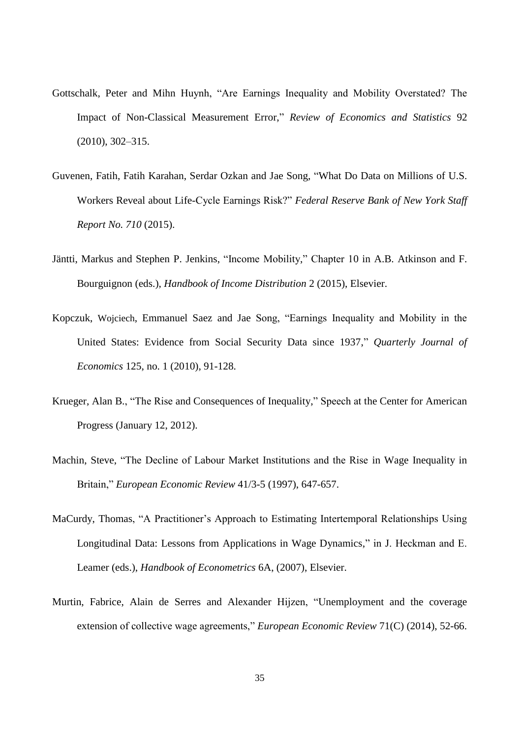Gottschalk, Peter and Mihn Huynh, "Are Earnings Inequality and Mobility Overstated? The Impact of Non-Classical Measurement Error," *Review of Economics and Statistics* 92 (2010), 302–315.

Guvenen, Fatih, Fatih Karahan, Serdar Ozkan and Jae Song, "What Do Data on Millions of U.S. Workers Reveal about Life-Cycle Earnings Risk?" *Federal Reserve Bank of New York Staff Report No. 710* (2015).

Jäntti, Markus and Stephen P. Jenkins, "Income Mobility," Chapter 10 in A.B. Atkinson and F. Bourguignon (eds.), *Handbook of Income Distribution* 2 (2015), Elsevier.

Kopczuk, Wojciech, Emmanuel Saez and Jae Song, "Earnings Inequality and Mobility in the United States: Evidence from Social Security Data since 1937," *Quarterly Journal of Economics* 125, no. 1 (2010), 91-128.

Krueger, Alan B., "The Rise and Consequences of Inequality," Speech at the Center for American Progress (January 12, 2012).

Machin, Steve, "The Decline of Labour Market Institutions and the Rise in Wage Inequality in Britain," *European Economic Review* 41/3-5 (1997), 647-657.

MaCurdy, Thomas, "A Practitioner's Approach to Estimating Intertemporal Relationships Using Longitudinal Data: Lessons from Applications in Wage Dynamics," in J. Heckman and E. Leamer (eds.), *Handbook of Econometrics* 6A, (2007), Elsevier.

Murtin, Fabrice, Alain de Serres and Alexander Hijzen, "Unemployment and the coverage extension of collective wage agreements," *European Economic Review* 71(C) (2014), 52-66.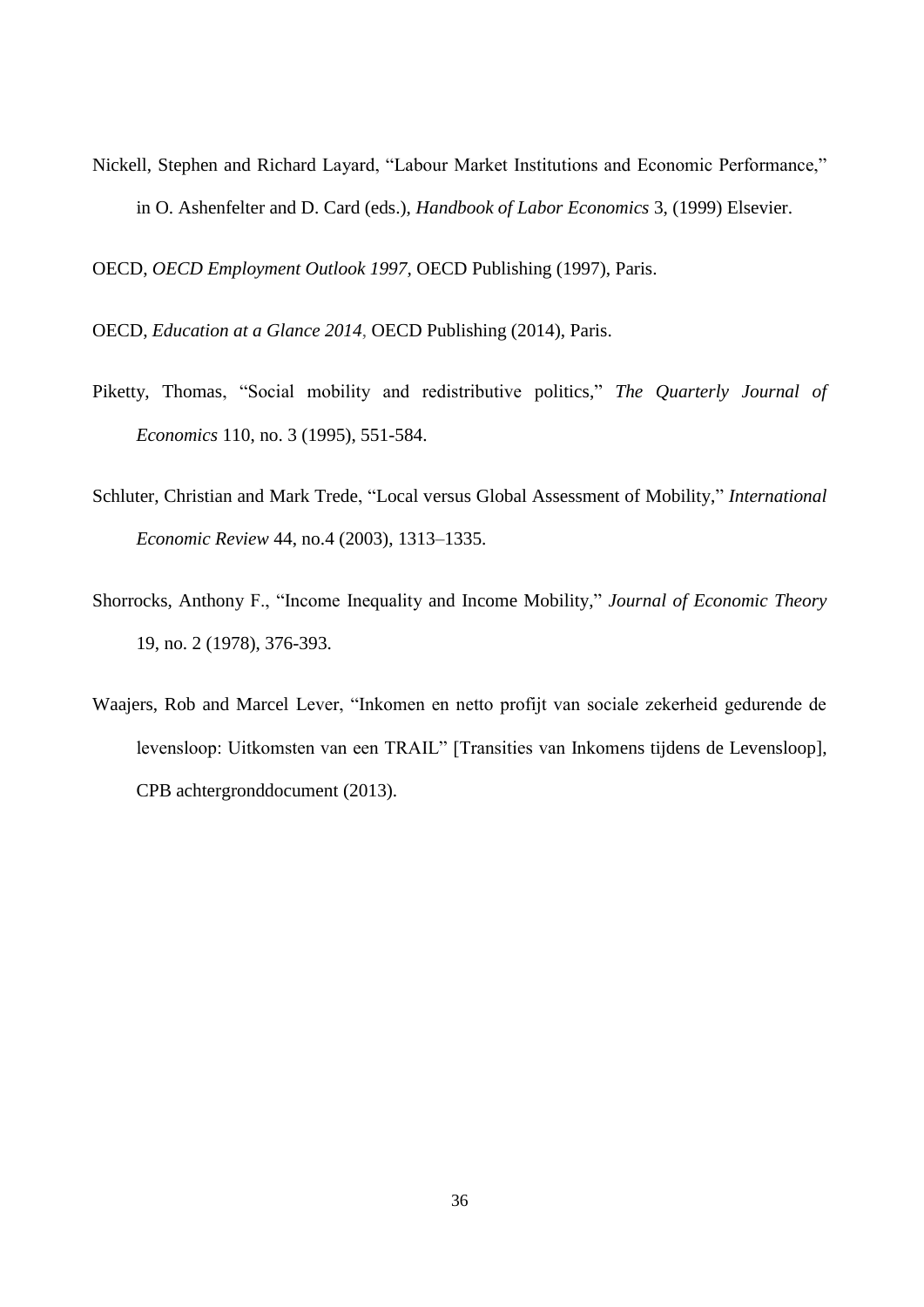Nickell, Stephen and Richard Layard, “Labour Market Institutions and Economic Performance,” in O. Ashenfelter and D. Card (eds.), *Handbook of Labor Economics* 3, (1999) Elsevier.

OECD, *OECD Employment Outlook 1997,* OECD Publishing (1997), Paris.

OECD, *Education at a Glance 2014,* OECD Publishing (2014), Paris.

Piketty, Thomas, “Social mobility and redistributive politics,” *The Quarterly Journal of Economics* 110, no. 3 (1995), 551-584.

Schluter, Christian and Mark Trede, “Local versus Global Assessment of Mobility,” *International Economic Review* 44, no.4 (2003), 1313–1335.

Shorrocks, Anthony F., “Income Inequality and Income Mobility,” *Journal of Economic Theory* 19, no. 2 (1978), 376-393.

Waajers, Rob and Marcel Lever, “Inkomen en netto profijt van sociale zekerheid gedurende de levensloop: Uitkomsten van een TRAIL” [Transities van Inkomens tijdens de Levensloop], CPB achtergronddocument (2013).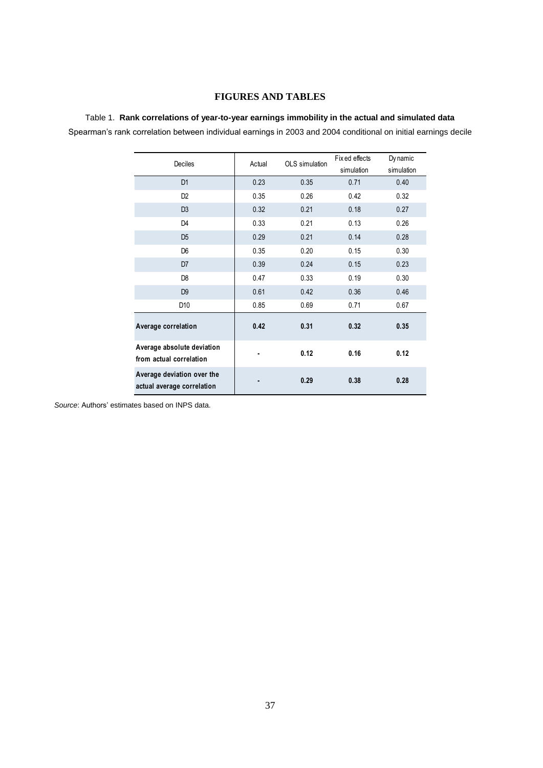# FIGURES AND TABLES

Table 1. **Rank correlations of year-to-year earnings immobility in the actual and simulated data**

Spearman's rank correlation between individual earnings in 2003 and 2004 conditional on initial earnings decile

| Deciles | Actual | OLS simulation | Fixed effects simulation | Dynamic simulation |
|---|---|---|---|---|
| D1 | 0.23 | 0.35 | 0.71 | 0.40 |
| D2 | 0.35 | 0.26 | 0.42 | 0.32 |
| D3 | 0.32 | 0.21 | 0.18 | 0.27 |
| D4 | 0.33 | 0.21 | 0.13 | 0.26 |
| D5 | 0.29 | 0.21 | 0.14 | 0.28 |
| D6 | 0.35 | 0.20 | 0.15 | 0.30 |
| D7 | 0.39 | 0.24 | 0.15 | 0.23 |
| D8 | 0.47 | 0.33 | 0.19 | 0.30 |
| D9 | 0.61 | 0.42 | 0.36 | 0.46 |
| D10 | 0.85 | 0.69 | 0.71 | 0.67 |
| **Average correlation** | **0.42** | **0.31** | **0.32** | **0.35** |
| **Average absolute deviation from actual correlation** | **-** | **0.12** | **0.16** | **0.12** |
| **Average deviation over the actual average correlation** | **-** | **0.29** | **0.38** | **0.28** |

*Source*: Authors' estimates based on INPS data.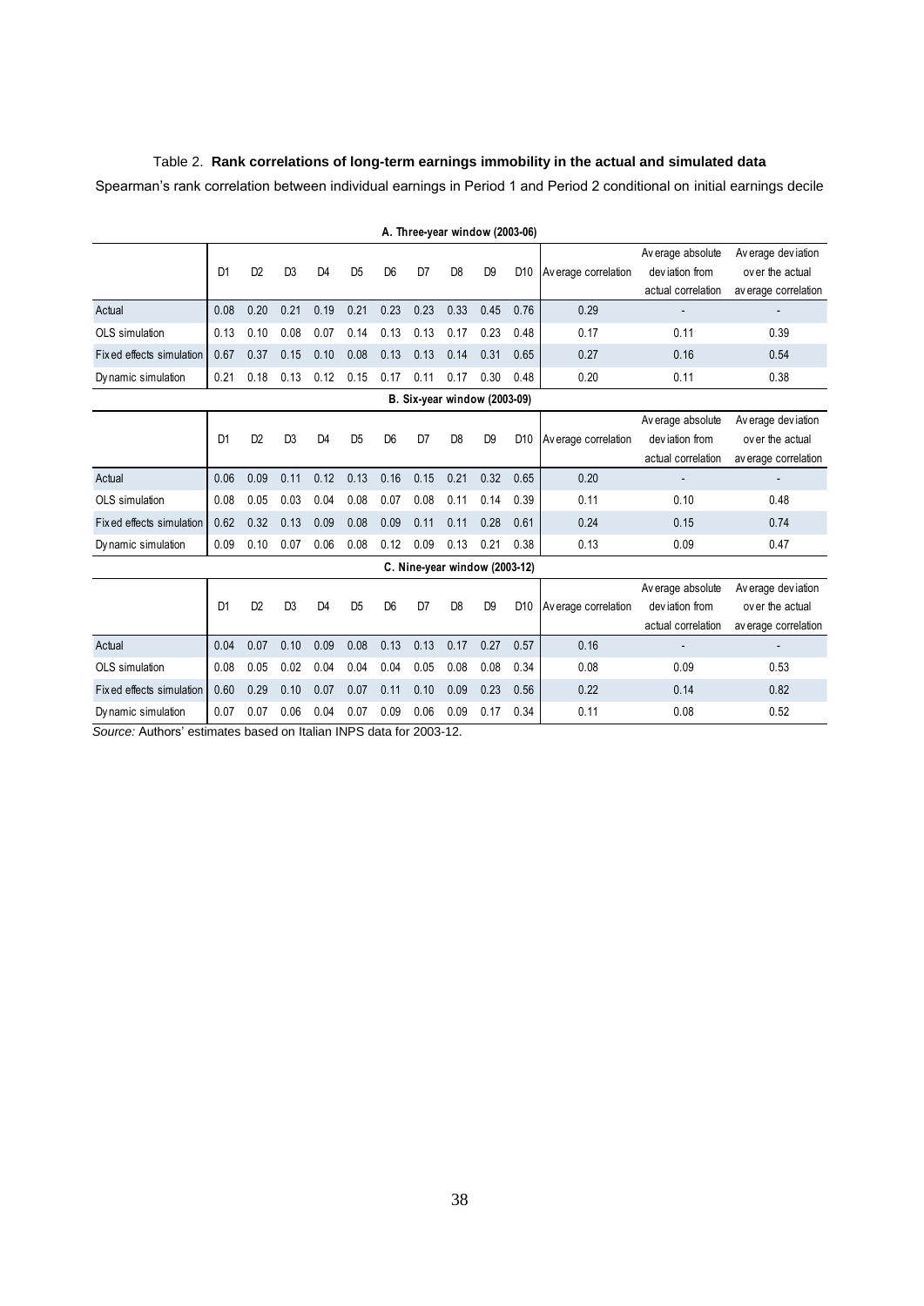Table 2. **Rank correlations of long-term earnings immobility in the actual and simulated data**

Spearman's rank correlation between individual earnings in Period 1 and Period 2 conditional on initial earnings decile

**A. Three-year window (2003-06)**

| | D1 | D2 | D3 | D4 | D5 | D6 | D7 | D8 | D9 | D10 | Average correlation | Average absolute deviation from actual correlation | Average deviation over the actual average correlation |
|---|---|---|---|---|---|---|---|---|---|---|---|---|---|
| Actual | 0.08 | 0.20 | 0.21 | 0.19 | 0.21 | 0.23 | 0.23 | 0.33 | 0.45 | 0.76 | 0.29 | - | - |
| OLS simulation | 0.13 | 0.10 | 0.08 | 0.07 | 0.14 | 0.13 | 0.13 | 0.17 | 0.23 | 0.48 | 0.17 | 0.11 | 0.39 |
| Fixed effects simulation | 0.67 | 0.37 | 0.15 | 0.10 | 0.08 | 0.13 | 0.13 | 0.14 | 0.31 | 0.65 | 0.27 | 0.16 | 0.54 |
| Dynamic simulation | 0.21 | 0.18 | 0.13 | 0.12 | 0.15 | 0.17 | 0.11 | 0.17 | 0.30 | 0.48 | 0.20 | 0.11 | 0.38 |

**B. Six-year window (2003-09)**

| | D1 | D2 | D3 | D4 | D5 | D6 | D7 | D8 | D9 | D10 | Average correlation | Average absolute deviation from actual correlation | Average deviation over the actual average correlation |
|---|---|---|---|---|---|---|---|---|---|---|---|---|---|
| Actual | 0.06 | 0.09 | 0.11 | 0.12 | 0.13 | 0.16 | 0.15 | 0.21 | 0.32 | 0.65 | 0.20 | - | - |
| OLS simulation | 0.08 | 0.05 | 0.03 | 0.04 | 0.08 | 0.07 | 0.08 | 0.11 | 0.14 | 0.39 | 0.11 | 0.10 | 0.48 |
| Fixed effects simulation | 0.62 | 0.32 | 0.13 | 0.09 | 0.08 | 0.09 | 0.11 | 0.11 | 0.28 | 0.61 | 0.24 | 0.15 | 0.74 |
| Dynamic simulation | 0.09 | 0.10 | 0.07 | 0.06 | 0.08 | 0.12 | 0.09 | 0.13 | 0.21 | 0.38 | 0.13 | 0.09 | 0.47 |

**C. Nine-year window (2003-12)**

| | D1 | D2 | D3 | D4 | D5 | D6 | D7 | D8 | D9 | D10 | Average correlation | Average absolute deviation from actual correlation | Average deviation over the actual average correlation |
|---|---|---|---|---|---|---|---|---|---|---|---|---|---|
| Actual | 0.04 | 0.07 | 0.10 | 0.09 | 0.08 | 0.13 | 0.13 | 0.17 | 0.27 | 0.57 | 0.16 | - | - |
| OLS simulation | 0.08 | 0.05 | 0.02 | 0.04 | 0.04 | 0.04 | 0.05 | 0.08 | 0.08 | 0.34 | 0.08 | 0.09 | 0.53 |
| Fixed effects simulation | 0.60 | 0.29 | 0.10 | 0.07 | 0.07 | 0.11 | 0.10 | 0.09 | 0.23 | 0.56 | 0.22 | 0.14 | 0.82 |
| Dynamic simulation | 0.07 | 0.07 | 0.06 | 0.04 | 0.07 | 0.09 | 0.06 | 0.09 | 0.17 | 0.34 | 0.11 | 0.08 | 0.52 |

*Source:* Authors' estimates based on Italian INPS data for 2003-12.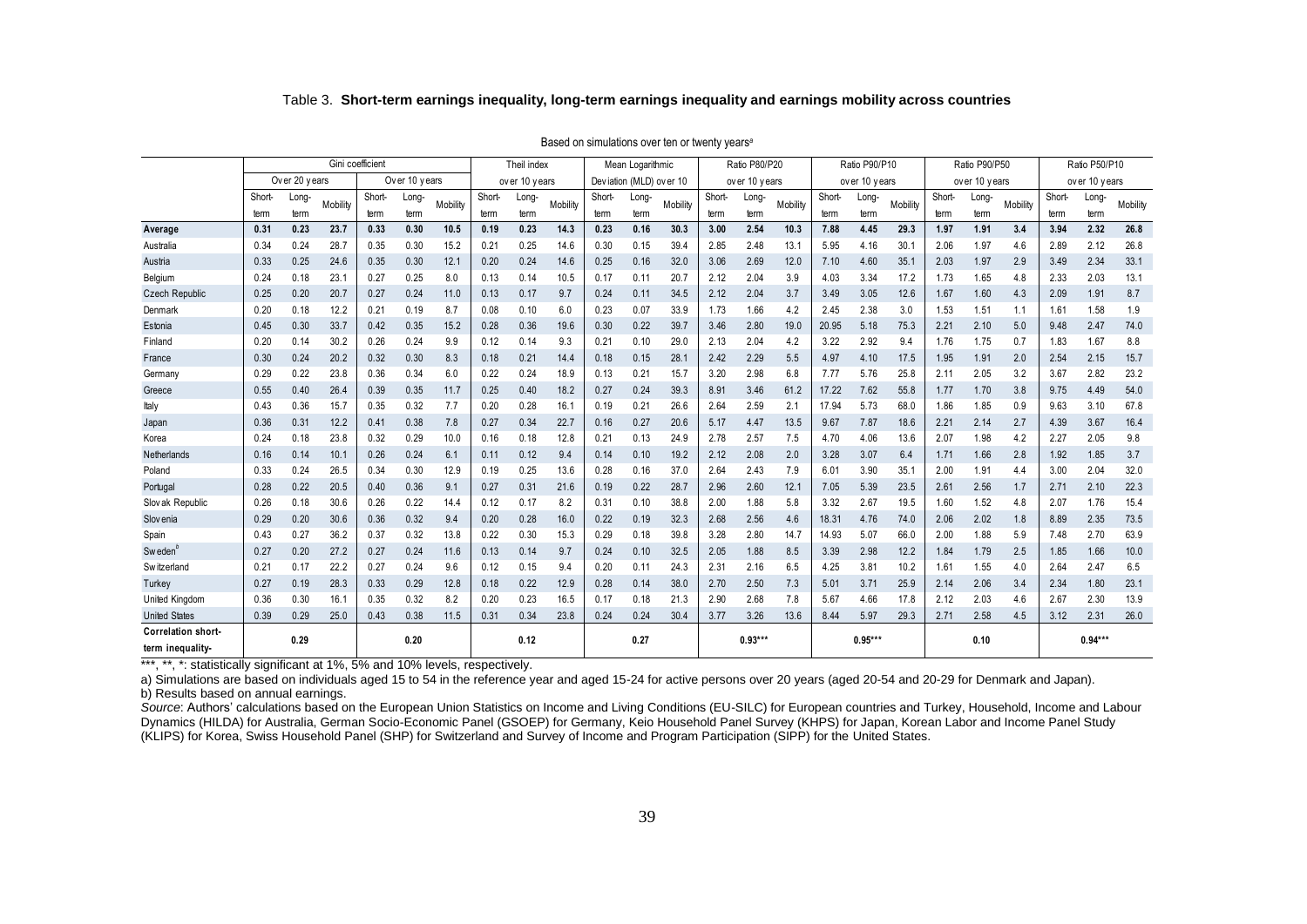Table 3. **Short-term earnings inequality, long-term earnings inequality and earnings mobility across countries**

Based on simulations over ten or twenty years[a]

| | Gini coefficient | | | | | | Theil index | | | Mean Logarithmic | | | Ratio P80/P20 | | | Ratio P90/P10 | | | Ratio P90/P50 | | | Ratio P50/P10 | | |
|---|---|---|---|---|---|---|---|---|---|---|---|---|---|---|---|---|---|---|---|---|---|---|---|---|
| | Over 20 years | | | Over 10 years | | | over 10 years | | | Deviation (MLD) over 10 | | | over 10 years | | | over 10 years | | | over 10 years | | | over 10 years | | |
| | Short-term | Long-term | Mobility | Short-term | Long-term | Mobility | Short-term | Long-term | Mobility | Short-term | Long-term | Mobility | Short-term | Long-term | Mobility | Short-term | Long-term | Mobility | Short-term | Long-term | Mobility | Short-term | Long-term | Mobility |
| **Average** | **0.31** | **0.23** | **23.7** | **0.33** | **0.30** | **10.5** | **0.19** | **0.23** | **14.3** | **0.23** | **0.16** | **30.3** | **3.00** | **2.54** | **10.3** | **7.88** | **4.45** | **29.3** | **1.97** | **1.91** | **3.4** | **3.94** | **2.32** | **26.8** |
| Australia | 0.34 | 0.24 | 28.7 | 0.35 | 0.30 | 15.2 | 0.21 | 0.25 | 14.6 | 0.30 | 0.15 | 39.4 | 2.85 | 2.48 | 13.1 | 5.95 | 4.16 | 30.1 | 2.06 | 1.97 | 4.6 | 2.89 | 2.12 | 26.8 |
| Austria | 0.33 | 0.25 | 24.6 | 0.35 | 0.30 | 12.1 | 0.20 | 0.24 | 14.6 | 0.25 | 0.16 | 32.0 | 3.06 | 2.69 | 12.0 | 7.10 | 4.60 | 35.1 | 2.03 | 1.97 | 2.9 | 3.49 | 2.34 | 33.1 |
| Belgium | 0.24 | 0.18 | 23.1 | 0.27 | 0.25 | 8.0 | 0.13 | 0.14 | 10.5 | 0.17 | 0.11 | 20.7 | 2.12 | 2.04 | 3.9 | 4.03 | 3.34 | 17.2 | 1.73 | 1.65 | 4.8 | 2.33 | 2.03 | 13.1 |
| Czech Republic | 0.25 | 0.20 | 20.7 | 0.27 | 0.24 | 11.0 | 0.13 | 0.17 | 9.7 | 0.24 | 0.11 | 34.5 | 2.12 | 2.04 | 3.7 | 3.49 | 3.05 | 12.6 | 1.67 | 1.60 | 4.3 | 2.09 | 1.91 | 8.7 |
| Denmark | 0.20 | 0.18 | 12.2 | 0.21 | 0.19 | 8.7 | 0.08 | 0.10 | 6.0 | 0.23 | 0.07 | 33.9 | 1.73 | 1.66 | 4.2 | 2.45 | 2.38 | 3.0 | 1.53 | 1.51 | 1.1 | 1.61 | 1.58 | 1.9 |
| Estonia | 0.45 | 0.30 | 33.7 | 0.42 | 0.35 | 15.2 | 0.28 | 0.36 | 19.6 | 0.30 | 0.22 | 39.7 | 3.46 | 2.80 | 19.0 | 20.95 | 5.18 | 75.3 | 2.21 | 2.10 | 5.0 | 9.48 | 2.47 | 74.0 |
| Finland | 0.20 | 0.14 | 30.2 | 0.26 | 0.24 | 9.9 | 0.12 | 0.14 | 9.3 | 0.21 | 0.10 | 29.0 | 2.13 | 2.04 | 4.2 | 3.22 | 2.92 | 9.4 | 1.76 | 1.75 | 0.7 | 1.83 | 1.67 | 8.8 |
| France | 0.30 | 0.24 | 20.2 | 0.32 | 0.30 | 8.3 | 0.18 | 0.21 | 14.4 | 0.18 | 0.15 | 28.1 | 2.42 | 2.29 | 5.5 | 4.97 | 4.10 | 17.5 | 1.95 | 1.91 | 2.0 | 2.54 | 2.15 | 15.7 |
| Germany | 0.29 | 0.22 | 23.8 | 0.36 | 0.34 | 6.0 | 0.22 | 0.24 | 18.9 | 0.13 | 0.21 | 15.7 | 3.20 | 2.98 | 6.8 | 7.77 | 5.76 | 25.8 | 2.11 | 2.05 | 3.2 | 3.67 | 2.82 | 23.2 |
| Greece | 0.55 | 0.40 | 26.4 | 0.39 | 0.35 | 11.7 | 0.25 | 0.40 | 18.2 | 0.27 | 0.24 | 39.3 | 8.91 | 3.46 | 61.2 | 17.22 | 7.62 | 55.8 | 1.77 | 1.70 | 3.8 | 9.75 | 4.49 | 54.0 |
| Italy | 0.43 | 0.36 | 15.7 | 0.35 | 0.32 | 7.7 | 0.20 | 0.28 | 16.1 | 0.19 | 0.21 | 26.6 | 2.64 | 2.59 | 2.1 | 17.94 | 5.73 | 68.0 | 1.86 | 1.85 | 0.9 | 9.63 | 3.10 | 67.8 |
| Japan | 0.36 | 0.31 | 12.2 | 0.41 | 0.38 | 7.8 | 0.27 | 0.34 | 22.7 | 0.16 | 0.27 | 20.6 | 5.17 | 4.47 | 13.5 | 9.67 | 7.87 | 18.6 | 2.21 | 2.14 | 2.7 | 4.39 | 3.67 | 16.4 |
| Korea | 0.24 | 0.18 | 23.8 | 0.32 | 0.29 | 10.0 | 0.16 | 0.18 | 12.8 | 0.21 | 0.13 | 24.9 | 2.78 | 2.57 | 7.5 | 4.70 | 4.06 | 13.6 | 2.07 | 1.98 | 4.2 | 2.27 | 2.05 | 9.8 |
| Netherlands | 0.16 | 0.14 | 10.1 | 0.26 | 0.24 | 6.1 | 0.11 | 0.12 | 9.4 | 0.14 | 0.10 | 19.2 | 2.12 | 2.08 | 2.0 | 3.28 | 3.07 | 6.4 | 1.71 | 1.66 | 2.8 | 1.92 | 1.85 | 3.7 |
| Poland | 0.33 | 0.24 | 26.5 | 0.34 | 0.30 | 12.9 | 0.19 | 0.25 | 13.6 | 0.28 | 0.16 | 37.0 | 2.64 | 2.43 | 7.9 | 6.01 | 3.90 | 35.1 | 2.00 | 1.91 | 4.4 | 3.00 | 2.04 | 32.0 |
| Portugal | 0.28 | 0.22 | 20.5 | 0.40 | 0.36 | 9.1 | 0.27 | 0.31 | 21.6 | 0.19 | 0.22 | 28.7 | 2.96 | 2.60 | 12.1 | 7.05 | 5.39 | 23.5 | 2.61 | 2.56 | 1.7 | 2.71 | 2.10 | 22.3 |
| Slovak Republic | 0.26 | 0.18 | 30.6 | 0.26 | 0.22 | 14.4 | 0.12 | 0.17 | 8.2 | 0.31 | 0.10 | 38.8 | 2.00 | 1.88 | 5.8 | 3.32 | 2.67 | 19.5 | 1.60 | 1.52 | 4.8 | 2.07 | 1.76 | 15.4 |
| Slovenia | 0.29 | 0.20 | 30.6 | 0.36 | 0.32 | 9.4 | 0.20 | 0.28 | 16.0 | 0.22 | 0.19 | 32.3 | 2.68 | 2.56 | 4.6 | 18.31 | 4.76 | 74.0 | 2.06 | 2.02 | 1.8 | 8.89 | 2.35 | 73.5 |
| Spain | 0.43 | 0.27 | 36.2 | 0.37 | 0.32 | 13.8 | 0.22 | 0.30 | 15.3 | 0.29 | 0.18 | 39.8 | 3.28 | 2.80 | 14.7 | 14.93 | 5.07 | 66.0 | 2.00 | 1.88 | 5.9 | 7.48 | 2.70 | 63.9 |
| Sweden[b] | 0.27 | 0.20 | 27.2 | 0.27 | 0.24 | 11.6 | 0.13 | 0.14 | 9.7 | 0.24 | 0.10 | 32.5 | 2.05 | 1.88 | 8.5 | 3.39 | 2.98 | 12.2 | 1.84 | 1.79 | 2.5 | 1.85 | 1.66 | 10.0 |
| Switzerland | 0.21 | 0.17 | 22.2 | 0.27 | 0.24 | 9.6 | 0.12 | 0.15 | 9.4 | 0.20 | 0.11 | 24.3 | 2.31 | 2.16 | 6.5 | 4.25 | 3.81 | 10.2 | 1.61 | 1.55 | 4.0 | 2.64 | 2.47 | 6.5 |
| Turkey | 0.27 | 0.19 | 28.3 | 0.33 | 0.29 | 12.8 | 0.18 | 0.22 | 12.9 | 0.28 | 0.14 | 38.0 | 2.70 | 2.50 | 7.3 | 5.01 | 3.71 | 25.9 | 2.14 | 2.06 | 3.4 | 2.34 | 1.80 | 23.1 |
| United Kingdom | 0.36 | 0.30 | 16.1 | 0.35 | 0.32 | 8.2 | 0.20 | 0.23 | 16.5 | 0.17 | 0.18 | 21.3 | 2.90 | 2.68 | 7.8 | 5.67 | 4.66 | 17.8 | 2.12 | 2.03 | 4.6 | 2.67 | 2.30 | 13.9 |
| United States | 0.39 | 0.29 | 25.0 | 0.43 | 0.38 | 11.5 | 0.31 | 0.34 | 23.8 | 0.24 | 0.24 | 30.4 | 3.77 | 3.26 | 13.6 | 8.44 | 5.97 | 29.3 | 2.71 | 2.58 | 4.5 | 3.12 | 2.31 | 26.0 |
| **Correlation short-term inequality-** | | 0.29 | | | 0.20 | | | 0.12 | | | 0.27 | | | 0.93*** | | | 0.95*** | | | 0.10 | | | 0.94*** | |

***, **, *: statistically significant at 1%, 5% and 10% levels, respectively.

a) Simulations are based on individuals aged 15 to 54 in the reference year and aged 15-24 for active persons over 20 years (aged 20-54 and 20-29 for Denmark and Japan).

b) Results based on annual earnings.

*Source*: Authors' calculations based on the European Union Statistics on Income and Living Conditions (EU-SILC) for European countries and Turkey, Household, Income and Labour Dynamics (HILDA) for Australia, German Socio-Economic Panel (GSOEP) for Germany, Keio Household Panel Survey (KHPS) for Japan, Korean Labor and Income Panel Study (KLIPS) for Korea, Swiss Household Panel (SHP) for Switzerland and Survey of Income and Program Participation (SIPP) for the United States.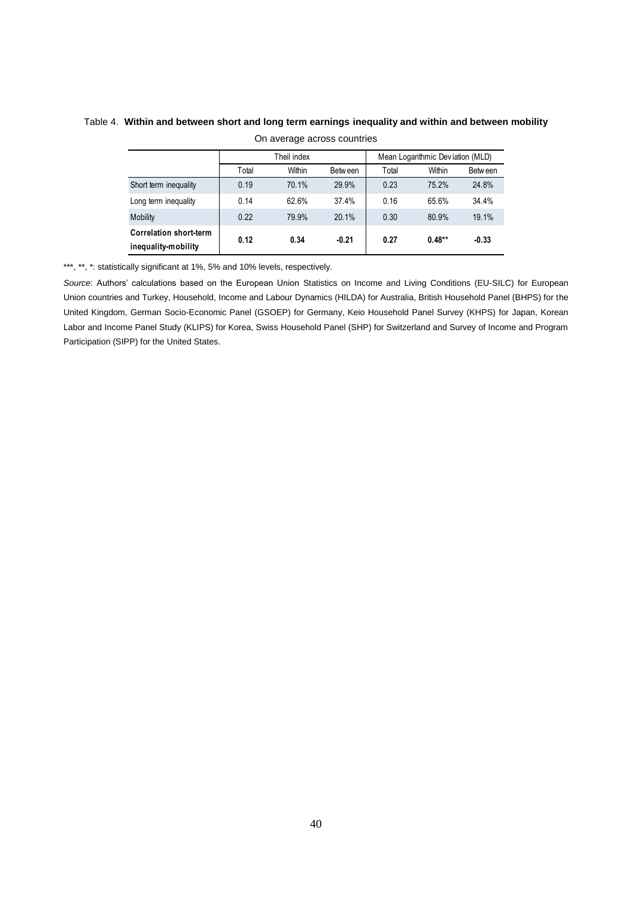Table 4. **Within and between short and long term earnings inequality and within and between mobility**

On average across countries

| | Theil index | | | Mean Logarithmic Deviation (MLD) | | |
|---|---|---|---|---|---|---|
| | Total | Within | Between | Total | Within | Between |
| Short term inequality | 0.19 | 70.1% | 29.9% | 0.23 | 75.2% | 24.8% |
| Long term inequality | 0.14 | 62.6% | 37.4% | 0.16 | 65.6% | 34.4% |
| Mobility | 0.22 | 79.9% | 20.1% | 0.30 | 80.9% | 19.1% |
| **Correlation short-term inequality-mobility** | **0.12** | **0.34** | **-0.21** | **0.27** | **0.48**\*\* | **-0.33** |

***, **, *: statistically significant at 1%, 5% and 10% levels, respectively.

*Source*: Authors' calculations based on the European Union Statistics on Income and Living Conditions (EU-SILC) for European Union countries and Turkey, Household, Income and Labour Dynamics (HILDA) for Australia, British Household Panel (BHPS) for the United Kingdom, German Socio-Economic Panel (GSOEP) for Germany, Keio Household Panel Survey (KHPS) for Japan, Korean Labor and Income Panel Study (KLIPS) for Korea, Swiss Household Panel (SHP) for Switzerland and Survey of Income and Program Participation (SIPP) for the United States.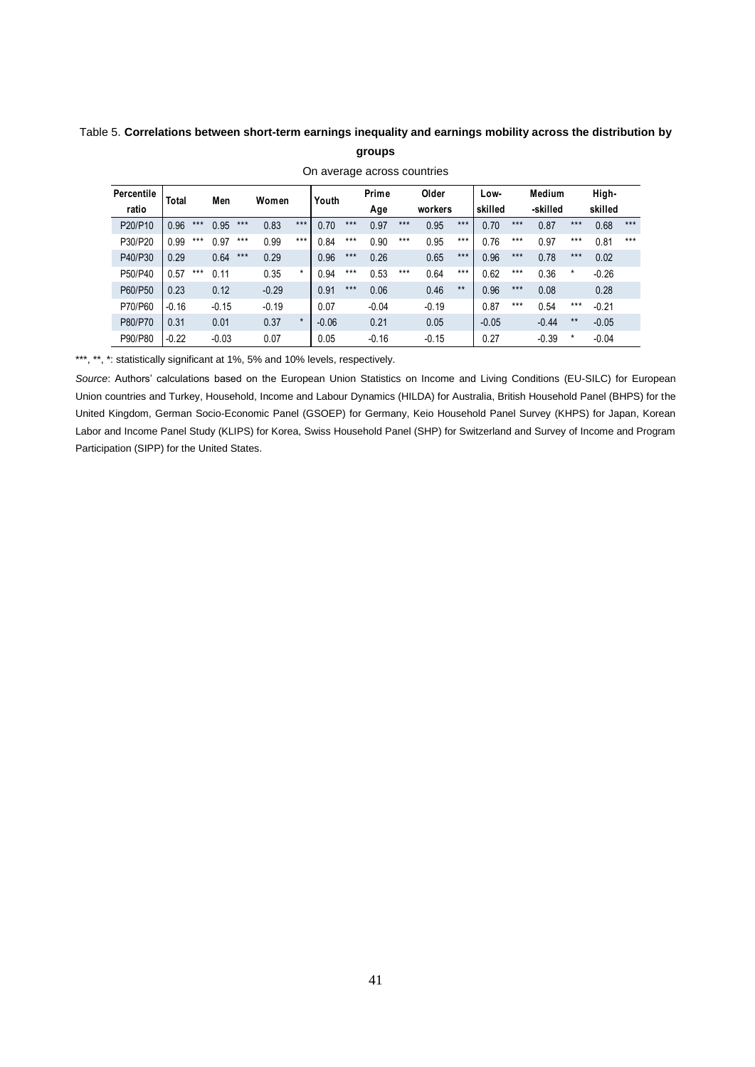Table 5. **Correlations between short-term earnings inequality and earnings mobility across the distribution by groups**

On average across countries

| Percentile ratio | Total | | Men | | Women | | Youth | | Prime Age | | Older workers | | Low-skilled | | Medium -skilled | | High-skilled | |
|---|---|---|---|---|---|---|---|---|---|---|---|---|---|---|---|---|---|---|
| P20/P10 | 0.96 | *** | 0.95 | *** | 0.83 | *** | 0.70 | *** | 0.97 | *** | 0.95 | *** | 0.70 | *** | 0.87 | *** | 0.68 | *** |
| P30/P20 | 0.99 | *** | 0.97 | *** | 0.99 | *** | 0.84 | *** | 0.90 | *** | 0.95 | *** | 0.76 | *** | 0.97 | *** | 0.81 | *** |
| P40/P30 | 0.29 | | 0.64 | *** | 0.29 | | 0.96 | *** | 0.26 | | 0.65 | *** | 0.96 | *** | 0.78 | *** | 0.02 | |
| P50/P40 | 0.57 | *** | 0.11 | | 0.35 | * | 0.94 | *** | 0.53 | *** | 0.64 | *** | 0.62 | *** | 0.36 | * | -0.26 | |
| P60/P50 | 0.23 | | 0.12 | | -0.29 | | 0.91 | *** | 0.06 | | 0.46 | ** | 0.96 | *** | 0.08 | | 0.28 | |
| P70/P60 | -0.16 | | -0.15 | | -0.19 | | 0.07 | | -0.04 | | -0.19 | | 0.87 | *** | 0.54 | *** | -0.21 | |
| P80/P70 | 0.31 | | 0.01 | | 0.37 | * | -0.06 | | 0.21 | | 0.05 | | -0.05 | | -0.44 | ** | -0.05 | |
| P90/P80 | -0.22 | | -0.03 | | 0.07 | | 0.05 | | -0.16 | | -0.15 | | 0.27 | | -0.39 | * | -0.04 | |

***, **, *: statistically significant at 1%, 5% and 10% levels, respectively.

*Source*: Authors' calculations based on the European Union Statistics on Income and Living Conditions (EU-SILC) for European Union countries and Turkey, Household, Income and Labour Dynamics (HILDA) for Australia, British Household Panel (BHPS) for the United Kingdom, German Socio-Economic Panel (GSOEP) for Germany, Keio Household Panel Survey (KHPS) for Japan, Korean Labor and Income Panel Study (KLIPS) for Korea, Swiss Household Panel (SHP) for Switzerland and Survey of Income and Program Participation (SIPP) for the United States.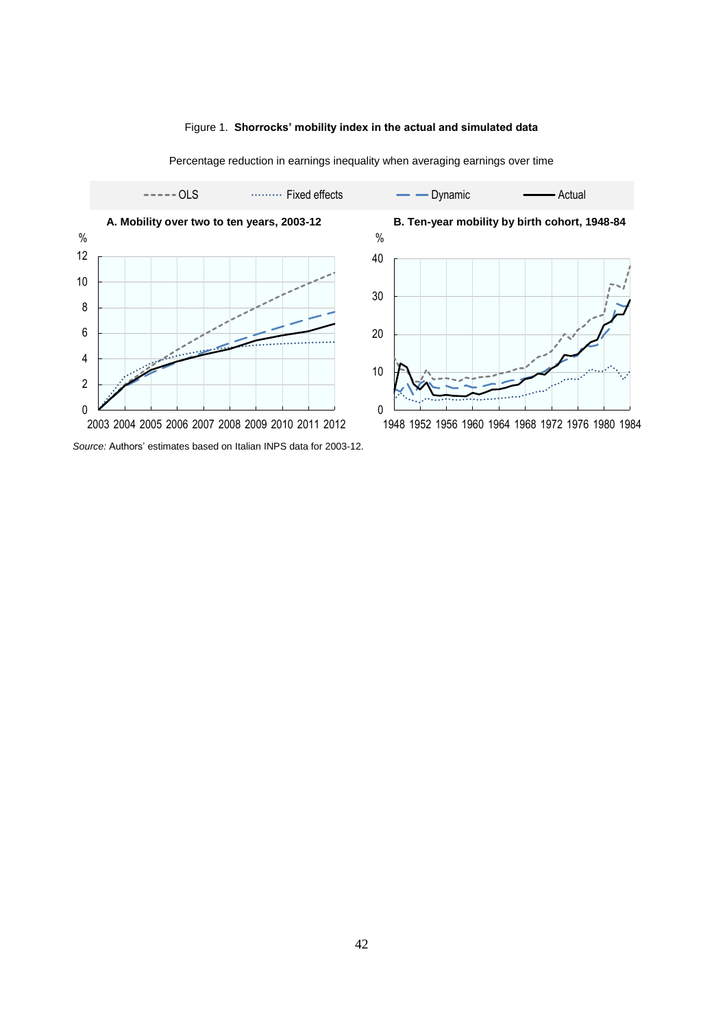Figure 1. **Shorrocks' mobility index in the actual and simulated data**

Percentage reduction in earnings inequality when averaging earnings over time

OLS | Fixed effects | Dynamic | Actual

**A. Mobility over two to ten years, 2003-12**

**B. Ten-year mobility by birth cohort, 1948-84**

*Source:* Authors' estimates based on Italian INPS data for 2003-12.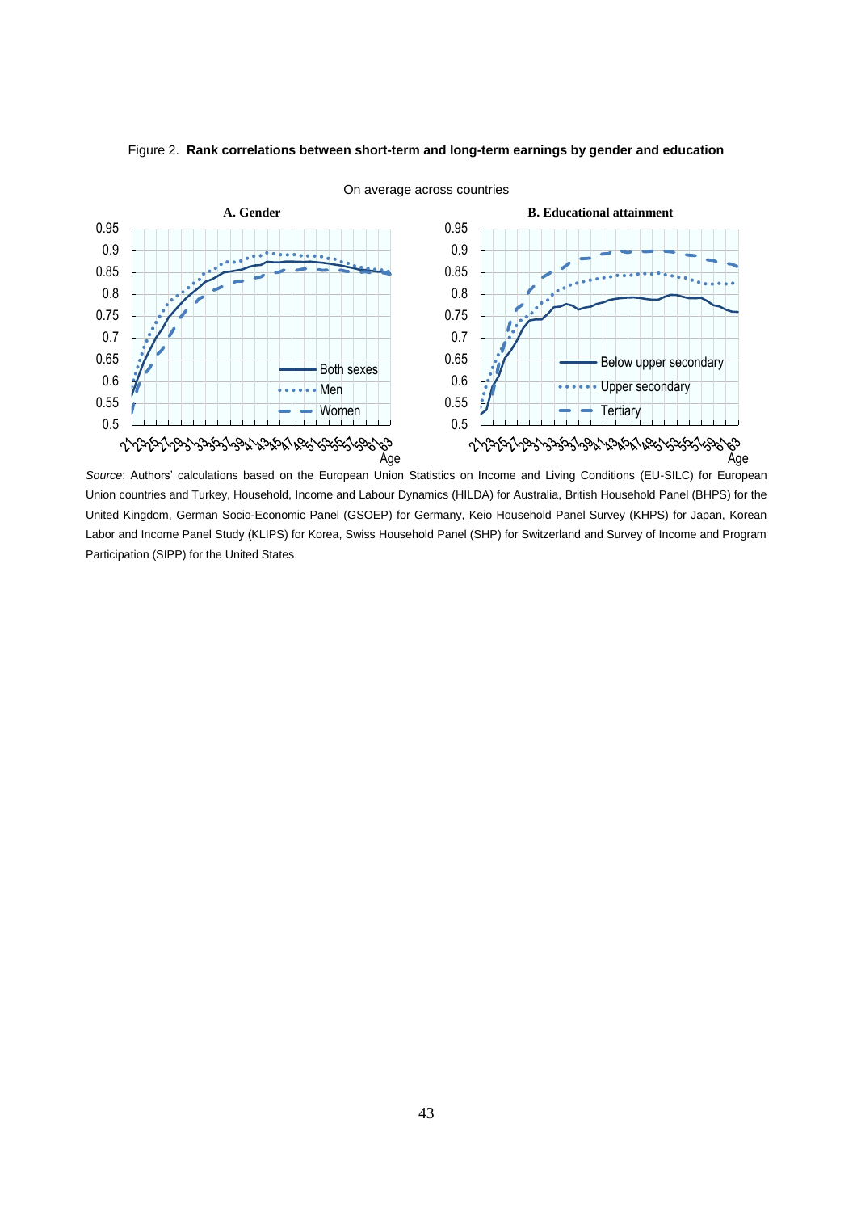Figure 2. **Rank correlations between short-term and long-term earnings by gender and education**

On average across countries

**A. Gender**

**B. Educational attainment**

*Source*: Authors' calculations based on the European Union Statistics on Income and Living Conditions (EU-SILC) for European Union countries and Turkey, Household, Income and Labour Dynamics (HILDA) for Australia, British Household Panel (BHPS) for the United Kingdom, German Socio-Economic Panel (GSOEP) for Germany, Keio Household Panel Survey (KHPS) for Japan, Korean Labor and Income Panel Study (KLIPS) for Korea, Swiss Household Panel (SHP) for Switzerland and Survey of Income and Program Participation (SIPP) for the United States.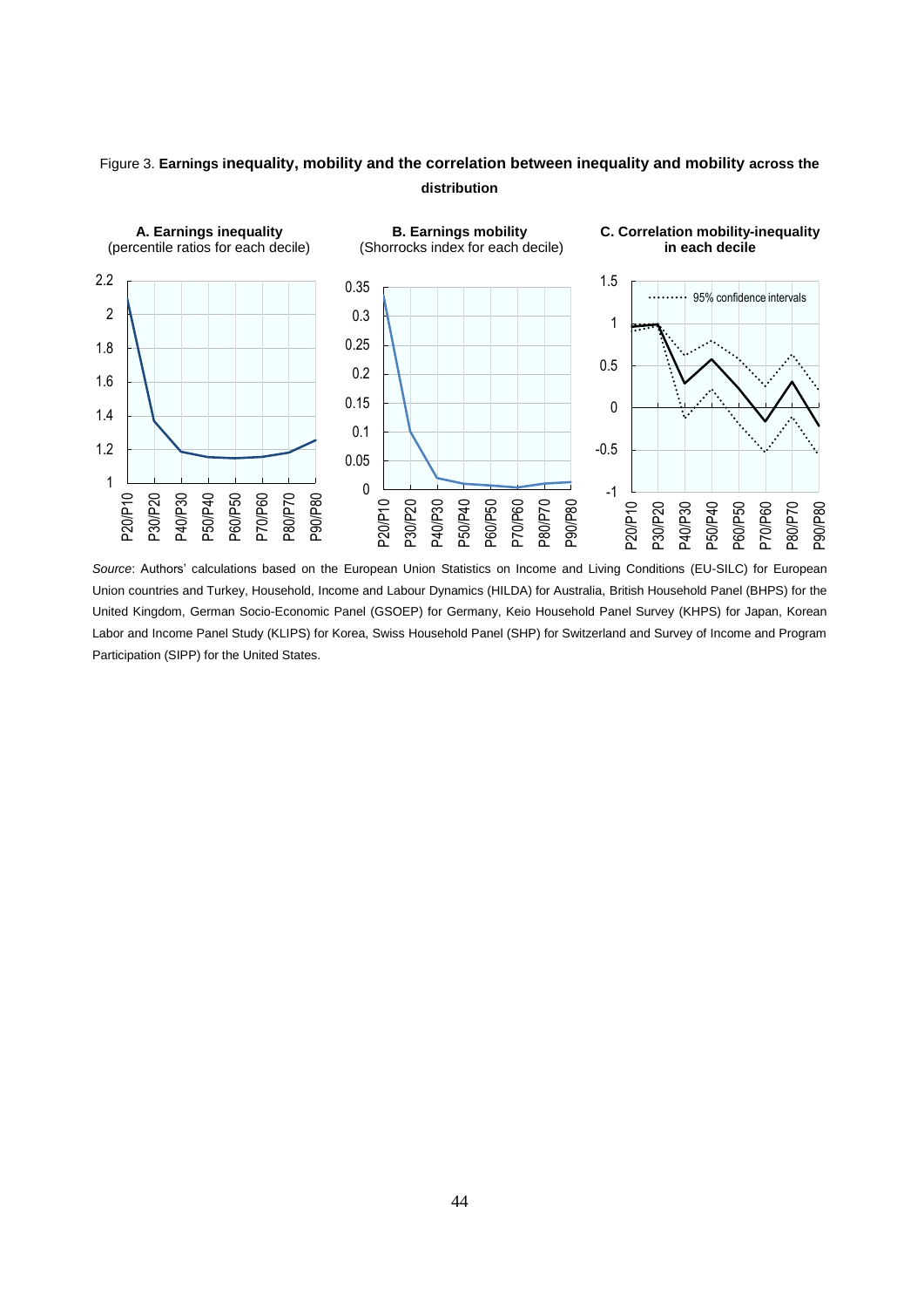Figure 3. **Earnings inequality, mobility and the correlation between inequality and mobility across the distribution**

**A. Earnings inequality** (percentile ratios for each decile)

**B. Earnings mobility** (Shorrocks index for each decile)

**C. Correlation mobility-inequality in each decile**

*Source*: Authors' calculations based on the European Union Statistics on Income and Living Conditions (EU-SILC) for European Union countries and Turkey, Household, Income and Labour Dynamics (HILDA) for Australia, British Household Panel (BHPS) for the United Kingdom, German Socio-Economic Panel (GSOEP) for Germany, Keio Household Panel Survey (KHPS) for Japan, Korean Labor and Income Panel Study (KLIPS) for Korea, Swiss Household Panel (SHP) for Switzerland and Survey of Income and Program Participation (SIPP) for the United States.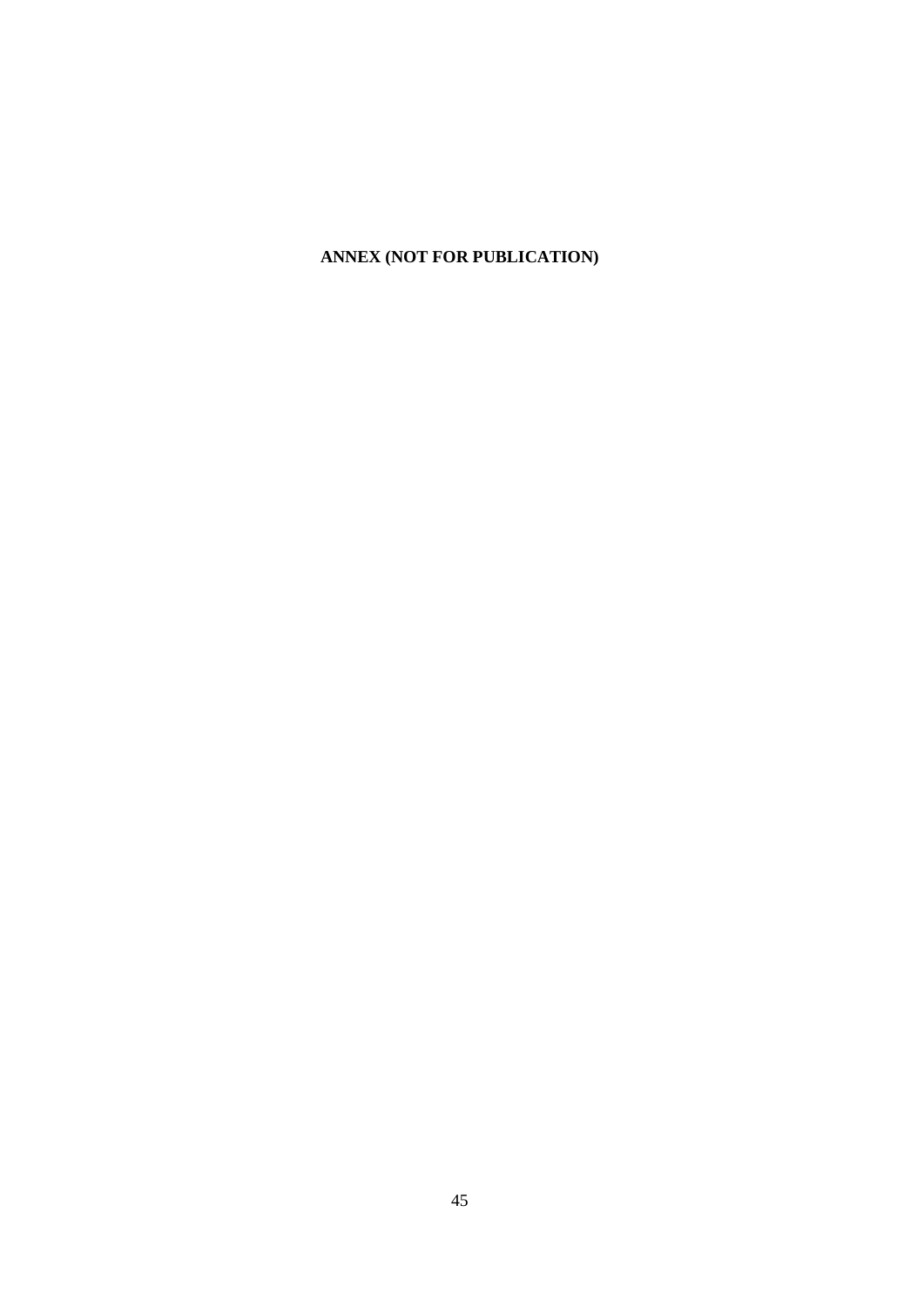**ANNEX (NOT FOR PUBLICATION)**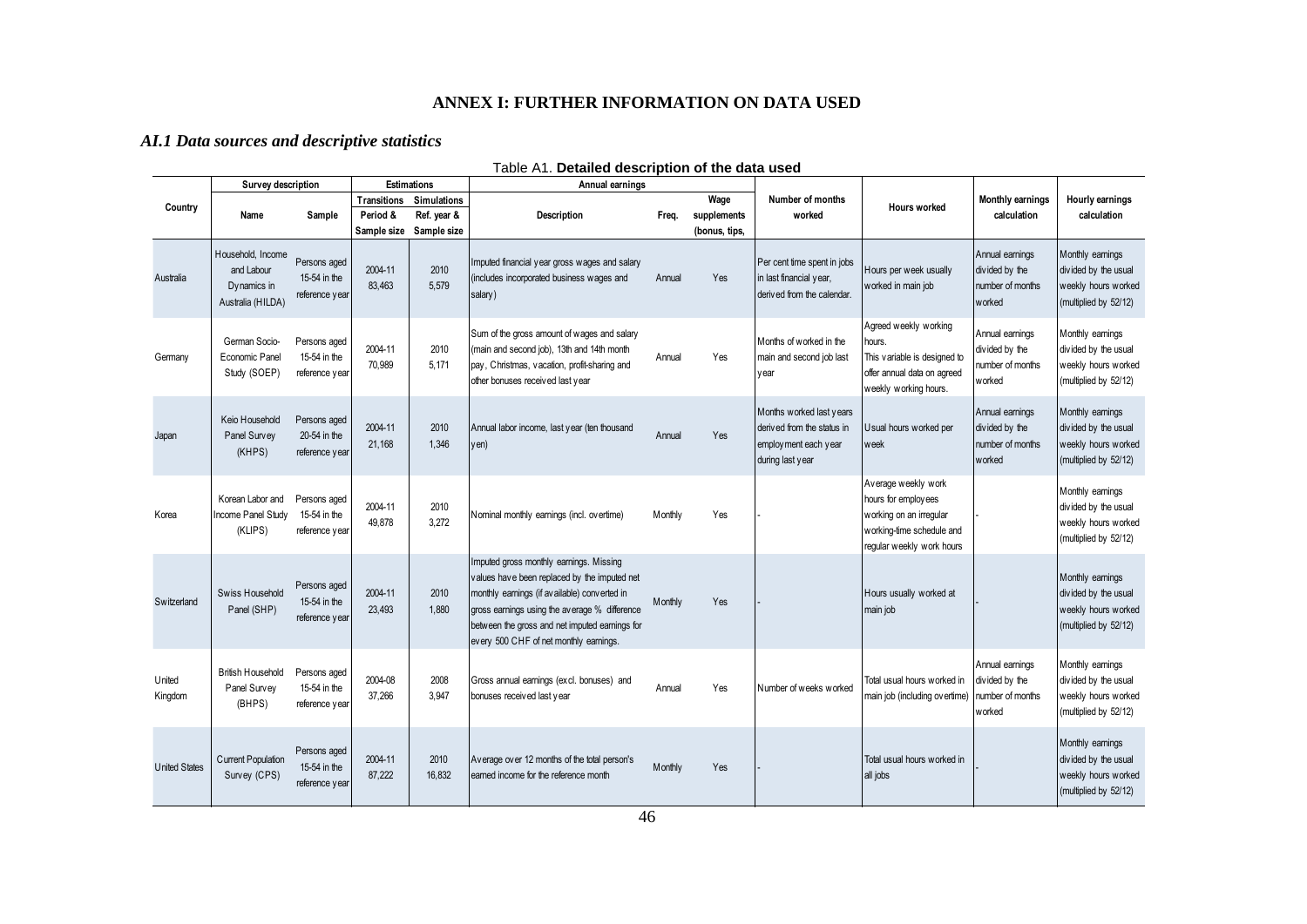# ANNEX I: FURTHER INFORMATION ON DATA USED

## *AI.1 Data sources and descriptive statistics*

Table A1. **Detailed description of the data used**

| Country | Survey description | | Estimations | | Annual earnings | | | Number of months worked | Hours worked | Monthly earnings calculation | Hourly earnings calculation |
|---|---|---|---|---|---|---|---|---|---|---|---|
| | Name | Sample | Transitions Period & Sample size | Simulations Ref. year & Sample size | Description | Freq. | Wage supplements (bonus, tips, | | | | |
| Australia | Household, Income and Labour Dynamics in Australia (HILDA) | Persons aged 15-54 in the reference year | 2004-11 83,463 | 2010 5,579 | Imputed financial year gross wages and salary (includes incorporated business wages and salary) | Annual | Yes | Per cent time spent in jobs in last financial year, derived from the calendar. | Hours per week usually worked in main job | Annual earnings divided by the number of months worked | Monthly earnings divided by the usual weekly hours worked (multiplied by 52/12) |
| Germany | German Socio-Economic Panel Study (SOEP) | Persons aged 15-54 in the reference year | 2004-11 70,989 | 2010 5,171 | Sum of the gross amount of wages and salary (main and second job), 13th and 14th month pay, Christmas, vacation, profit-sharing and other bonuses received last year | Annual | Yes | Months of worked in the main and second job last year | Agreed weekly working hours. This variable is designed to offer annual data on agreed weekly working hours. | Annual earnings divided by the number of months worked | Monthly earnings divided by the usual weekly hours worked (multiplied by 52/12) |
| Japan | Keio Household Panel Survey (KHPS) | Persons aged 20-54 in the reference year | 2004-11 21,168 | 2010 1,346 | Annual labor income, last year (ten thousand yen) | Annual | Yes | Months worked last years derived from the status in employment each year during last year | Usual hours worked per week | Annual earnings divided by the number of months worked | Monthly earnings divided by the usual weekly hours worked (multiplied by 52/12) |
| Korea | Korean Labor and Income Panel Study (KLIPS) | Persons aged 15-54 in the reference year | 2004-11 49,878 | 2010 3,272 | Nominal monthly earnings (incl. overtime) | Monthly | Yes | - | Average weekly work hours for employees working on an irregular working-time schedule and regular weekly work hours | - | Monthly earnings divided by the usual weekly hours worked (multiplied by 52/12) |
| Switzerland | Swiss Household Panel (SHP) | Persons aged 15-54 in the reference year | 2004-11 23,493 | 2010 1,880 | Imputed gross monthly earnings. Missing values have been replaced by the imputed net monthly earnings (if available) converted in gross earnings using the average % difference between the gross and net imputed earnings for every 500 CHF of net monthly earnings. | Monthly | Yes | - | Hours usually worked at main job | - | Monthly earnings divided by the usual weekly hours worked (multiplied by 52/12) |
| United Kingdom | British Household Panel Survey (BHPS) | Persons aged 15-54 in the reference year | 2004-08 37,266 | 2008 3,947 | Gross annual earnings (excl. bonuses) and bonuses received last year | Annual | Yes | Number of weeks worked | Total usual hours worked in main job (including overtime) | Annual earnings divided by the number of months worked | Monthly earnings divided by the usual weekly hours worked (multiplied by 52/12) |
| United States | Current Population Survey (CPS) | Persons aged 15-54 in the reference year | 2004-11 87,222 | 2010 16,832 | Average over 12 months of the total person's earned income for the reference month | Monthly | Yes | - | Total usual hours worked in all jobs | - | Monthly earnings divided by the usual weekly hours worked (multiplied by 52/12) |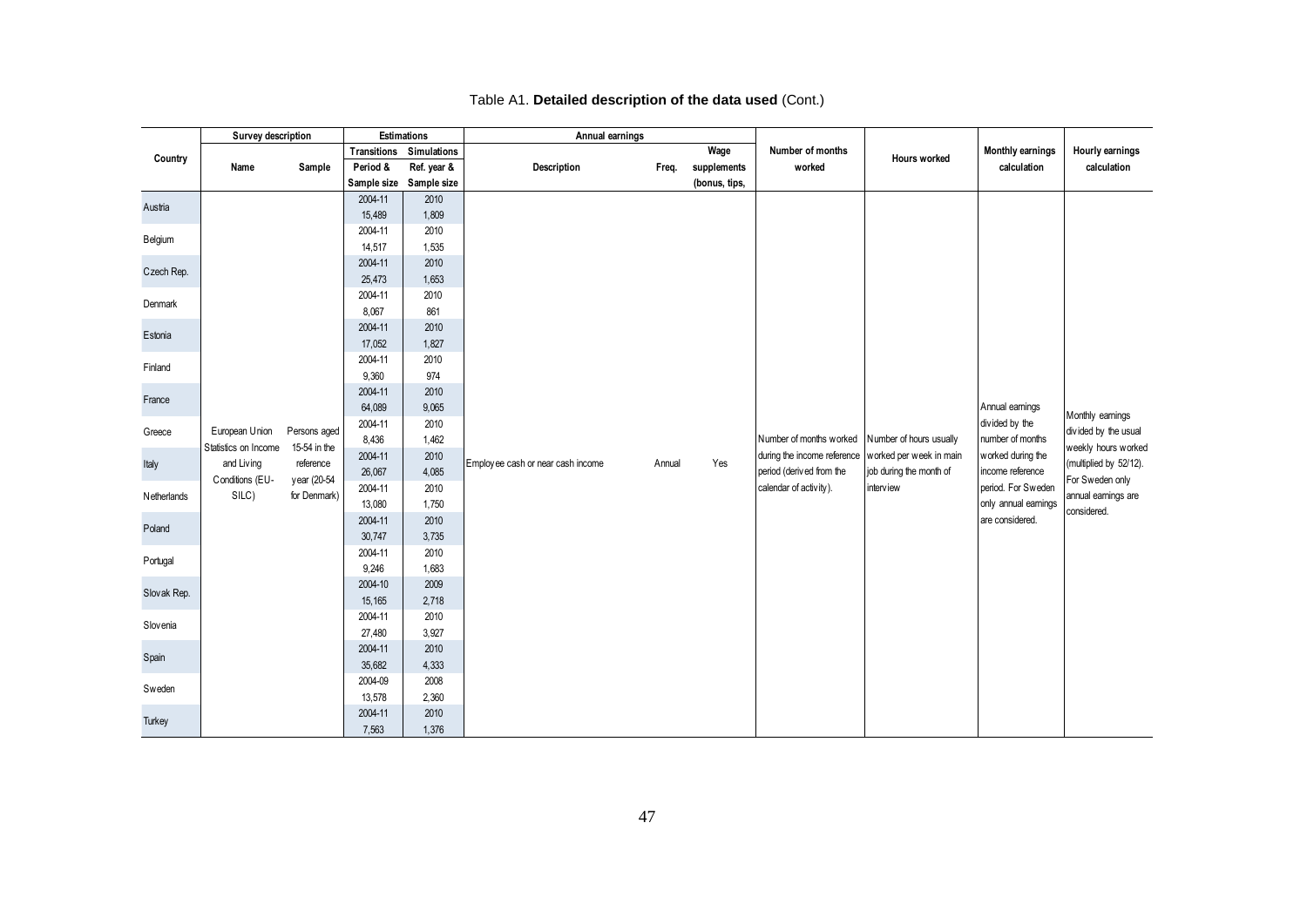Table A1. **Detailed description of the data used** (Cont.)

| Country | Survey description | | Estimations | | Annual earnings | | | Number of months worked | Hours worked | Monthly earnings calculation | Hourly earnings calculation |
|---|---|---|---|---|---|---|---|---|---|---|---|
| | Name | Sample | Transitions Period & Sample size | Simulations Ref. year & Sample size | Description | Freq. | Wage supplements (bonus, tips, | | | | |
| Austria | European Union Statistics on Income and Living Conditions (EU-SILC) | Persons aged 15-54 in the reference year (20-54 for Denmark) | 2004-11 15,489 | 2010 1,809 | Employee cash or near cash income | Annual | Yes | Number of months worked during the income reference period (derived from the calendar of activity). | Number of hours usually worked per week in main job during the month of interview | Annual earnings divided by the number of months worked during the income reference period. For Sweden only annual earnings are considered. | Monthly earnings divided by the usual weekly hours worked (multiplied by 52/12). For Sweden only annual earnings are considered. |
| Belgium | | | 2004-11 14,517 | 2010 1,535 | | | | | | | |
| Czech Rep. | | | 2004-11 25,473 | 2010 1,653 | | | | | | | |
| Denmark | | | 2004-11 8,067 | 2010 861 | | | | | | | |
| Estonia | | | 2004-11 17,052 | 2010 1,827 | | | | | | | |
| Finland | | | 2004-11 9,360 | 2010 974 | | | | | | | |
| France | | | 2004-11 64,089 | 2010 9,065 | | | | | | | |
| Greece | | | 2004-11 8,436 | 2010 1,462 | | | | | | | |
| Italy | | | 2004-11 26,067 | 2010 4,085 | | | | | | | |
| Netherlands | | | 2004-11 13,080 | 2010 1,750 | | | | | | | |
| Poland | | | 2004-11 30,747 | 2010 3,735 | | | | | | | |
| Portugal | | | 2004-11 9,246 | 2010 1,683 | | | | | | | |
| Slovak Rep. | | | 2004-10 15,165 | 2009 2,718 | | | | | | | |
| Slovenia | | | 2004-11 27,480 | 2010 3,927 | | | | | | | |
| Spain | | | 2004-11 35,682 | 2010 4,333 | | | | | | | |
| Sweden | | | 2004-09 13,578 | 2008 2,360 | | | | | | | |
| Turkey | | | 2004-11 7,563 | 2010 1,376 | | | | | | | |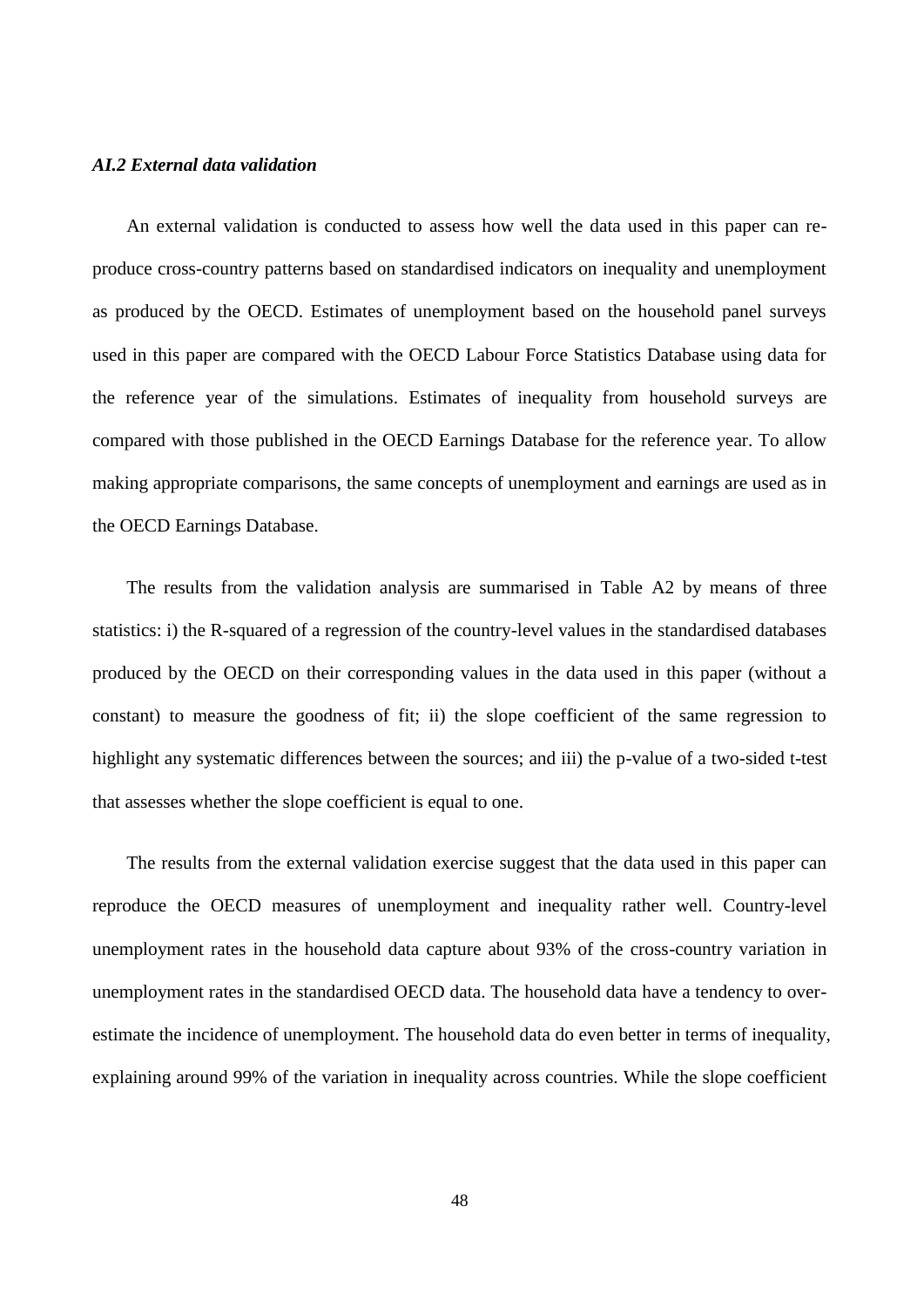### *AI.2 External data validation*

An external validation is conducted to assess how well the data used in this paper can reproduce cross-country patterns based on standardised indicators on inequality and unemployment as produced by the OECD. Estimates of unemployment based on the household panel surveys used in this paper are compared with the OECD Labour Force Statistics Database using data for the reference year of the simulations. Estimates of inequality from household surveys are compared with those published in the OECD Earnings Database for the reference year. To allow making appropriate comparisons, the same concepts of unemployment and earnings are used as in the OECD Earnings Database.

The results from the validation analysis are summarised in Table A2 by means of three statistics: i) the R-squared of a regression of the country-level values in the standardised databases produced by the OECD on their corresponding values in the data used in this paper (without a constant) to measure the goodness of fit; ii) the slope coefficient of the same regression to highlight any systematic differences between the sources; and iii) the p-value of a two-sided t-test that assesses whether the slope coefficient is equal to one.

The results from the external validation exercise suggest that the data used in this paper can reproduce the OECD measures of unemployment and inequality rather well. Country-level unemployment rates in the household data capture about 93% of the cross-country variation in unemployment rates in the standardised OECD data. The household data have a tendency to over-estimate the incidence of unemployment. The household data do even better in terms of inequality, explaining around 99% of the variation in inequality across countries. While the slope coefficient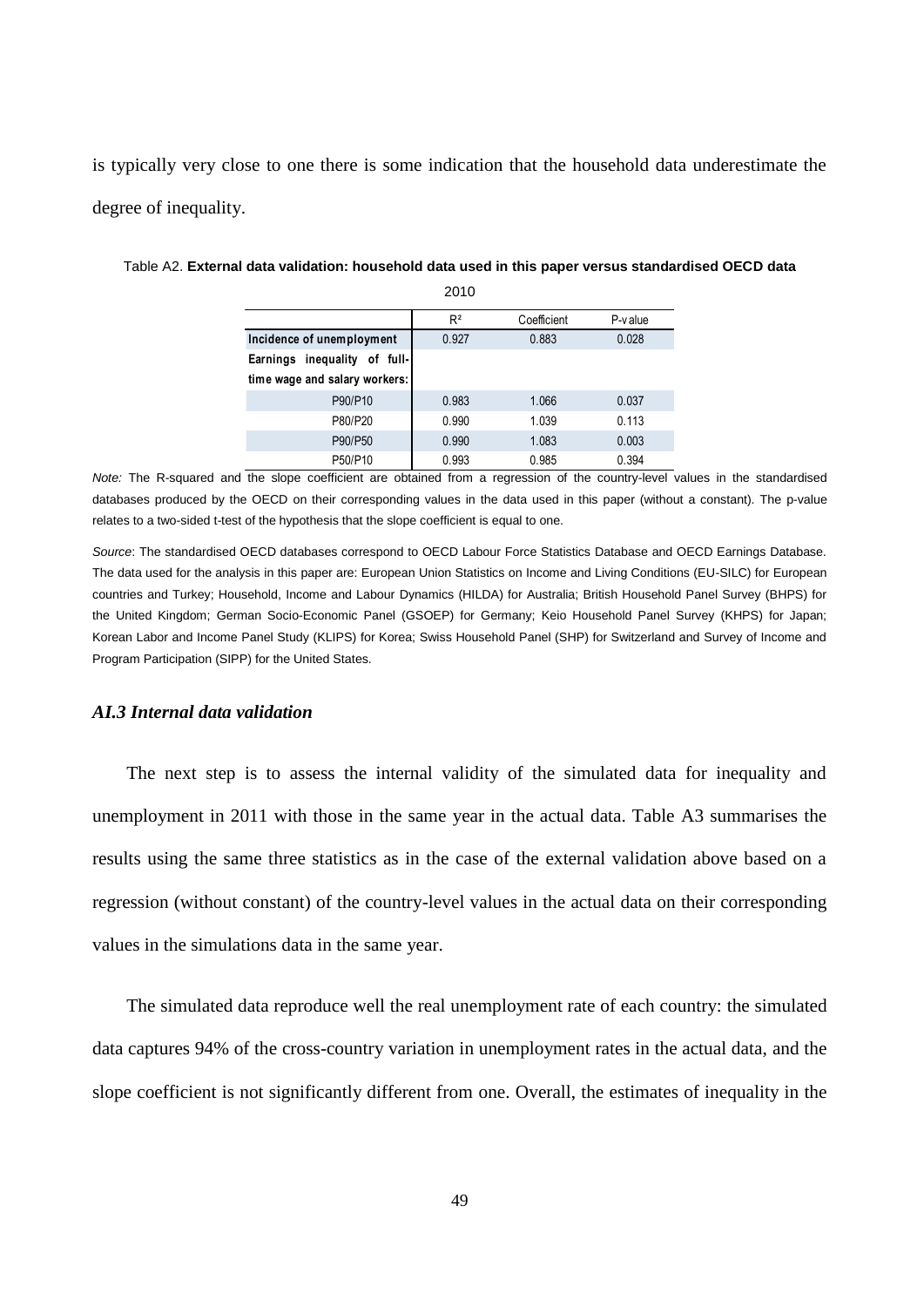is typically very close to one there is some indication that the household data underestimate the degree of inequality.

Table A2. **External data validation: household data used in this paper versus standardised OECD data**

2010

| | $R^2$ | Coefficient | P-value |
|---|---|---|---|
| **Incidence of unemployment** | 0.927 | 0.883 | 0.028 |
| **Earnings inequality of full-time wage and salary workers:** | | | |
| P90/P10 | 0.983 | 1.066 | 0.037 |
| P80/P20 | 0.990 | 1.039 | 0.113 |
| P90/P50 | 0.990 | 1.083 | 0.003 |
| P50/P10 | 0.993 | 0.985 | 0.394 |

*Note:* The R-squared and the slope coefficient are obtained from a regression of the country-level values in the standardised databases produced by the OECD on their corresponding values in the data used in this paper (without a constant). The p-value relates to a two-sided t-test of the hypothesis that the slope coefficient is equal to one.

*Source*: The standardised OECD databases correspond to OECD Labour Force Statistics Database and OECD Earnings Database. The data used for the analysis in this paper are: European Union Statistics on Income and Living Conditions (EU-SILC) for European countries and Turkey; Household, Income and Labour Dynamics (HILDA) for Australia; British Household Panel Survey (BHPS) for the United Kingdom; German Socio-Economic Panel (GSOEP) for Germany; Keio Household Panel Survey (KHPS) for Japan; Korean Labor and Income Panel Study (KLIPS) for Korea; Swiss Household Panel (SHP) for Switzerland and Survey of Income and Program Participation (SIPP) for the United States.

### *AI.3 Internal data validation*

The next step is to assess the internal validity of the simulated data for inequality and unemployment in 2011 with those in the same year in the actual data. Table A3 summarises the results using the same three statistics as in the case of the external validation above based on a regression (without constant) of the country-level values in the actual data on their corresponding values in the simulations data in the same year.

The simulated data reproduce well the real unemployment rate of each country: the simulated data captures 94% of the cross-country variation in unemployment rates in the actual data, and the slope coefficient is not significantly different from one. Overall, the estimates of inequality in the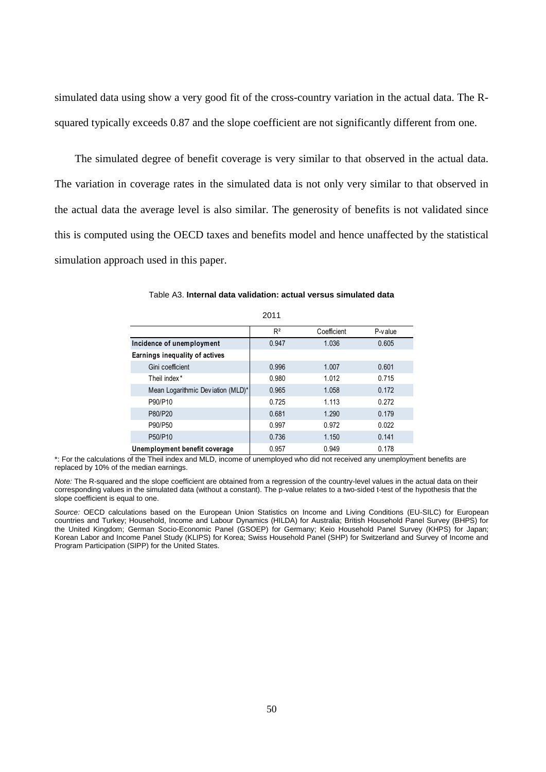simulated data using show a very good fit of the cross-country variation in the actual data. The R-squared typically exceeds 0.87 and the slope coefficient are not significantly different from one.

The simulated degree of benefit coverage is very similar to that observed in the actual data. The variation in coverage rates in the simulated data is not only very similar to that observed in the actual data the average level is also similar. The generosity of benefits is not validated since this is computed using the OECD taxes and benefits model and hence unaffected by the statistical simulation approach used in this paper.

Table A3. **Internal data validation: actual versus simulated data**

2011

| | $R^2$ | Coefficient | P-value |
|---|---|---|---|
| **Incidence of unemployment** | 0.947 | 1.036 | 0.605 |
| **Earnings inequality of actives** | | | |
| Gini coefficient | 0.996 | 1.007 | 0.601 |
| Theil index* | 0.980 | 1.012 | 0.715 |
| Mean Logarithmic Deviation (MLD)* | 0.965 | 1.058 | 0.172 |
| P90/P10 | 0.725 | 1.113 | 0.272 |
| P80/P20 | 0.681 | 1.290 | 0.179 |
| P90/P50 | 0.997 | 0.972 | 0.022 |
| P50/P10 | 0.736 | 1.150 | 0.141 |
| **Unemployment benefit coverage** | 0.957 | 0.949 | 0.178 |

*: For the calculations of the Theil index and MLD, income of unemployed who did not received any unemployment benefits are replaced by 10% of the median earnings.

*Note:* The R-squared and the slope coefficient are obtained from a regression of the country-level values in the actual data on their corresponding values in the simulated data (without a constant). The p-value relates to a two-sided t-test of the hypothesis that the slope coefficient is equal to one.

*Source:* OECD calculations based on the European Union Statistics on Income and Living Conditions (EU-SILC) for European countries and Turkey; Household, Income and Labour Dynamics (HILDA) for Australia; British Household Panel Survey (BHPS) for the United Kingdom; German Socio-Economic Panel (GSOEP) for Germany; Keio Household Panel Survey (KHPS) for Japan; Korean Labor and Income Panel Study (KLIPS) for Korea; Swiss Household Panel (SHP) for Switzerland and Survey of Income and Program Participation (SIPP) for the United States.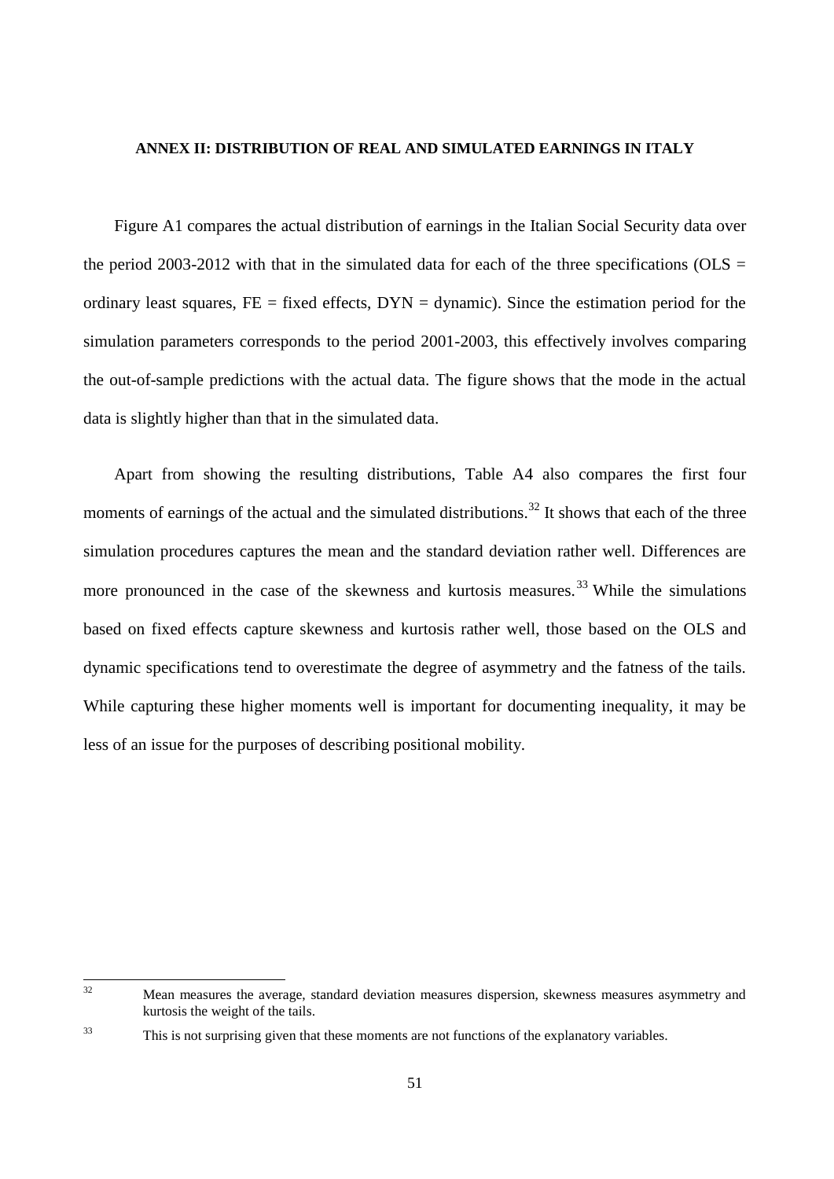## ANNEX II: DISTRIBUTION OF REAL AND SIMULATED EARNINGS IN ITALY

Figure A1 compares the actual distribution of earnings in the Italian Social Security data over the period 2003-2012 with that in the simulated data for each of the three specifications (OLS = ordinary least squares, FE = fixed effects, DYN = dynamic). Since the estimation period for the simulation parameters corresponds to the period 2001-2003, this effectively involves comparing the out-of-sample predictions with the actual data. The figure shows that the mode in the actual data is slightly higher than that in the simulated data.

Apart from showing the resulting distributions, Table A4 also compares the first four moments of earnings of the actual and the simulated distributions.[32] It shows that each of the three simulation procedures captures the mean and the standard deviation rather well. Differences are more pronounced in the case of the skewness and kurtosis measures.[33] While the simulations based on fixed effects capture skewness and kurtosis rather well, those based on the OLS and dynamic specifications tend to overestimate the degree of asymmetry and the fatness of the tails. While capturing these higher moments well is important for documenting inequality, it may be less of an issue for the purposes of describing positional mobility.

---

[32] Mean measures the average, standard deviation measures dispersion, skewness measures asymmetry and kurtosis the weight of the tails.

[33] This is not surprising given that these moments are not functions of the explanatory variables.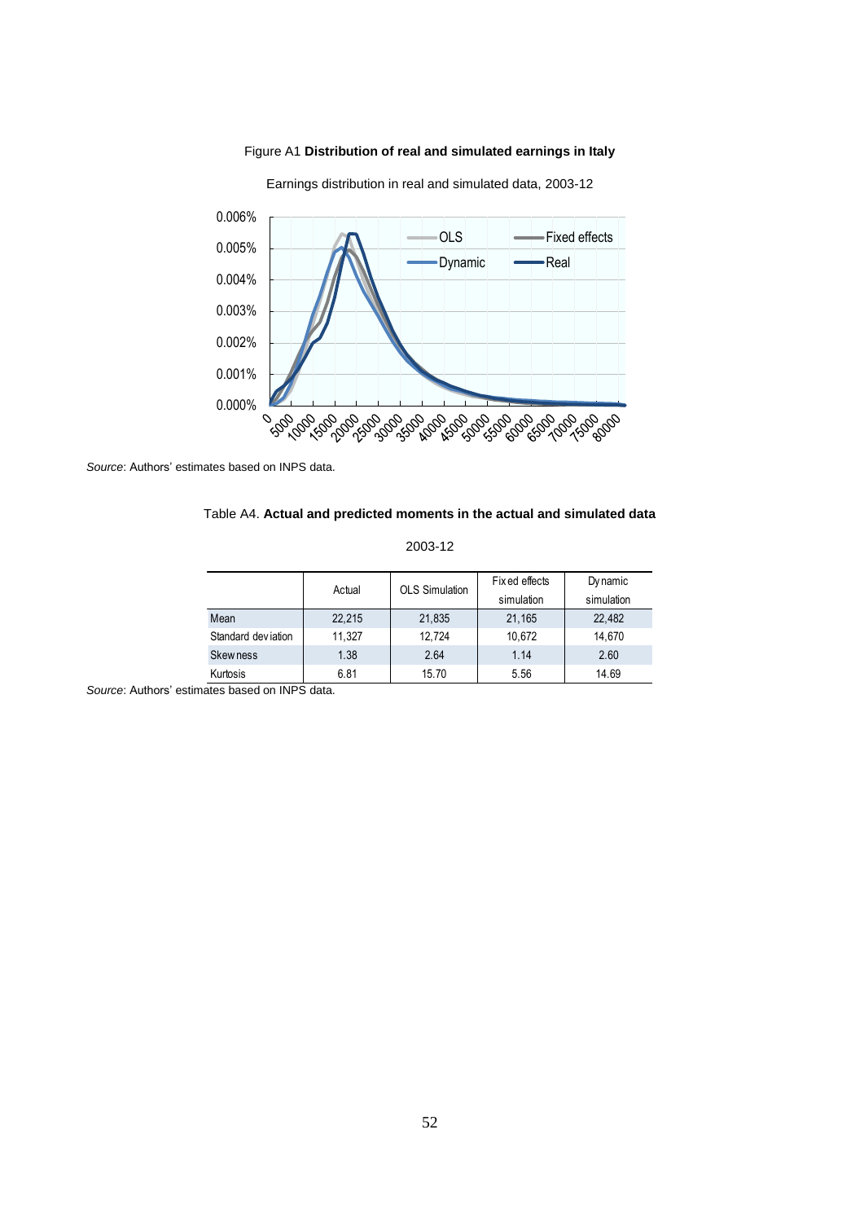Figure A1 **Distribution of real and simulated earnings in Italy**

Earnings distribution in real and simulated data, 2003-12

*Source*: Authors' estimates based on INPS data.

Table A4. **Actual and predicted moments in the actual and simulated data**

2003-12

| | Actual | OLS Simulation | Fixed effects simulation | Dynamic simulation |
|---|---|---|---|---|
| Mean | 22,215 | 21,835 | 21,165 | 22,482 |
| Standard deviation | 11,327 | 12,724 | 10,672 | 14,670 |
| Skewness | 1.38 | 2.64 | 1.14 | 2.60 |
| Kurtosis | 6.81 | 15.70 | 5.56 | 14.69 |

*Source*: Authors' estimates based on INPS data.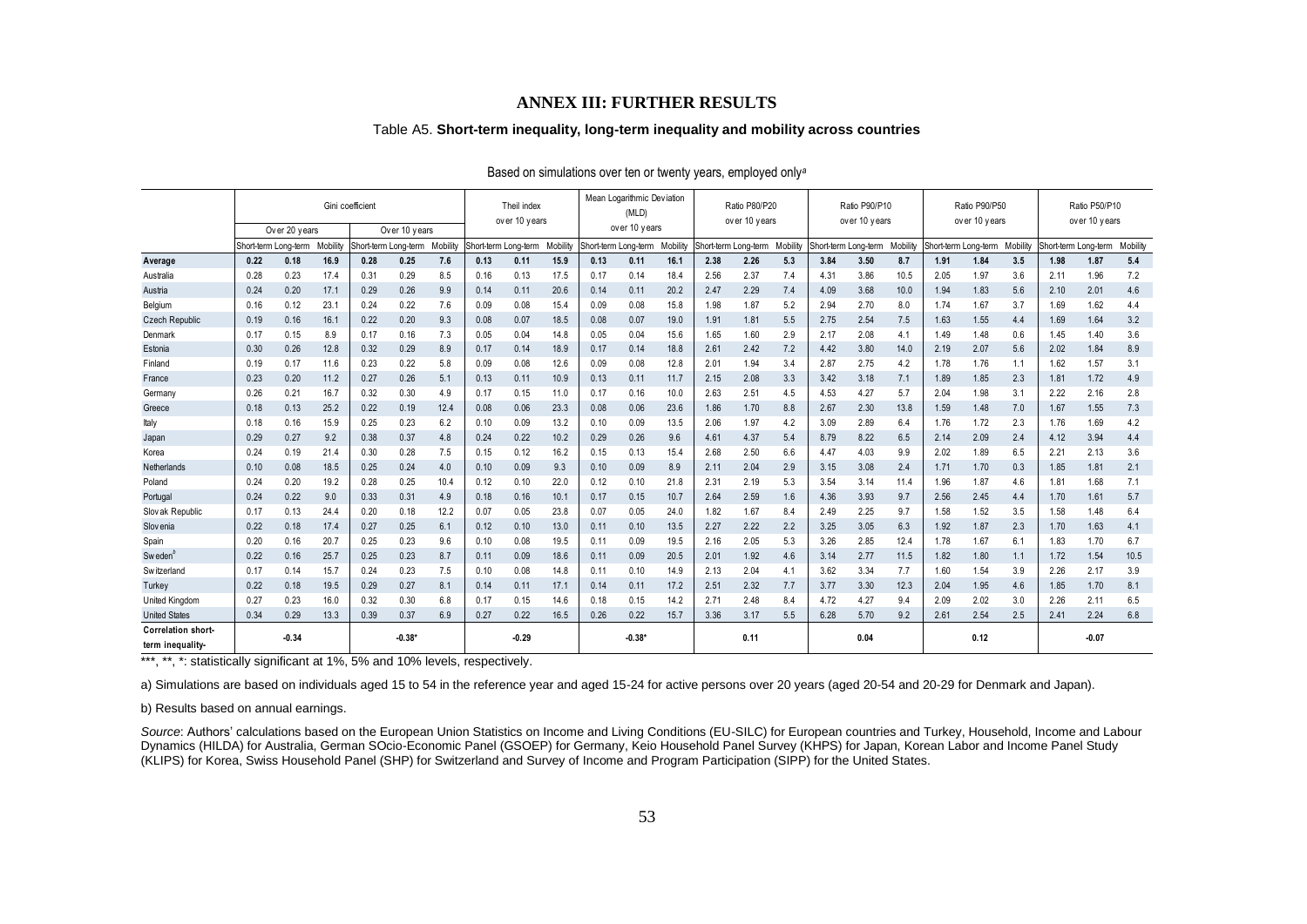# ANNEX III: FURTHER RESULTS

### Table A5. **Short-term inequality, long-term inequality and mobility across countries**

Based on simulations over ten or twenty years, employed only[a]

| | Gini coefficient | | | | | | Theil index over 10 years | | | Mean Logarithmic Deviation (MLD) over 10 years | | | Ratio P80/P20 over 10 years | | | Ratio P90/P10 over 10 years | | | Ratio P90/P50 over 10 years | | | Ratio P50/P10 over 10 years | | |
|---|---|---|---|---|---|---|---|---|---|---|---|---|---|---|---|---|---|---|---|---|---|---|---|---|
| | Over 20 years | | | Over 10 years | | | | | | | | | | | | | | | | | | | | |
| | Short-term | Long-term | Mobility | Short-term | Long-term | Mobility | Short-term | Long-term | Mobility | Short-term | Long-term | Mobility | Short-term | Long-term | Mobility | Short-term | Long-term | Mobility | Short-term | Long-term | Mobility | Short-term | Long-term | Mobility |
| **Average** | **0.22** | **0.18** | **16.9** | **0.28** | **0.25** | **7.6** | **0.13** | **0.11** | **15.9** | **0.13** | **0.11** | **16.1** | **2.38** | **2.26** | **5.3** | **3.84** | **3.50** | **8.7** | **1.91** | **1.84** | **3.5** | **1.98** | **1.87** | **5.4** |
| Australia | 0.28 | 0.23 | 17.4 | 0.31 | 0.29 | 8.5 | 0.16 | 0.13 | 17.5 | 0.17 | 0.14 | 18.4 | 2.56 | 2.37 | 7.4 | 4.31 | 3.86 | 10.5 | 2.05 | 1.97 | 3.6 | 2.11 | 1.96 | 7.2 |
| Austria | 0.24 | 0.20 | 17.1 | 0.29 | 0.26 | 9.9 | 0.14 | 0.11 | 20.6 | 0.14 | 0.11 | 20.2 | 2.47 | 2.29 | 7.4 | 4.09 | 3.68 | 10.0 | 1.94 | 1.83 | 5.6 | 2.10 | 2.01 | 4.6 |
| Belgium | 0.16 | 0.12 | 23.1 | 0.24 | 0.22 | 7.6 | 0.09 | 0.08 | 15.4 | 0.09 | 0.08 | 15.8 | 1.98 | 1.87 | 5.2 | 2.94 | 2.70 | 8.0 | 1.74 | 1.67 | 3.7 | 1.69 | 1.62 | 4.4 |
| Czech Republic | 0.19 | 0.16 | 16.1 | 0.22 | 0.20 | 9.3 | 0.08 | 0.07 | 18.5 | 0.08 | 0.07 | 19.0 | 1.91 | 1.81 | 5.5 | 2.75 | 2.54 | 7.5 | 1.63 | 1.55 | 4.4 | 1.69 | 1.64 | 3.2 |
| Denmark | 0.17 | 0.15 | 8.9 | 0.17 | 0.16 | 7.3 | 0.05 | 0.04 | 14.8 | 0.05 | 0.04 | 15.6 | 1.65 | 1.60 | 2.9 | 2.17 | 2.08 | 4.1 | 1.49 | 1.48 | 0.6 | 1.45 | 1.40 | 3.6 |
| Estonia | 0.30 | 0.26 | 12.8 | 0.32 | 0.29 | 8.9 | 0.17 | 0.14 | 18.9 | 0.17 | 0.14 | 18.8 | 2.61 | 2.42 | 7.2 | 4.42 | 3.80 | 14.0 | 2.19 | 2.07 | 5.6 | 2.02 | 1.84 | 8.9 |
| Finland | 0.19 | 0.17 | 11.6 | 0.23 | 0.22 | 5.8 | 0.09 | 0.08 | 12.6 | 0.09 | 0.08 | 12.8 | 2.01 | 1.94 | 3.4 | 2.87 | 2.75 | 4.2 | 1.78 | 1.76 | 1.1 | 1.62 | 1.57 | 3.1 |
| France | 0.23 | 0.20 | 11.2 | 0.27 | 0.26 | 5.1 | 0.13 | 0.11 | 10.9 | 0.13 | 0.11 | 11.7 | 2.15 | 2.08 | 3.3 | 3.42 | 3.18 | 7.1 | 1.89 | 1.85 | 2.3 | 1.81 | 1.72 | 4.9 |
| Germany | 0.26 | 0.21 | 16.7 | 0.32 | 0.30 | 4.9 | 0.17 | 0.15 | 11.0 | 0.17 | 0.16 | 10.0 | 2.63 | 2.51 | 4.5 | 4.53 | 4.27 | 5.7 | 2.04 | 1.98 | 3.1 | 2.22 | 2.16 | 2.8 |
| Greece | 0.18 | 0.13 | 25.2 | 0.22 | 0.19 | 12.4 | 0.08 | 0.06 | 23.3 | 0.08 | 0.06 | 23.6 | 1.86 | 1.70 | 8.8 | 2.67 | 2.30 | 13.8 | 1.59 | 1.48 | 7.0 | 1.67 | 1.55 | 7.3 |
| Italy | 0.18 | 0.16 | 15.9 | 0.25 | 0.23 | 6.2 | 0.10 | 0.09 | 13.2 | 0.10 | 0.09 | 13.5 | 2.06 | 1.97 | 4.2 | 3.09 | 2.89 | 6.4 | 1.76 | 1.72 | 2.3 | 1.76 | 1.69 | 4.2 |
| Japan | 0.29 | 0.27 | 9.2 | 0.38 | 0.37 | 4.8 | 0.24 | 0.22 | 10.2 | 0.29 | 0.26 | 9.6 | 4.61 | 4.37 | 5.4 | 8.79 | 8.22 | 6.5 | 2.14 | 2.09 | 2.4 | 4.12 | 3.94 | 4.4 |
| Korea | 0.24 | 0.19 | 21.4 | 0.30 | 0.28 | 7.5 | 0.15 | 0.12 | 16.2 | 0.15 | 0.13 | 15.4 | 2.68 | 2.50 | 6.6 | 4.47 | 4.03 | 9.9 | 2.02 | 1.89 | 6.5 | 2.21 | 2.13 | 3.6 |
| Netherlands | 0.10 | 0.08 | 18.5 | 0.25 | 0.24 | 4.0 | 0.10 | 0.09 | 9.3 | 0.10 | 0.09 | 8.9 | 2.11 | 2.04 | 2.9 | 3.15 | 3.08 | 2.4 | 1.71 | 1.70 | 0.3 | 1.85 | 1.81 | 2.1 |
| Poland | 0.24 | 0.20 | 19.2 | 0.28 | 0.25 | 10.4 | 0.12 | 0.10 | 22.0 | 0.12 | 0.10 | 21.8 | 2.31 | 2.19 | 5.3 | 3.54 | 3.14 | 11.4 | 1.96 | 1.87 | 4.6 | 1.81 | 1.68 | 7.1 |
| Portugal | 0.24 | 0.22 | 9.0 | 0.33 | 0.31 | 4.9 | 0.18 | 0.16 | 10.1 | 0.17 | 0.15 | 10.7 | 2.64 | 2.59 | 1.6 | 4.36 | 3.93 | 9.7 | 2.56 | 2.45 | 4.4 | 1.70 | 1.61 | 5.7 |
| Slovak Republic | 0.17 | 0.13 | 24.4 | 0.20 | 0.18 | 12.2 | 0.07 | 0.05 | 23.8 | 0.07 | 0.05 | 24.0 | 1.82 | 1.67 | 8.4 | 2.49 | 2.25 | 9.7 | 1.58 | 1.52 | 3.5 | 1.58 | 1.48 | 6.4 |
| Slovenia | 0.22 | 0.18 | 17.4 | 0.27 | 0.25 | 6.1 | 0.12 | 0.10 | 13.0 | 0.11 | 0.10 | 13.5 | 2.27 | 2.22 | 2.2 | 3.25 | 3.05 | 6.3 | 1.92 | 1.87 | 2.3 | 1.70 | 1.63 | 4.1 |
| Spain | 0.20 | 0.16 | 20.7 | 0.25 | 0.23 | 9.6 | 0.10 | 0.08 | 19.5 | 0.11 | 0.09 | 19.5 | 2.16 | 2.05 | 5.3 | 3.26 | 2.85 | 12.4 | 1.78 | 1.67 | 6.1 | 1.83 | 1.70 | 6.7 |
| Sweden[b] | 0.22 | 0.16 | 25.7 | 0.25 | 0.23 | 8.7 | 0.11 | 0.09 | 18.6 | 0.11 | 0.09 | 20.5 | 2.01 | 1.92 | 4.6 | 3.14 | 2.77 | 11.5 | 1.82 | 1.80 | 1.1 | 1.72 | 1.54 | 10.5 |
| Switzerland | 0.17 | 0.14 | 15.7 | 0.24 | 0.23 | 7.5 | 0.10 | 0.08 | 14.8 | 0.11 | 0.10 | 14.9 | 2.13 | 2.04 | 4.1 | 3.62 | 3.34 | 7.7 | 1.60 | 1.54 | 3.9 | 2.26 | 2.17 | 3.9 |
| Turkey | 0.22 | 0.18 | 19.5 | 0.29 | 0.27 | 8.1 | 0.14 | 0.11 | 17.1 | 0.14 | 0.11 | 17.2 | 2.51 | 2.32 | 7.7 | 3.77 | 3.30 | 12.3 | 2.04 | 1.95 | 4.6 | 1.85 | 1.70 | 8.1 |
| United Kingdom | 0.27 | 0.23 | 16.0 | 0.32 | 0.30 | 6.8 | 0.17 | 0.15 | 14.6 | 0.18 | 0.15 | 14.2 | 2.71 | 2.48 | 8.4 | 4.72 | 4.27 | 9.4 | 2.09 | 2.02 | 3.0 | 2.26 | 2.11 | 6.5 |
| United States | 0.34 | 0.29 | 13.3 | 0.39 | 0.37 | 6.9 | 0.27 | 0.22 | 16.5 | 0.26 | 0.22 | 15.7 | 3.36 | 3.17 | 5.5 | 6.28 | 5.70 | 9.2 | 2.61 | 2.54 | 2.5 | 2.41 | 2.24 | 6.8 |
| **Correlation short-term inequality-** | | **-0.34** | | | **-0.38*** | | | **-0.29** | | | **-0.38*** | | | **0.11** | | | **0.04** | | | **0.12** | | | **-0.07** | |

***, **, *: statistically significant at 1%, 5% and 10% levels, respectively.

a) Simulations are based on individuals aged 15 to 54 in the reference year and aged 15-24 for active persons over 20 years (aged 20-54 and 20-29 for Denmark and Japan).

b) Results based on annual earnings.

*Source*: Authors' calculations based on the European Union Statistics on Income and Living Conditions (EU-SILC) for European countries and Turkey, Household, Income and Labour Dynamics (HILDA) for Australia, German SOcio-Economic Panel (GSOEP) for Germany, Keio Household Panel Survey (KHPS) for Japan, Korean Labor and Income Panel Study (KLIPS) for Korea, Swiss Household Panel (SHP) for Switzerland and Survey of Income and Program Participation (SIPP) for the United States.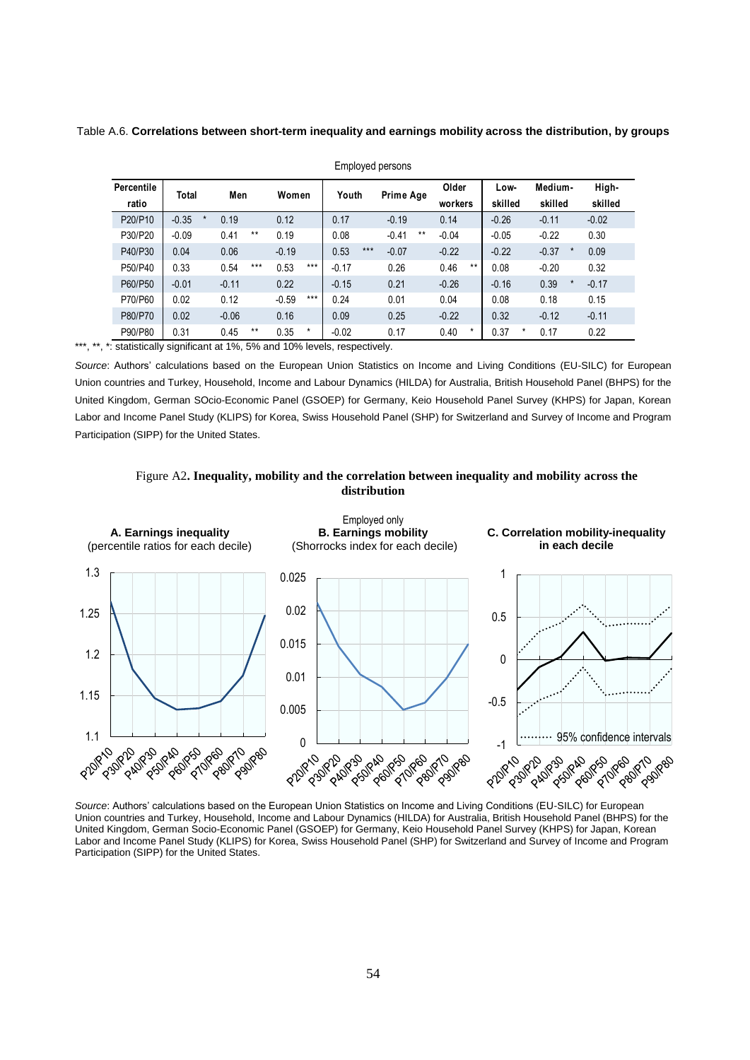Table A.6. **Correlations between short-term inequality and earnings mobility across the distribution, by groups**

Employed persons

| Percentile ratio | Total | Men | Women | Youth | Prime Age | Older workers | Low-skilled | Medium-skilled | High-skilled |
|---|---|---|---|---|---|---|---|---|---|
| P20/P10 | -0.35 * | 0.19 | 0.12 | 0.17 | -0.19 | 0.14 | -0.26 | -0.11 | -0.02 |
| P30/P20 | -0.09 | 0.41 ** | 0.19 | 0.08 | -0.41 ** | -0.04 | -0.05 | -0.22 | 0.30 |
| P40/P30 | 0.04 | 0.06 | -0.19 | 0.53 *** | -0.07 | -0.22 | -0.22 | -0.37 * | 0.09 |
| P50/P40 | 0.33 | 0.54 *** | 0.53 *** | -0.17 | 0.26 | 0.46 ** | 0.08 | -0.20 | 0.32 |
| P60/P50 | -0.01 | -0.11 | 0.22 | -0.15 | 0.21 | -0.26 | -0.16 | 0.39 * | -0.17 |
| P70/P60 | 0.02 | 0.12 | -0.59 *** | 0.24 | 0.01 | 0.04 | 0.08 | 0.18 | 0.15 |
| P80/P70 | 0.02 | -0.06 | 0.16 | 0.09 | 0.25 | -0.22 | 0.32 | -0.12 | -0.11 |
| P90/P80 | 0.31 | 0.45 ** | 0.35 * | -0.02 | 0.17 | 0.40 * | 0.37 * | 0.17 | 0.22 |

***, **, *: statistically significant at 1%, 5% and 10% levels, respectively.

*Source*: Authors' calculations based on the European Union Statistics on Income and Living Conditions (EU-SILC) for European Union countries and Turkey, Household, Income and Labour Dynamics (HILDA) for Australia, British Household Panel (BHPS) for the United Kingdom, German SOcio-Economic Panel (GSOEP) for Germany, Keio Household Panel Survey (KHPS) for Japan, Korean Labor and Income Panel Study (KLIPS) for Korea, Swiss Household Panel (SHP) for Switzerland and Survey of Income and Program Participation (SIPP) for the United States.

Figure A2**. Inequality, mobility and the correlation between inequality and mobility across the distribution**

Employed only

**A. Earnings inequality** (percentile ratios for each decile)

**B. Earnings mobility** (Shorrocks index for each decile)

**C. Correlation mobility-inequality in each decile**

*Source*: Authors' calculations based on the European Union Statistics on Income and Living Conditions (EU-SILC) for European Union countries and Turkey, Household, Income and Labour Dynamics (HILDA) for Australia, British Household Panel (BHPS) for the United Kingdom, German Socio-Economic Panel (GSOEP) for Germany, Keio Household Panel Survey (KHPS) for Japan, Korean Labor and Income Panel Study (KLIPS) for Korea, Swiss Household Panel (SHP) for Switzerland and Survey of Income and Program Participation (SIPP) for the United States.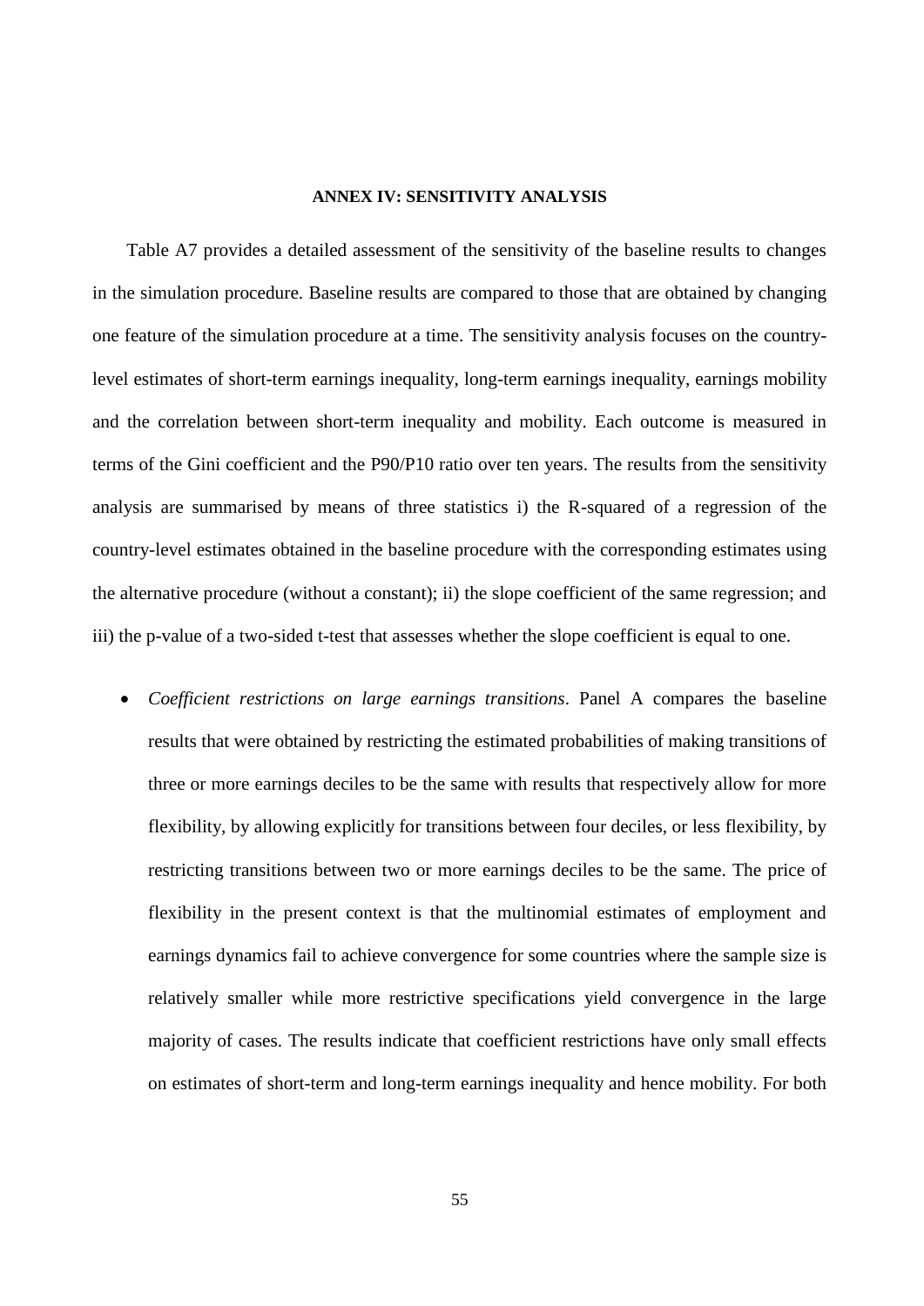## ANNEX IV: SENSITIVITY ANALYSIS

Table A7 provides a detailed assessment of the sensitivity of the baseline results to changes in the simulation procedure. Baseline results are compared to those that are obtained by changing one feature of the simulation procedure at a time. The sensitivity analysis focuses on the country-level estimates of short-term earnings inequality, long-term earnings inequality, earnings mobility and the correlation between short-term inequality and mobility. Each outcome is measured in terms of the Gini coefficient and the P90/P10 ratio over ten years. The results from the sensitivity analysis are summarised by means of three statistics i) the R-squared of a regression of the country-level estimates obtained in the baseline procedure with the corresponding estimates using the alternative procedure (without a constant); ii) the slope coefficient of the same regression; and iii) the p-value of a two-sided t-test that assesses whether the slope coefficient is equal to one.

- *Coefficient restrictions on large earnings transitions*. Panel A compares the baseline results that were obtained by restricting the estimated probabilities of making transitions of three or more earnings deciles to be the same with results that respectively allow for more flexibility, by allowing explicitly for transitions between four deciles, or less flexibility, by restricting transitions between two or more earnings deciles to be the same. The price of flexibility in the present context is that the multinomial estimates of employment and earnings dynamics fail to achieve convergence for some countries where the sample size is relatively smaller while more restrictive specifications yield convergence in the large majority of cases. The results indicate that coefficient restrictions have only small effects on estimates of short-term and long-term earnings inequality and hence mobility. For both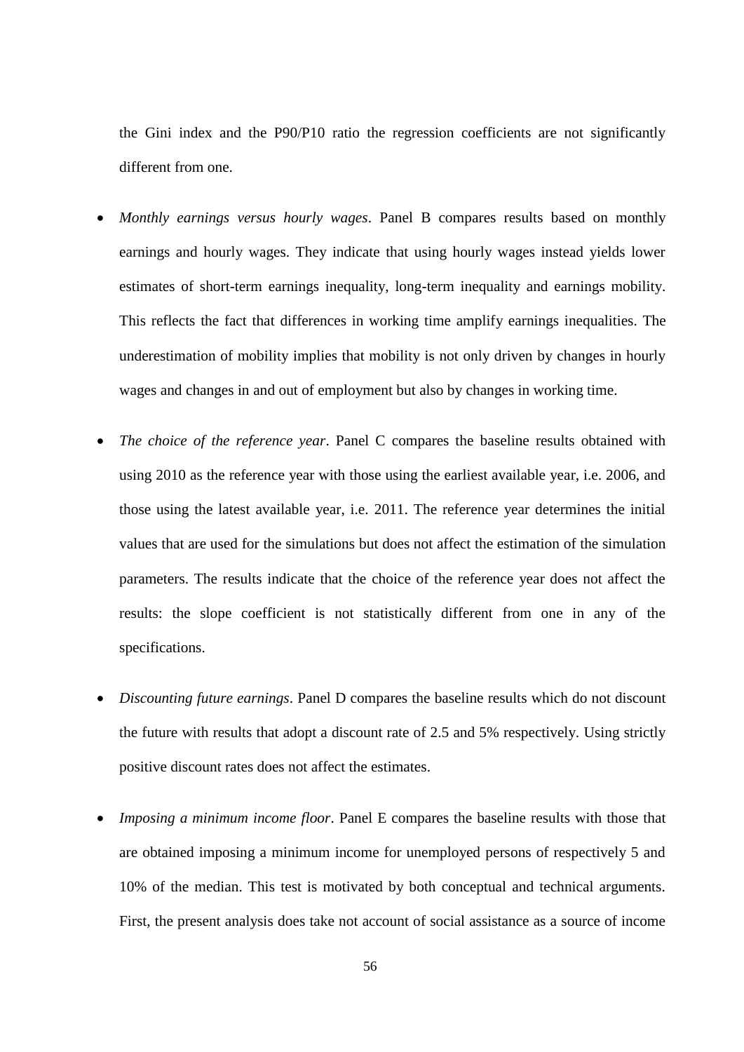the Gini index and the P90/P10 ratio the regression coefficients are not significantly different from one.

- *Monthly earnings versus hourly wages*. Panel B compares results based on monthly earnings and hourly wages. They indicate that using hourly wages instead yields lower estimates of short-term earnings inequality, long-term inequality and earnings mobility. This reflects the fact that differences in working time amplify earnings inequalities. The underestimation of mobility implies that mobility is not only driven by changes in hourly wages and changes in and out of employment but also by changes in working time.

- *The choice of the reference year*. Panel C compares the baseline results obtained with using 2010 as the reference year with those using the earliest available year, i.e. 2006, and those using the latest available year, i.e. 2011. The reference year determines the initial values that are used for the simulations but does not affect the estimation of the simulation parameters. The results indicate that the choice of the reference year does not affect the results: the slope coefficient is not statistically different from one in any of the specifications.

- *Discounting future earnings*. Panel D compares the baseline results which do not discount the future with results that adopt a discount rate of 2.5 and 5% respectively. Using strictly positive discount rates does not affect the estimates.

- *Imposing a minimum income floor*. Panel E compares the baseline results with those that are obtained imposing a minimum income for unemployed persons of respectively 5 and 10% of the median. This test is motivated by both conceptual and technical arguments. First, the present analysis does take not account of social assistance as a source of income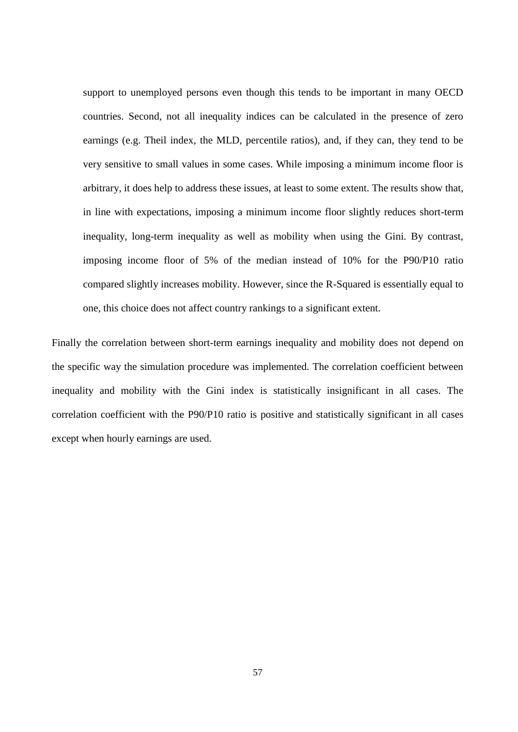support to unemployed persons even though this tends to be important in many OECD countries. Second, not all inequality indices can be calculated in the presence of zero earnings (e.g. Theil index, the MLD, percentile ratios), and, if they can, they tend to be very sensitive to small values in some cases. While imposing a minimum income floor is arbitrary, it does help to address these issues, at least to some extent. The results show that, in line with expectations, imposing a minimum income floor slightly reduces short-term inequality, long-term inequality as well as mobility when using the Gini. By contrast, imposing income floor of 5% of the median instead of 10% for the P90/P10 ratio compared slightly increases mobility. However, since the R-Squared is essentially equal to one, this choice does not affect country rankings to a significant extent.

Finally the correlation between short-term earnings inequality and mobility does not depend on the specific way the simulation procedure was implemented. The correlation coefficient between inequality and mobility with the Gini index is statistically insignificant in all cases. The correlation coefficient with the P90/P10 ratio is positive and statistically significant in all cases except when hourly earnings are used.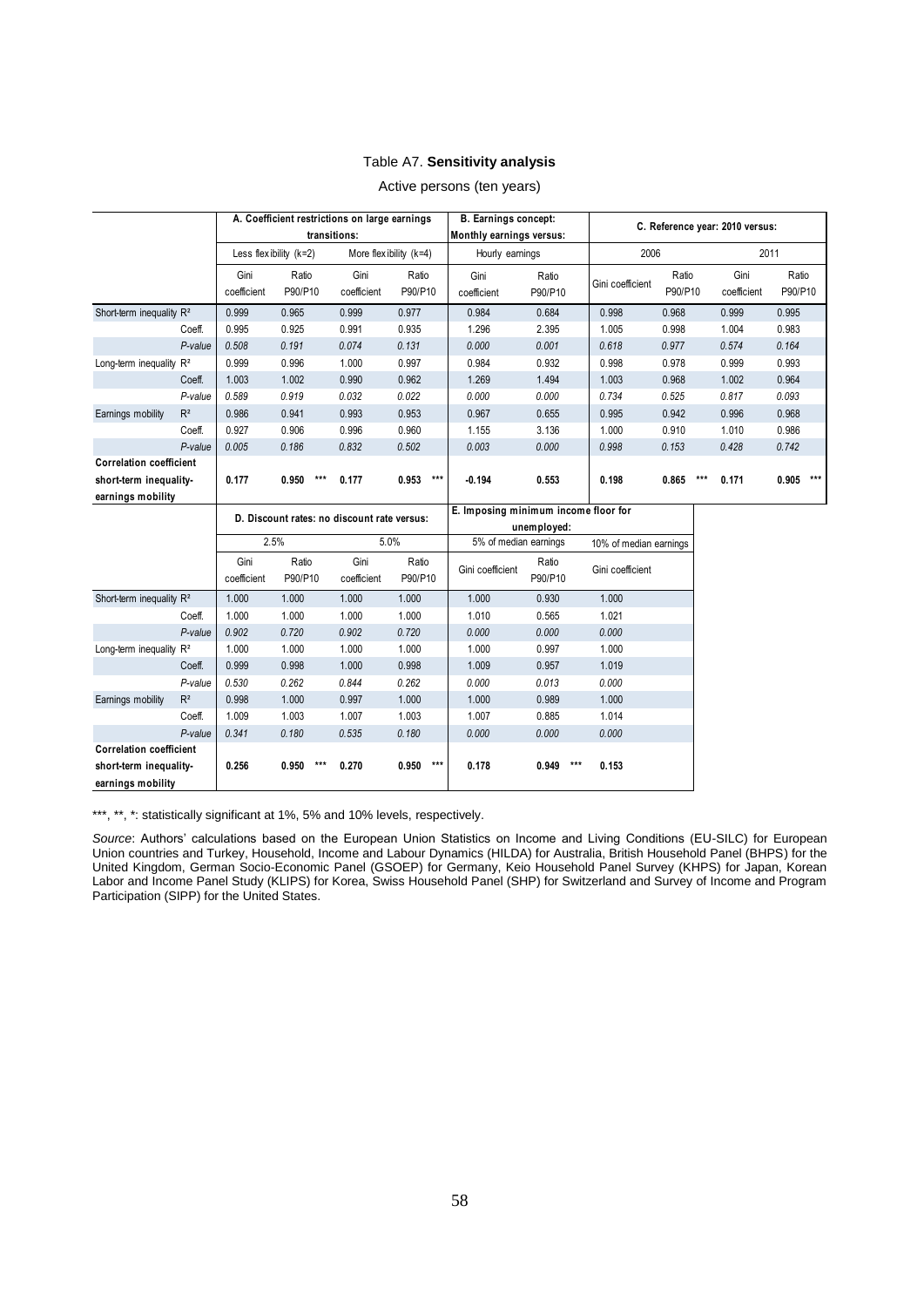Table A7. **Sensitivity analysis**

Active persons (ten years)

| | | A. Coefficient restrictions on large earnings transitions: | | | | B. Earnings concept: Monthly earnings versus: | | C. Reference year: 2010 versus: | | | |
|---|---|---|---|---|---|---|---|---|---|---|---|
| | | Less flexibility (k=2) | | More flexibility (k=4) | | Hourly earnings | | 2006 | | 2011 | |
| | | Gini coefficient | Ratio P90/P10 | Gini coefficient | Ratio P90/P10 | Gini coefficient | Ratio P90/P10 | Gini coefficient | Ratio P90/P10 | Gini coefficient | Ratio P90/P10 |
| Short-term inequality | $R^2$ | 0.999 | 0.965 | 0.999 | 0.977 | 0.984 | 0.684 | 0.998 | 0.968 | 0.999 | 0.995 |
| | Coeff. | 0.995 | 0.925 | 0.991 | 0.935 | 1.296 | 2.395 | 1.005 | 0.998 | 1.004 | 0.983 |
| | *P-value* | *0.508* | *0.191* | *0.074* | *0.131* | *0.000* | *0.001* | *0.618* | *0.977* | *0.574* | *0.164* |
| Long-term inequality | $R^2$ | 0.999 | 0.996 | 1.000 | 0.997 | 0.984 | 0.932 | 0.998 | 0.978 | 0.999 | 0.993 |
| | Coeff. | 1.003 | 1.002 | 0.990 | 0.962 | 1.269 | 1.494 | 1.003 | 0.968 | 1.002 | 0.964 |
| | *P-value* | *0.589* | *0.919* | *0.032* | *0.022* | *0.000* | *0.000* | *0.734* | *0.525* | *0.817* | *0.093* |
| Earnings mobility | $R^2$ | 0.986 | 0.941 | 0.993 | 0.953 | 0.967 | 0.655 | 0.995 | 0.942 | 0.996 | 0.968 |
| | Coeff. | 0.927 | 0.906 | 0.996 | 0.960 | 1.155 | 3.136 | 1.000 | 0.910 | 1.010 | 0.986 |
| | *P-value* | *0.005* | *0.186* | *0.832* | *0.502* | *0.003* | *0.000* | *0.998* | *0.153* | *0.428* | *0.742* |
| **Correlation coefficient short-term inequality-earnings mobility** | | **0.177** | **0.950 \*\*\*** | **0.177** | **0.953 \*\*\*** | **-0.194** | **0.553** | **0.198** | **0.865 \*\*\*** | **0.171** | **0.905 \*\*\*** |

| | | D. Discount rates: no discount rate versus: | | | | E. Imposing minimum income floor for unemployed: | | |
|---|---|---|---|---|---|---|---|---|
| | | 2.5% | | 5.0% | | 5% of median earnings | | 10% of median earnings |
| | | Gini coefficient | Ratio P90/P10 | Gini coefficient | Ratio P90/P10 | Gini coefficient | Ratio P90/P10 | Gini coefficient |
| Short-term inequality | $R^2$ | 1.000 | 1.000 | 1.000 | 1.000 | 1.000 | 0.930 | 1.000 |
| | Coeff. | 1.000 | 1.000 | 1.000 | 1.000 | 1.010 | 0.565 | 1.021 |
| | *P-value* | *0.902* | *0.720* | *0.902* | *0.720* | *0.000* | *0.000* | *0.000* |
| Long-term inequality | $R^2$ | 1.000 | 1.000 | 1.000 | 1.000 | 1.000 | 0.997 | 1.000 |
| | Coeff. | 0.999 | 0.998 | 1.000 | 0.998 | 1.009 | 0.957 | 1.019 |
| | *P-value* | *0.530* | *0.262* | *0.844* | *0.262* | *0.000* | *0.013* | *0.000* |
| Earnings mobility | $R^2$ | 0.998 | 1.000 | 0.997 | 1.000 | 1.000 | 0.989 | 1.000 |
| | Coeff. | 1.009 | 1.003 | 1.007 | 1.003 | 1.007 | 0.885 | 1.014 |
| | *P-value* | *0.341* | *0.180* | *0.535* | *0.180* | *0.000* | *0.000* | *0.000* |
| **Correlation coefficient short-term inequality-earnings mobility** | | **0.256** | **0.950 \*\*\*** | **0.270** | **0.950 \*\*\*** | **0.178** | **0.949 \*\*\*** | **0.153** |

\*\*\*, \*\*, \*: statistically significant at 1%, 5% and 10% levels, respectively.

*Source*: Authors' calculations based on the European Union Statistics on Income and Living Conditions (EU-SILC) for European Union countries and Turkey, Household, Income and Labour Dynamics (HILDA) for Australia, British Household Panel (BHPS) for the United Kingdom, German Socio-Economic Panel (GSOEP) for Germany, Keio Household Panel Survey (KHPS) for Japan, Korean Labor and Income Panel Study (KLIPS) for Korea, Swiss Household Panel (SHP) for Switzerland and Survey of Income and Program Participation (SIPP) for the United States.